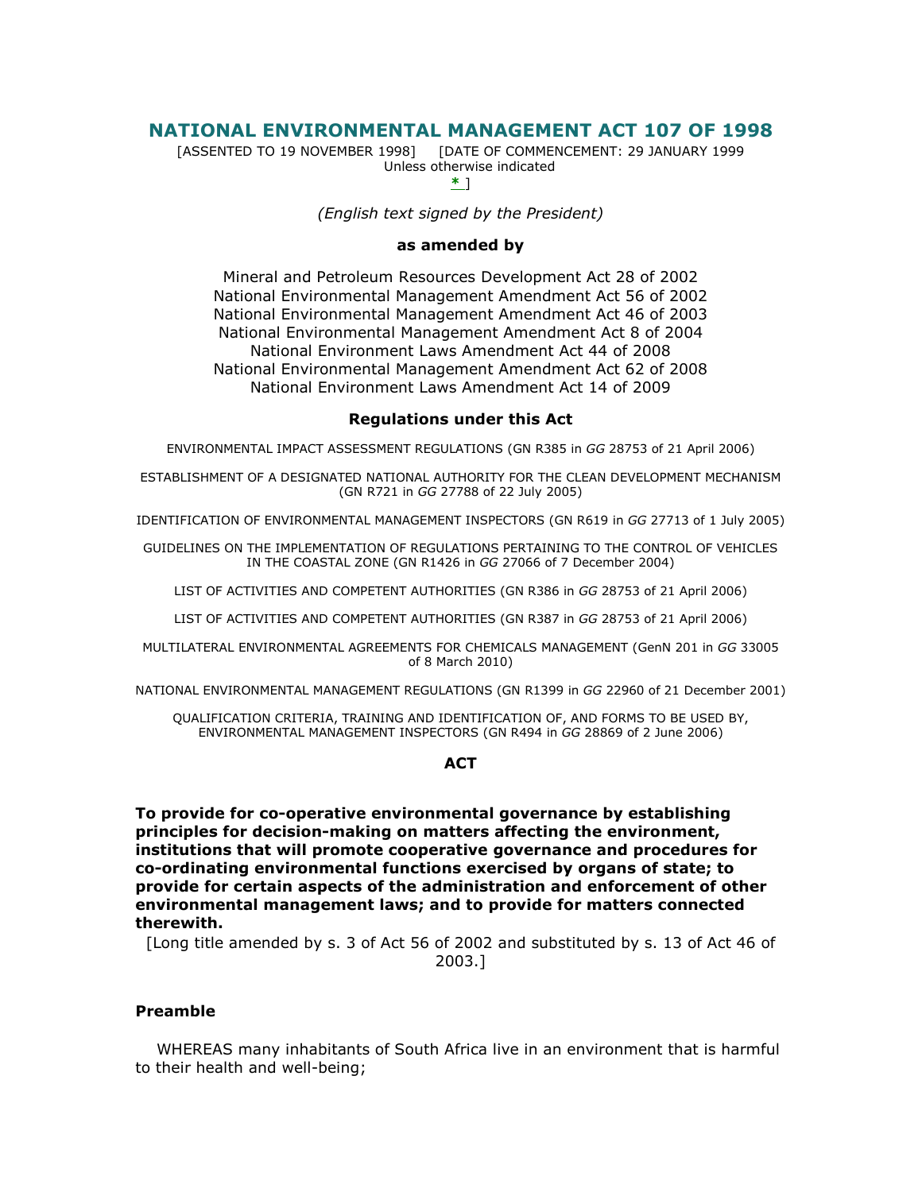# NATIONAL ENVIRONMENTAL MANAGEMENT ACT 107 OF 1998

[ASSENTED TO 19 NOVEMBER 1998] [DATE OF COMMENCEMENT: 29 JANUARY 1999
Unless otherwise indicated
* ]

*(English text signed by the President)*

**as amended by**

Mineral and Petroleum Resources Development Act 28 of 2002
National Environmental Management Amendment Act 56 of 2002
National Environmental Management Amendment Act 46 of 2003
National Environmental Management Amendment Act 8 of 2004
National Environment Laws Amendment Act 44 of 2008
National Environmental Management Amendment Act 62 of 2008
National Environment Laws Amendment Act 14 of 2009

**Regulations under this Act**

ENVIRONMENTAL IMPACT ASSESSMENT REGULATIONS (GN R385 in *GG* 28753 of 21 April 2006)

ESTABLISHMENT OF A DESIGNATED NATIONAL AUTHORITY FOR THE CLEAN DEVELOPMENT MECHANISM (GN R721 in *GG* 27788 of 22 July 2005)

IDENTIFICATION OF ENVIRONMENTAL MANAGEMENT INSPECTORS (GN R619 in *GG* 27713 of 1 July 2005)

GUIDELINES ON THE IMPLEMENTATION OF REGULATIONS PERTAINING TO THE CONTROL OF VEHICLES IN THE COASTAL ZONE (GN R1426 in *GG* 27066 of 7 December 2004)

LIST OF ACTIVITIES AND COMPETENT AUTHORITIES (GN R386 in *GG* 28753 of 21 April 2006)

LIST OF ACTIVITIES AND COMPETENT AUTHORITIES (GN R387 in *GG* 28753 of 21 April 2006)

MULTILATERAL ENVIRONMENTAL AGREEMENTS FOR CHEMICALS MANAGEMENT (GenN 201 in *GG* 33005 of 8 March 2010)

NATIONAL ENVIRONMENTAL MANAGEMENT REGULATIONS (GN R1399 in *GG* 22960 of 21 December 2001)

QUALIFICATION CRITERIA, TRAINING AND IDENTIFICATION OF, AND FORMS TO BE USED BY, ENVIRONMENTAL MANAGEMENT INSPECTORS (GN R494 in *GG* 28869 of 2 June 2006)

**ACT**

**To provide for co-operative environmental governance by establishing principles for decision-making on matters affecting the environment, institutions that will promote cooperative governance and procedures for co-ordinating environmental functions exercised by organs of state; to provide for certain aspects of the administration and enforcement of other environmental management laws; and to provide for matters connected therewith.**

[Long title amended by s. 3 of Act 56 of 2002 and substituted by s. 13 of Act 46 of 2003.]

**Preamble**

WHEREAS many inhabitants of South Africa live in an environment that is harmful to their health and well-being;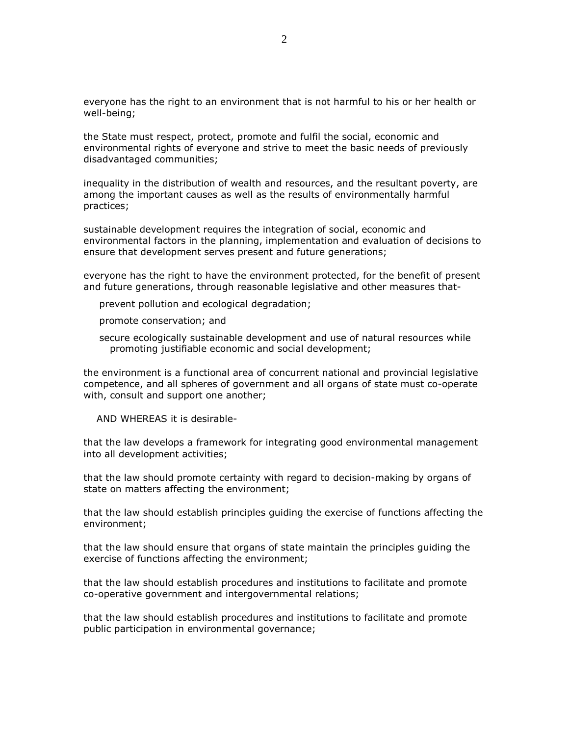everyone has the right to an environment that is not harmful to his or her health or well-being;

the State must respect, protect, promote and fulfil the social, economic and environmental rights of everyone and strive to meet the basic needs of previously disadvantaged communities;

inequality in the distribution of wealth and resources, and the resultant poverty, are among the important causes as well as the results of environmentally harmful practices;

sustainable development requires the integration of social, economic and environmental factors in the planning, implementation and evaluation of decisions to ensure that development serves present and future generations;

everyone has the right to have the environment protected, for the benefit of present and future generations, through reasonable legislative and other measures that-

prevent pollution and ecological degradation;

promote conservation; and

secure ecologically sustainable development and use of natural resources while promoting justifiable economic and social development;

the environment is a functional area of concurrent national and provincial legislative competence, and all spheres of government and all organs of state must co-operate with, consult and support one another;

AND WHEREAS it is desirable-

that the law develops a framework for integrating good environmental management into all development activities;

that the law should promote certainty with regard to decision-making by organs of state on matters affecting the environment;

that the law should establish principles guiding the exercise of functions affecting the environment;

that the law should ensure that organs of state maintain the principles guiding the exercise of functions affecting the environment;

that the law should establish procedures and institutions to facilitate and promote co-operative government and intergovernmental relations;

that the law should establish procedures and institutions to facilitate and promote public participation in environmental governance;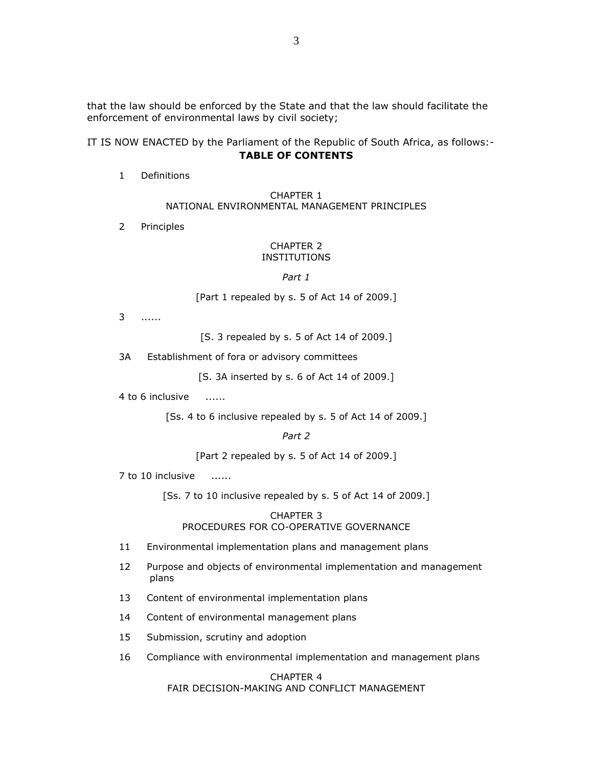that the law should be enforced by the State and that the law should facilitate the enforcement of environmental laws by civil society;

IT IS NOW ENACTED by the Parliament of the Republic of South Africa, as follows:-

**TABLE OF CONTENTS**

1 Definitions

CHAPTER 1
NATIONAL ENVIRONMENTAL MANAGEMENT PRINCIPLES

2 Principles

CHAPTER 2
INSTITUTIONS

*Part 1*

[Part 1 repealed by s. 5 of Act 14 of 2009.]

3 ......

[S. 3 repealed by s. 5 of Act 14 of 2009.]

3A Establishment of fora or advisory committees

[S. 3A inserted by s. 6 of Act 14 of 2009.]

4 to 6 inclusive ......

[Ss. 4 to 6 inclusive repealed by s. 5 of Act 14 of 2009.]

*Part 2*

[Part 2 repealed by s. 5 of Act 14 of 2009.]

7 to 10 inclusive ......

[Ss. 7 to 10 inclusive repealed by s. 5 of Act 14 of 2009.]

CHAPTER 3
PROCEDURES FOR CO-OPERATIVE GOVERNANCE

11 Environmental implementation plans and management plans

12 Purpose and objects of environmental implementation and management plans

13 Content of environmental implementation plans

14 Content of environmental management plans

15 Submission, scrutiny and adoption

16 Compliance with environmental implementation and management plans

CHAPTER 4
FAIR DECISION-MAKING AND CONFLICT MANAGEMENT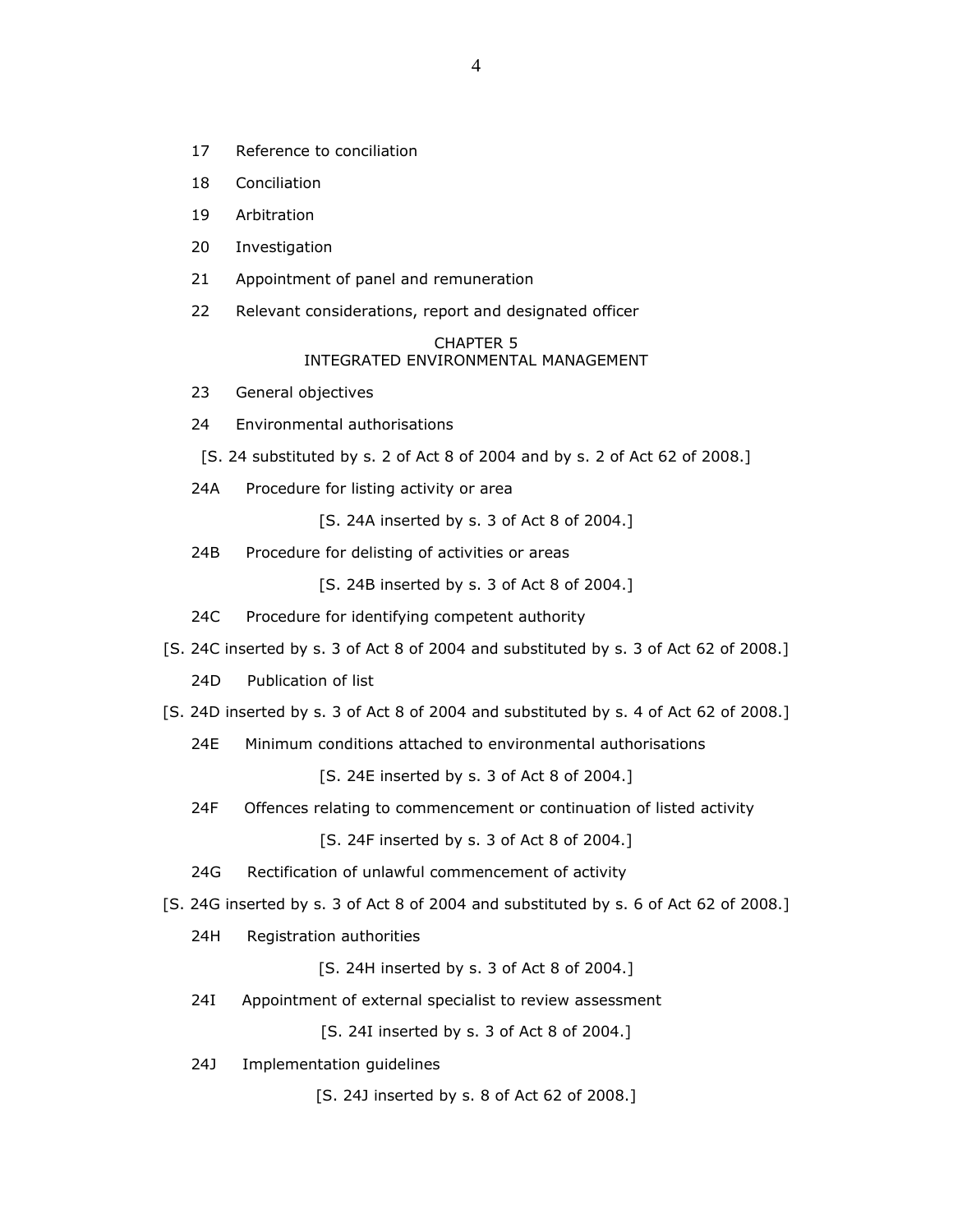17 Reference to conciliation

18 Conciliation

19 Arbitration

20 Investigation

21 Appointment of panel and remuneration

22 Relevant considerations, report and designated officer

## CHAPTER 5
## INTEGRATED ENVIRONMENTAL MANAGEMENT

23 General objectives

24 Environmental authorisations

[S. 24 substituted by s. 2 of Act 8 of 2004 and by s. 2 of Act 62 of 2008.]

24A Procedure for listing activity or area

[S. 24A inserted by s. 3 of Act 8 of 2004.]

24B Procedure for delisting of activities or areas

[S. 24B inserted by s. 3 of Act 8 of 2004.]

24C Procedure for identifying competent authority

[S. 24C inserted by s. 3 of Act 8 of 2004 and substituted by s. 3 of Act 62 of 2008.]

24D Publication of list

[S. 24D inserted by s. 3 of Act 8 of 2004 and substituted by s. 4 of Act 62 of 2008.]

24E Minimum conditions attached to environmental authorisations

[S. 24E inserted by s. 3 of Act 8 of 2004.]

24F Offences relating to commencement or continuation of listed activity

[S. 24F inserted by s. 3 of Act 8 of 2004.]

24G Rectification of unlawful commencement of activity

[S. 24G inserted by s. 3 of Act 8 of 2004 and substituted by s. 6 of Act 62 of 2008.]

24H Registration authorities

[S. 24H inserted by s. 3 of Act 8 of 2004.]

24I Appointment of external specialist to review assessment

[S. 24I inserted by s. 3 of Act 8 of 2004.]

24J Implementation guidelines

[S. 24J inserted by s. 8 of Act 62 of 2008.]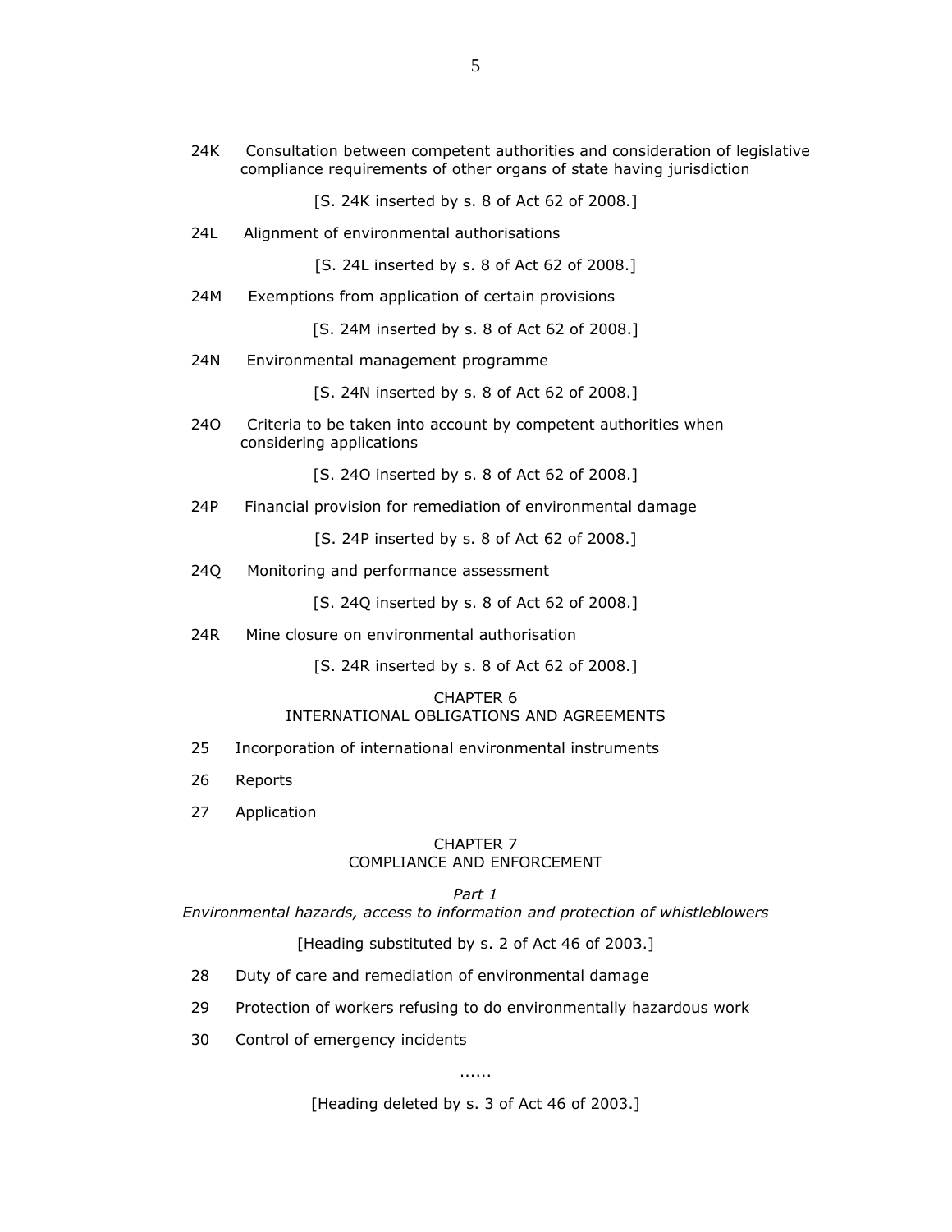24K Consultation between competent authorities and consideration of legislative compliance requirements of other organs of state having jurisdiction

[S. 24K inserted by s. 8 of Act 62 of 2008.]

24L Alignment of environmental authorisations

[S. 24L inserted by s. 8 of Act 62 of 2008.]

24M Exemptions from application of certain provisions

[S. 24M inserted by s. 8 of Act 62 of 2008.]

24N Environmental management programme

[S. 24N inserted by s. 8 of Act 62 of 2008.]

24O Criteria to be taken into account by competent authorities when considering applications

[S. 24O inserted by s. 8 of Act 62 of 2008.]

24P Financial provision for remediation of environmental damage

[S. 24P inserted by s. 8 of Act 62 of 2008.]

24Q Monitoring and performance assessment

[S. 24Q inserted by s. 8 of Act 62 of 2008.]

24R Mine closure on environmental authorisation

[S. 24R inserted by s. 8 of Act 62 of 2008.]

## CHAPTER 6
## INTERNATIONAL OBLIGATIONS AND AGREEMENTS

25 Incorporation of international environmental instruments

26 Reports

27 Application

## CHAPTER 7
## COMPLIANCE AND ENFORCEMENT

### *Part 1*
### *Environmental hazards, access to information and protection of whistleblowers*

[Heading substituted by s. 2 of Act 46 of 2003.]

28 Duty of care and remediation of environmental damage

29 Protection of workers refusing to do environmentally hazardous work

30 Control of emergency incidents

......

[Heading deleted by s. 3 of Act 46 of 2003.]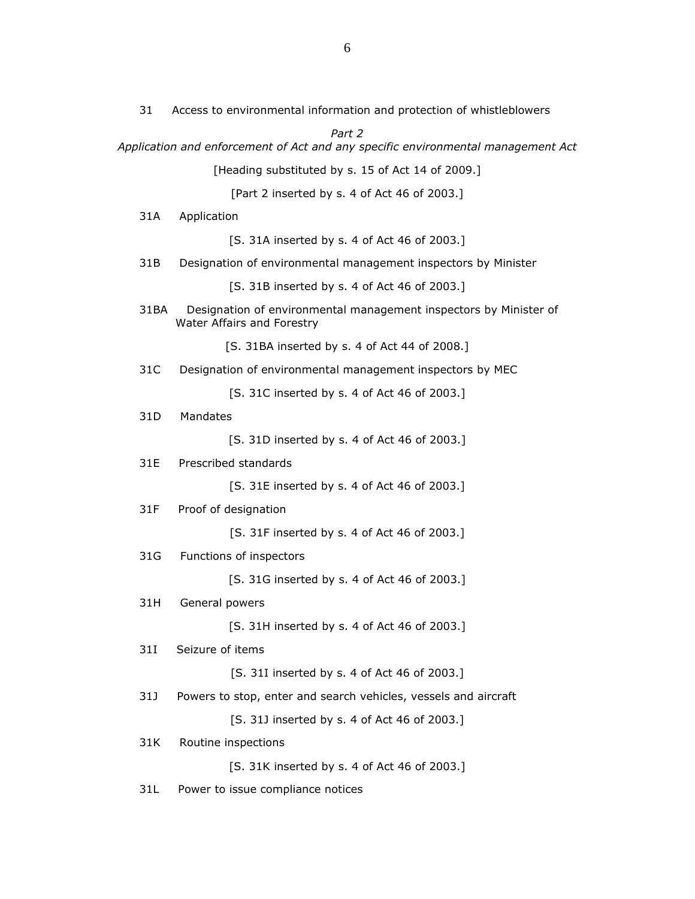31 Access to environmental information and protection of whistleblowers

*Part 2*
*Application and enforcement of Act and any specific environmental management Act*

[Heading substituted by s. 15 of Act 14 of 2009.]

[Part 2 inserted by s. 4 of Act 46 of 2003.]

31A Application

[S. 31A inserted by s. 4 of Act 46 of 2003.]

31B Designation of environmental management inspectors by Minister

[S. 31B inserted by s. 4 of Act 46 of 2003.]

31BA Designation of environmental management inspectors by Minister of Water Affairs and Forestry

[S. 31BA inserted by s. 4 of Act 44 of 2008.]

31C Designation of environmental management inspectors by MEC

[S. 31C inserted by s. 4 of Act 46 of 2003.]

31D Mandates

[S. 31D inserted by s. 4 of Act 46 of 2003.]

31E Prescribed standards

[S. 31E inserted by s. 4 of Act 46 of 2003.]

31F Proof of designation

[S. 31F inserted by s. 4 of Act 46 of 2003.]

31G Functions of inspectors

[S. 31G inserted by s. 4 of Act 46 of 2003.]

31H General powers

[S. 31H inserted by s. 4 of Act 46 of 2003.]

31I Seizure of items

[S. 31I inserted by s. 4 of Act 46 of 2003.]

31J Powers to stop, enter and search vehicles, vessels and aircraft

[S. 31J inserted by s. 4 of Act 46 of 2003.]

31K Routine inspections

[S. 31K inserted by s. 4 of Act 46 of 2003.]

31L Power to issue compliance notices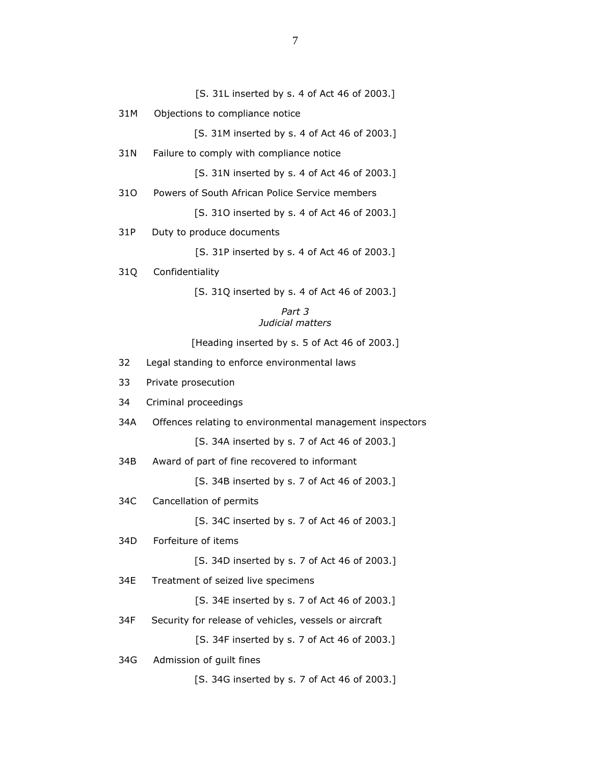[S. 31L inserted by s. 4 of Act 46 of 2003.]

31M Objections to compliance notice

[S. 31M inserted by s. 4 of Act 46 of 2003.]

31N Failure to comply with compliance notice

[S. 31N inserted by s. 4 of Act 46 of 2003.]

31O Powers of South African Police Service members

[S. 31O inserted by s. 4 of Act 46 of 2003.]

31P Duty to produce documents

[S. 31P inserted by s. 4 of Act 46 of 2003.]

31Q Confidentiality

[S. 31Q inserted by s. 4 of Act 46 of 2003.]

*Part 3*
*Judicial matters*

[Heading inserted by s. 5 of Act 46 of 2003.]

32 Legal standing to enforce environmental laws

33 Private prosecution

34 Criminal proceedings

34A Offences relating to environmental management inspectors

[S. 34A inserted by s. 7 of Act 46 of 2003.]

34B Award of part of fine recovered to informant

[S. 34B inserted by s. 7 of Act 46 of 2003.]

34C Cancellation of permits

[S. 34C inserted by s. 7 of Act 46 of 2003.]

34D Forfeiture of items

[S. 34D inserted by s. 7 of Act 46 of 2003.]

34E Treatment of seized live specimens

[S. 34E inserted by s. 7 of Act 46 of 2003.]

34F Security for release of vehicles, vessels or aircraft

[S. 34F inserted by s. 7 of Act 46 of 2003.]

34G Admission of guilt fines

[S. 34G inserted by s. 7 of Act 46 of 2003.]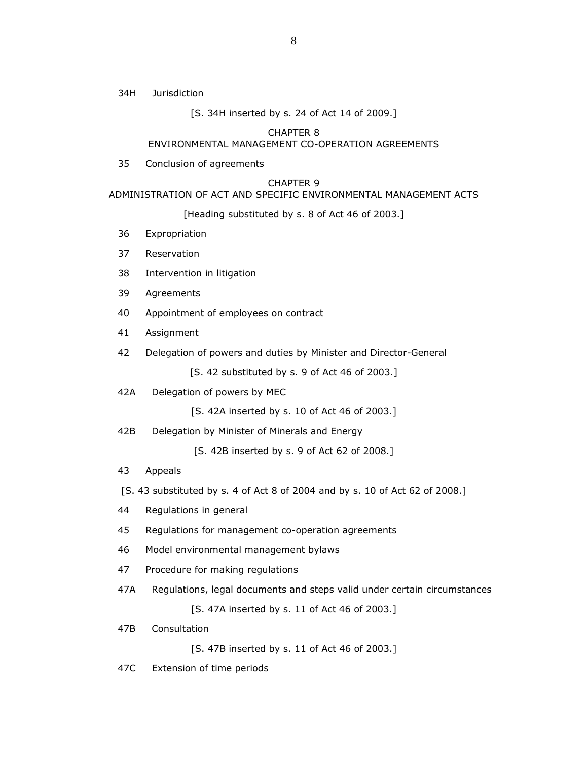34H Jurisdiction

[S. 34H inserted by s. 24 of Act 14 of 2009.]

CHAPTER 8
ENVIRONMENTAL MANAGEMENT CO-OPERATION AGREEMENTS

35 Conclusion of agreements

CHAPTER 9
ADMINISTRATION OF ACT AND SPECIFIC ENVIRONMENTAL MANAGEMENT ACTS

[Heading substituted by s. 8 of Act 46 of 2003.]

36 Expropriation

37 Reservation

38 Intervention in litigation

39 Agreements

40 Appointment of employees on contract

41 Assignment

42 Delegation of powers and duties by Minister and Director-General

[S. 42 substituted by s. 9 of Act 46 of 2003.]

42A Delegation of powers by MEC

[S. 42A inserted by s. 10 of Act 46 of 2003.]

42B Delegation by Minister of Minerals and Energy

[S. 42B inserted by s. 9 of Act 62 of 2008.]

43 Appeals

[S. 43 substituted by s. 4 of Act 8 of 2004 and by s. 10 of Act 62 of 2008.]

44 Regulations in general

45 Regulations for management co-operation agreements

46 Model environmental management bylaws

47 Procedure for making regulations

47A Regulations, legal documents and steps valid under certain circumstances

[S. 47A inserted by s. 11 of Act 46 of 2003.]

47B Consultation

[S. 47B inserted by s. 11 of Act 46 of 2003.]

47C Extension of time periods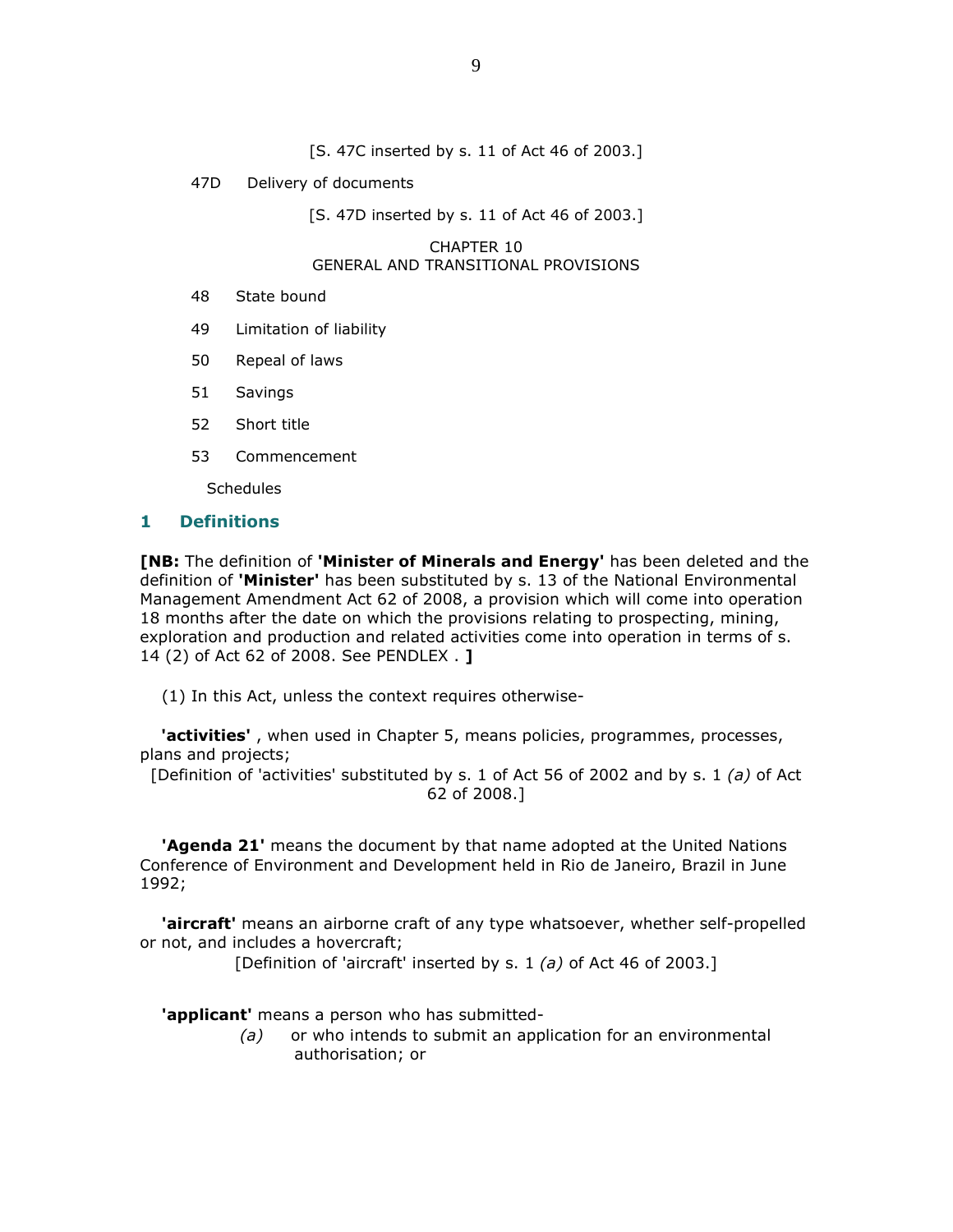[S. 47C inserted by s. 11 of Act 46 of 2003.]

47D Delivery of documents

[S. 47D inserted by s. 11 of Act 46 of 2003.]

CHAPTER 10
GENERAL AND TRANSITIONAL PROVISIONS

48 State bound

49 Limitation of liability

50 Repeal of laws

51 Savings

52 Short title

53 Commencement

Schedules

## 1 Definitions

**[NB:** The definition of **'Minister of Minerals and Energy'** has been deleted and the definition of **'Minister'** has been substituted by s. 13 of the National Environmental Management Amendment Act 62 of 2008, a provision which will come into operation 18 months after the date on which the provisions relating to prospecting, mining, exploration and production and related activities come into operation in terms of s. 14 (2) of Act 62 of 2008. See PENDLEX . **]**

(1) In this Act, unless the context requires otherwise-

**'activities'** , when used in Chapter 5, means policies, programmes, processes, plans and projects;

[Definition of 'activities' substituted by s. 1 of Act 56 of 2002 and by s. 1 *(a)* of Act 62 of 2008.]

**'Agenda 21'** means the document by that name adopted at the United Nations Conference of Environment and Development held in Rio de Janeiro, Brazil in June 1992;

**'aircraft'** means an airborne craft of any type whatsoever, whether self-propelled or not, and includes a hovercraft;

[Definition of 'aircraft' inserted by s. 1 *(a)* of Act 46 of 2003.]

**'applicant'** means a person who has submitted-

*(a)* or who intends to submit an application for an environmental authorisation; or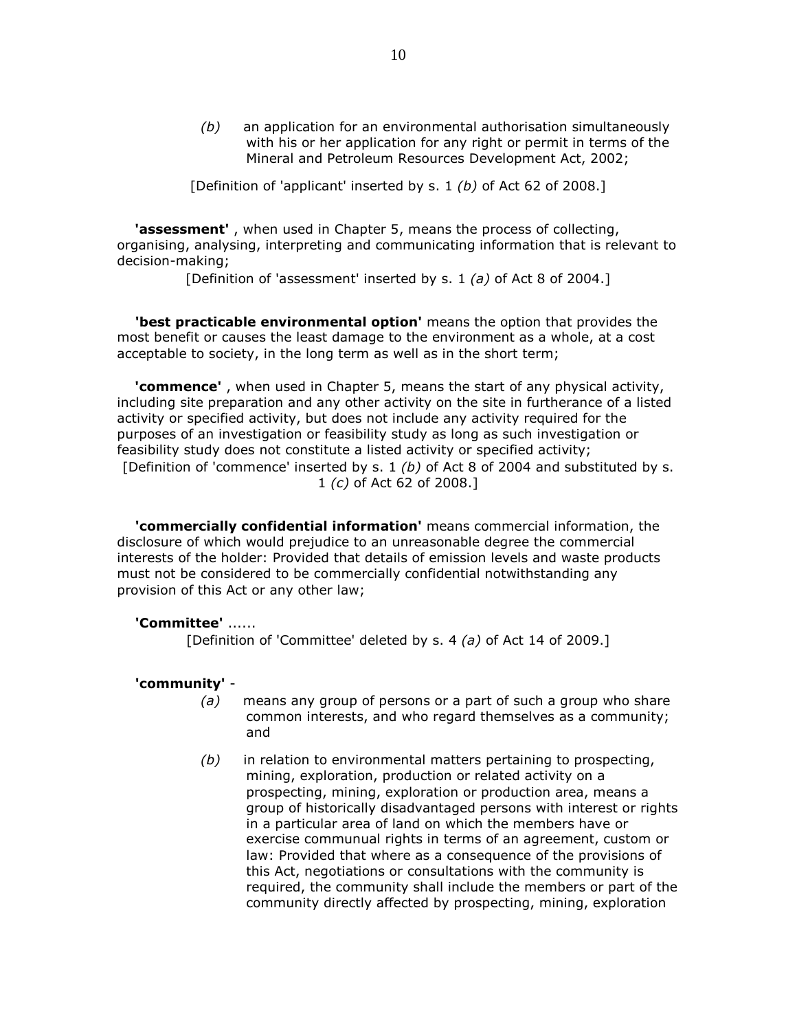*(b)* an application for an environmental authorisation simultaneously with his or her application for any right or permit in terms of the Mineral and Petroleum Resources Development Act, 2002;

[Definition of 'applicant' inserted by s. 1 *(b)* of Act 62 of 2008.]

**'assessment'** , when used in Chapter 5, means the process of collecting, organising, analysing, interpreting and communicating information that is relevant to decision-making;

[Definition of 'assessment' inserted by s. 1 *(a)* of Act 8 of 2004.]

**'best practicable environmental option'** means the option that provides the most benefit or causes the least damage to the environment as a whole, at a cost acceptable to society, in the long term as well as in the short term;

**'commence'** , when used in Chapter 5, means the start of any physical activity, including site preparation and any other activity on the site in furtherance of a listed activity or specified activity, but does not include any activity required for the purposes of an investigation or feasibility study as long as such investigation or feasibility study does not constitute a listed activity or specified activity;

[Definition of 'commence' inserted by s. 1 *(b)* of Act 8 of 2004 and substituted by s. 1 *(c)* of Act 62 of 2008.]

**'commercially confidential information'** means commercial information, the disclosure of which would prejudice to an unreasonable degree the commercial interests of the holder: Provided that details of emission levels and waste products must not be considered to be commercially confidential notwithstanding any provision of this Act or any other law;

**'Committee'** ......

[Definition of 'Committee' deleted by s. 4 *(a)* of Act 14 of 2009.]

**'community'** -

*(a)* means any group of persons or a part of such a group who share common interests, and who regard themselves as a community; and

*(b)* in relation to environmental matters pertaining to prospecting, mining, exploration, production or related activity on a prospecting, mining, exploration or production area, means a group of historically disadvantaged persons with interest or rights in a particular area of land on which the members have or exercise communual rights in terms of an agreement, custom or law: Provided that where as a consequence of the provisions of this Act, negotiations or consultations with the community is required, the community shall include the members or part of the community directly affected by prospecting, mining, exploration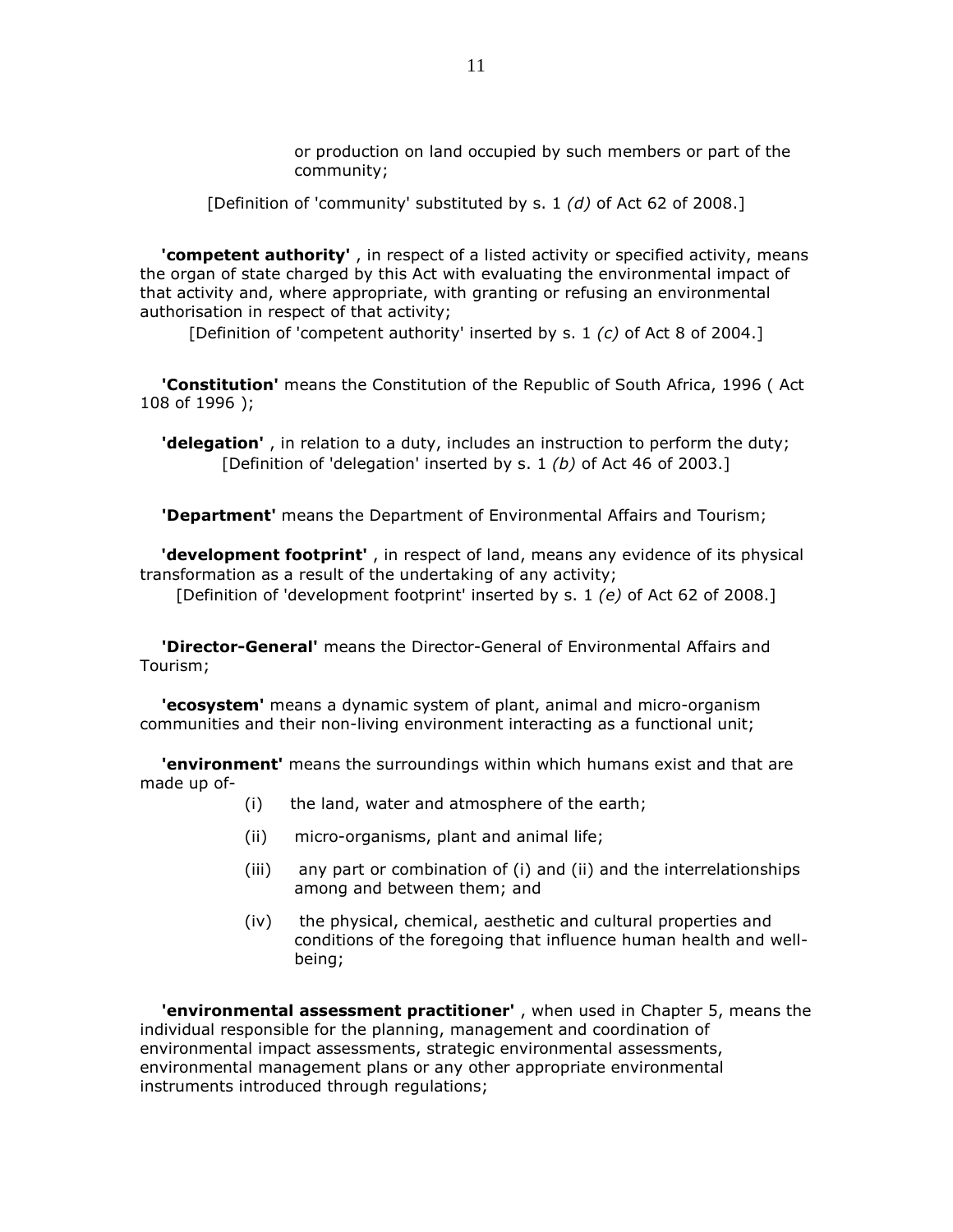or production on land occupied by such members or part of the community;

[Definition of 'community' substituted by s. 1 *(d)* of Act 62 of 2008.]

**'competent authority'** , in respect of a listed activity or specified activity, means the organ of state charged by this Act with evaluating the environmental impact of that activity and, where appropriate, with granting or refusing an environmental authorisation in respect of that activity;

[Definition of 'competent authority' inserted by s. 1 *(c)* of Act 8 of 2004.]

**'Constitution'** means the Constitution of the Republic of South Africa, 1996 ( Act 108 of 1996 );

**'delegation'** , in relation to a duty, includes an instruction to perform the duty;

[Definition of 'delegation' inserted by s. 1 *(b)* of Act 46 of 2003.]

**'Department'** means the Department of Environmental Affairs and Tourism;

**'development footprint'** , in respect of land, means any evidence of its physical transformation as a result of the undertaking of any activity;

[Definition of 'development footprint' inserted by s. 1 *(e)* of Act 62 of 2008.]

**'Director-General'** means the Director-General of Environmental Affairs and Tourism;

**'ecosystem'** means a dynamic system of plant, animal and micro-organism communities and their non-living environment interacting as a functional unit;

**'environment'** means the surroundings within which humans exist and that are made up of-

(i) the land, water and atmosphere of the earth;

(ii) micro-organisms, plant and animal life;

(iii) any part or combination of (i) and (ii) and the interrelationships among and between them; and

(iv) the physical, chemical, aesthetic and cultural properties and conditions of the foregoing that influence human health and well-being;

**'environmental assessment practitioner'** , when used in Chapter 5, means the individual responsible for the planning, management and coordination of environmental impact assessments, strategic environmental assessments, environmental management plans or any other appropriate environmental instruments introduced through regulations;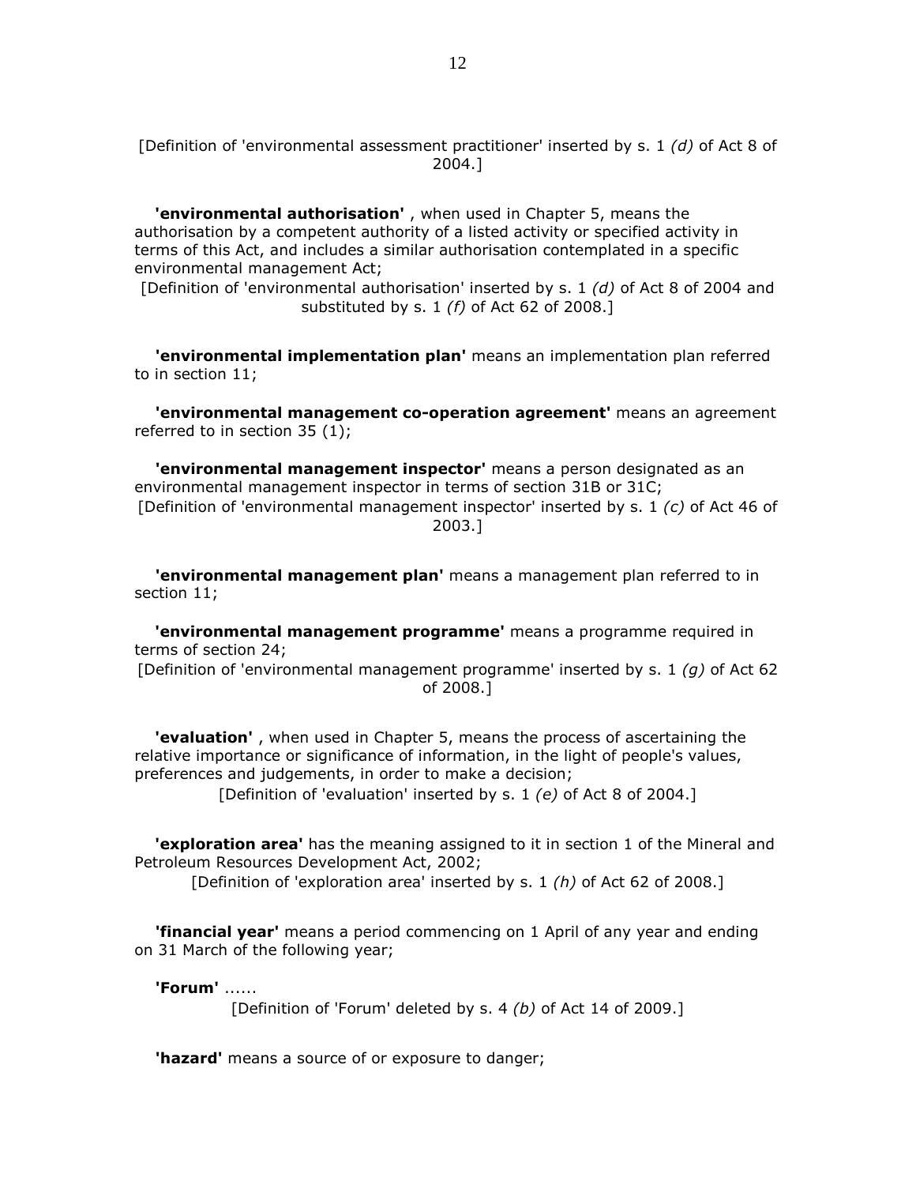[Definition of 'environmental assessment practitioner' inserted by s. 1 *(d)* of Act 8 of 2004.]

**'environmental authorisation'** , when used in Chapter 5, means the authorisation by a competent authority of a listed activity or specified activity in terms of this Act, and includes a similar authorisation contemplated in a specific environmental management Act;

[Definition of 'environmental authorisation' inserted by s. 1 *(d)* of Act 8 of 2004 and substituted by s. 1 *(f)* of Act 62 of 2008.]

**'environmental implementation plan'** means an implementation plan referred to in section 11;

**'environmental management co-operation agreement'** means an agreement referred to in section 35 (1);

**'environmental management inspector'** means a person designated as an environmental management inspector in terms of section 31B or 31C;

[Definition of 'environmental management inspector' inserted by s. 1 *(c)* of Act 46 of 2003.]

**'environmental management plan'** means a management plan referred to in section 11;

**'environmental management programme'** means a programme required in terms of section 24;

[Definition of 'environmental management programme' inserted by s. 1 *(g)* of Act 62 of 2008.]

**'evaluation'** , when used in Chapter 5, means the process of ascertaining the relative importance or significance of information, in the light of people's values, preferences and judgements, in order to make a decision;

[Definition of 'evaluation' inserted by s. 1 *(e)* of Act 8 of 2004.]

**'exploration area'** has the meaning assigned to it in section 1 of the Mineral and Petroleum Resources Development Act, 2002;

[Definition of 'exploration area' inserted by s. 1 *(h)* of Act 62 of 2008.]

**'financial year'** means a period commencing on 1 April of any year and ending on 31 March of the following year;

**'Forum'** ......

[Definition of 'Forum' deleted by s. 4 *(b)* of Act 14 of 2009.]

**'hazard'** means a source of or exposure to danger;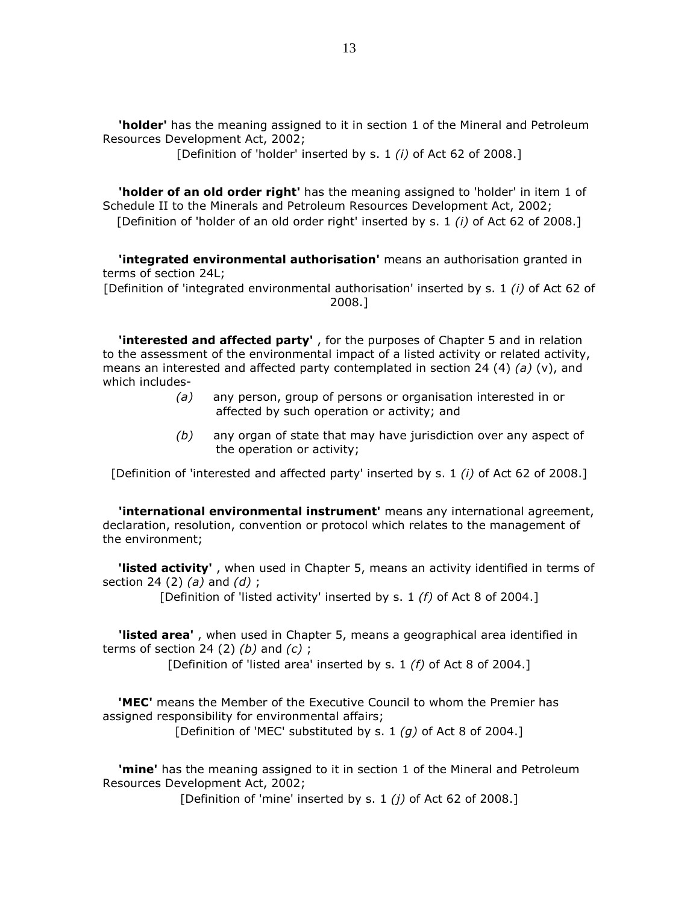**'holder'** has the meaning assigned to it in section 1 of the Mineral and Petroleum Resources Development Act, 2002;

[Definition of 'holder' inserted by s. 1 *(i)* of Act 62 of 2008.]

**'holder of an old order right'** has the meaning assigned to 'holder' in item 1 of Schedule II to the Minerals and Petroleum Resources Development Act, 2002;

[Definition of 'holder of an old order right' inserted by s. 1 *(i)* of Act 62 of 2008.]

**'integrated environmental authorisation'** means an authorisation granted in terms of section 24L;

[Definition of 'integrated environmental authorisation' inserted by s. 1 *(i)* of Act 62 of 2008.]

**'interested and affected party'** , for the purposes of Chapter 5 and in relation to the assessment of the environmental impact of a listed activity or related activity, means an interested and affected party contemplated in section 24 (4) *(a)* (v), and which includes-

*(a)* any person, group of persons or organisation interested in or affected by such operation or activity; and

*(b)* any organ of state that may have jurisdiction over any aspect of the operation or activity;

[Definition of 'interested and affected party' inserted by s. 1 *(i)* of Act 62 of 2008.]

**'international environmental instrument'** means any international agreement, declaration, resolution, convention or protocol which relates to the management of the environment;

**'listed activity'** , when used in Chapter 5, means an activity identified in terms of section 24 (2) *(a)* and *(d)* ;

[Definition of 'listed activity' inserted by s. 1 *(f)* of Act 8 of 2004.]

**'listed area'** , when used in Chapter 5, means a geographical area identified in terms of section 24 (2) *(b)* and *(c)* ;

[Definition of 'listed area' inserted by s. 1 *(f)* of Act 8 of 2004.]

**'MEC'** means the Member of the Executive Council to whom the Premier has assigned responsibility for environmental affairs;

[Definition of 'MEC' substituted by s. 1 *(g)* of Act 8 of 2004.]

**'mine'** has the meaning assigned to it in section 1 of the Mineral and Petroleum Resources Development Act, 2002;

[Definition of 'mine' inserted by s. 1 *(j)* of Act 62 of 2008.]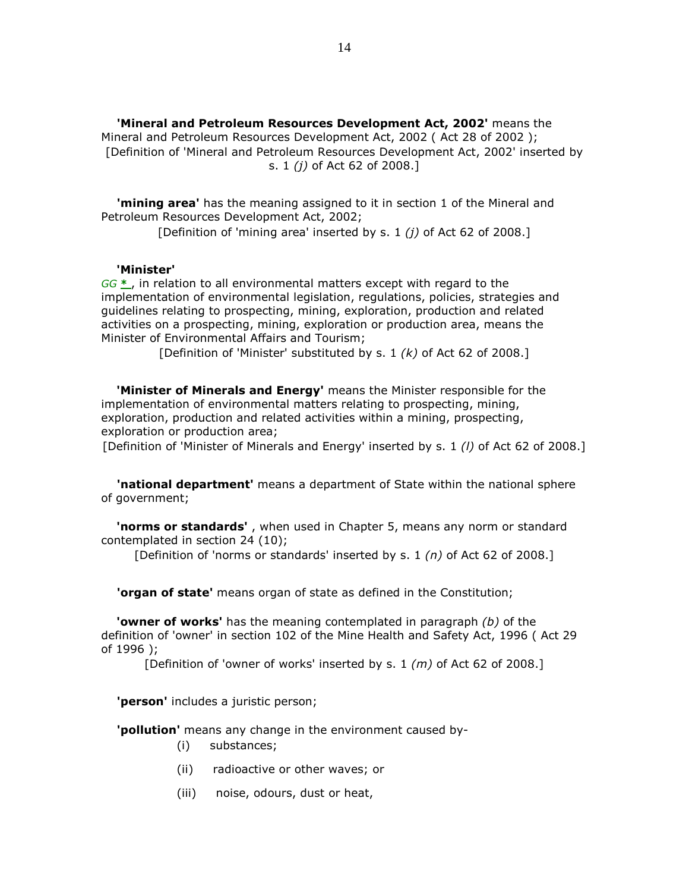**'Mineral and Petroleum Resources Development Act, 2002'** means the Mineral and Petroleum Resources Development Act, 2002 ( Act 28 of 2002 );

[Definition of 'Mineral and Petroleum Resources Development Act, 2002' inserted by s. 1 *(j)* of Act 62 of 2008.]

**'mining area'** has the meaning assigned to it in section 1 of the Mineral and Petroleum Resources Development Act, 2002;

[Definition of 'mining area' inserted by s. 1 *(j)* of Act 62 of 2008.]

**'Minister'**

*GG* * , in relation to all environmental matters except with regard to the implementation of environmental legislation, regulations, policies, strategies and guidelines relating to prospecting, mining, exploration, production and related activities on a prospecting, mining, exploration or production area, means the Minister of Environmental Affairs and Tourism;

[Definition of 'Minister' substituted by s. 1 *(k)* of Act 62 of 2008.]

**'Minister of Minerals and Energy'** means the Minister responsible for the implementation of environmental matters relating to prospecting, mining, exploration, production and related activities within a mining, prospecting, exploration or production area;

[Definition of 'Minister of Minerals and Energy' inserted by s. 1 *(l)* of Act 62 of 2008.]

**'national department'** means a department of State within the national sphere of government;

**'norms or standards'** , when used in Chapter 5, means any norm or standard contemplated in section 24 (10);

[Definition of 'norms or standards' inserted by s. 1 *(n)* of Act 62 of 2008.]

**'organ of state'** means organ of state as defined in the Constitution;

**'owner of works'** has the meaning contemplated in paragraph *(b)* of the definition of 'owner' in section 102 of the Mine Health and Safety Act, 1996 ( Act 29 of 1996 );

[Definition of 'owner of works' inserted by s. 1 *(m)* of Act 62 of 2008.]

**'person'** includes a juristic person;

**'pollution'** means any change in the environment caused by-

(i) substances;

(ii) radioactive or other waves; or

(iii) noise, odours, dust or heat,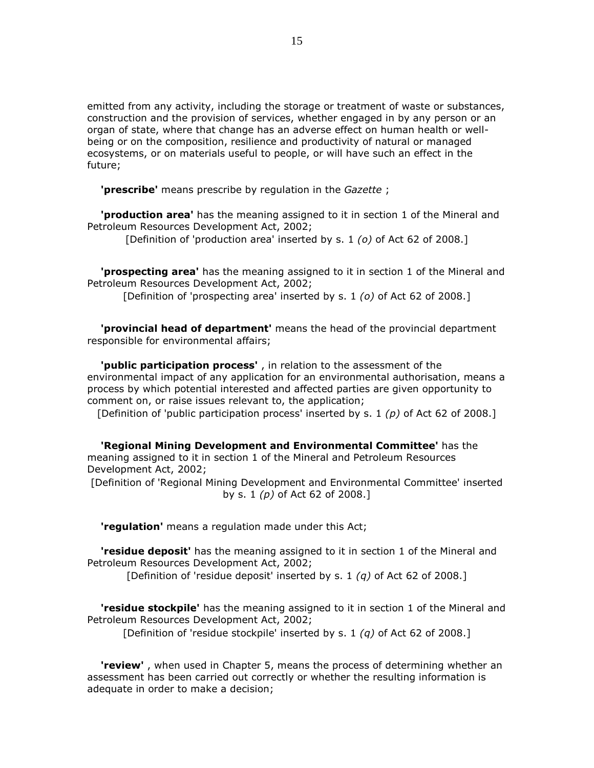emitted from any activity, including the storage or treatment of waste or substances, construction and the provision of services, whether engaged in by any person or an organ of state, where that change has an adverse effect on human health or well-being or on the composition, resilience and productivity of natural or managed ecosystems, or on materials useful to people, or will have such an effect in the future;

**'prescribe'** means prescribe by regulation in the *Gazette* ;

**'production area'** has the meaning assigned to it in section 1 of the Mineral and Petroleum Resources Development Act, 2002;

[Definition of 'production area' inserted by s. 1 *(o)* of Act 62 of 2008.]

**'prospecting area'** has the meaning assigned to it in section 1 of the Mineral and Petroleum Resources Development Act, 2002;

[Definition of 'prospecting area' inserted by s. 1 *(o)* of Act 62 of 2008.]

**'provincial head of department'** means the head of the provincial department responsible for environmental affairs;

**'public participation process'** , in relation to the assessment of the environmental impact of any application for an environmental authorisation, means a process by which potential interested and affected parties are given opportunity to comment on, or raise issues relevant to, the application;

[Definition of 'public participation process' inserted by s. 1 *(p)* of Act 62 of 2008.]

**'Regional Mining Development and Environmental Committee'** has the meaning assigned to it in section 1 of the Mineral and Petroleum Resources Development Act, 2002;

[Definition of 'Regional Mining Development and Environmental Committee' inserted by s. 1 *(p)* of Act 62 of 2008.]

**'regulation'** means a regulation made under this Act;

**'residue deposit'** has the meaning assigned to it in section 1 of the Mineral and Petroleum Resources Development Act, 2002;

[Definition of 'residue deposit' inserted by s. 1 *(q)* of Act 62 of 2008.]

**'residue stockpile'** has the meaning assigned to it in section 1 of the Mineral and Petroleum Resources Development Act, 2002;

[Definition of 'residue stockpile' inserted by s. 1 *(q)* of Act 62 of 2008.]

**'review'** , when used in Chapter 5, means the process of determining whether an assessment has been carried out correctly or whether the resulting information is adequate in order to make a decision;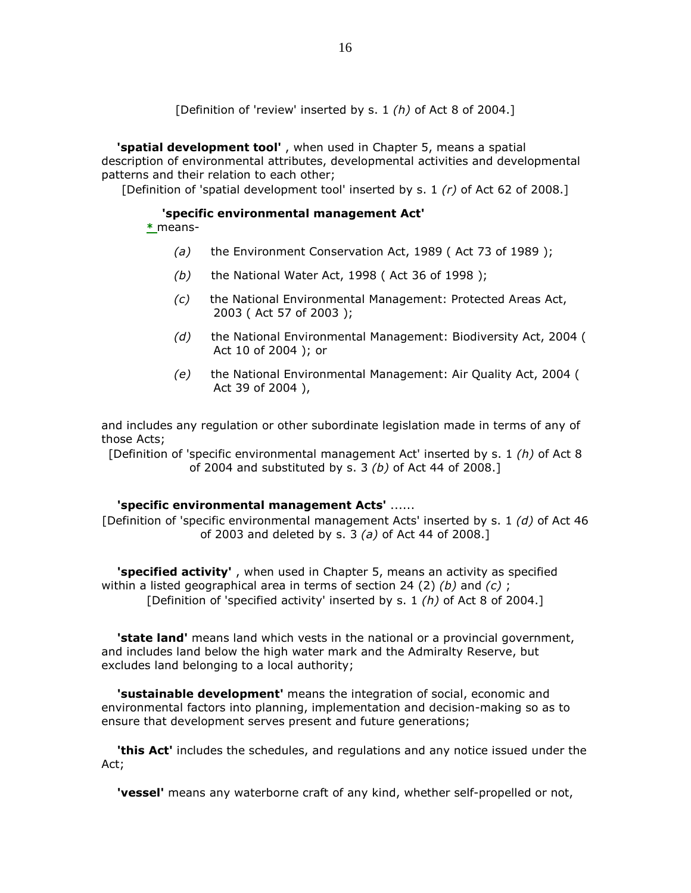[Definition of 'review' inserted by s. 1 *(h)* of Act 8 of 2004.]

**'spatial development tool'** , when used in Chapter 5, means a spatial description of environmental attributes, developmental activities and developmental patterns and their relation to each other;

[Definition of 'spatial development tool' inserted by s. 1 *(r)* of Act 62 of 2008.]

**'specific environmental management Act'**

* means-

*(a)* the Environment Conservation Act, 1989 ( Act 73 of 1989 );

*(b)* the National Water Act, 1998 ( Act 36 of 1998 );

*(c)* the National Environmental Management: Protected Areas Act, 2003 ( Act 57 of 2003 );

*(d)* the National Environmental Management: Biodiversity Act, 2004 ( Act 10 of 2004 ); or

*(e)* the National Environmental Management: Air Quality Act, 2004 ( Act 39 of 2004 ),

and includes any regulation or other subordinate legislation made in terms of any of those Acts;

[Definition of 'specific environmental management Act' inserted by s. 1 *(h)* of Act 8 of 2004 and substituted by s. 3 *(b)* of Act 44 of 2008.]

**'specific environmental management Acts'** ......

[Definition of 'specific environmental management Acts' inserted by s. 1 *(d)* of Act 46 of 2003 and deleted by s. 3 *(a)* of Act 44 of 2008.]

**'specified activity'** , when used in Chapter 5, means an activity as specified within a listed geographical area in terms of section 24 (2) *(b)* and *(c)* ;

[Definition of 'specified activity' inserted by s. 1 *(h)* of Act 8 of 2004.]

**'state land'** means land which vests in the national or a provincial government, and includes land below the high water mark and the Admiralty Reserve, but excludes land belonging to a local authority;

**'sustainable development'** means the integration of social, economic and environmental factors into planning, implementation and decision-making so as to ensure that development serves present and future generations;

**'this Act'** includes the schedules, and regulations and any notice issued under the Act;

**'vessel'** means any waterborne craft of any kind, whether self-propelled or not,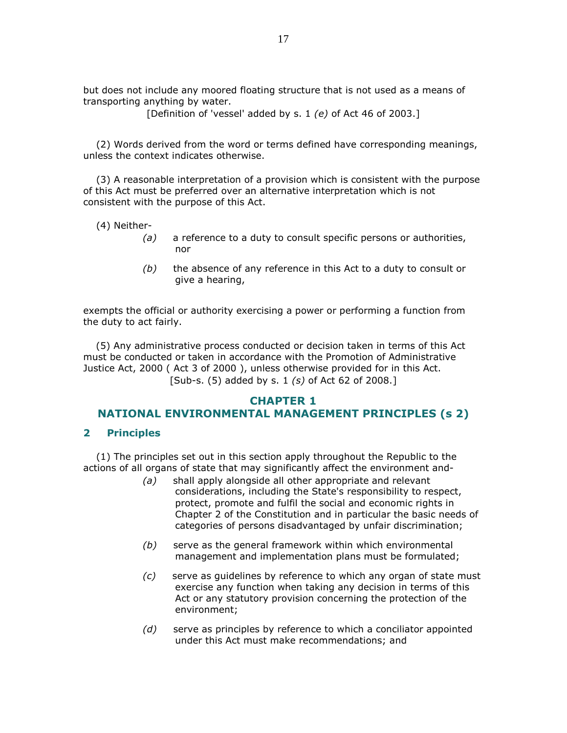but does not include any moored floating structure that is not used as a means of transporting anything by water.

[Definition of 'vessel' added by s. 1 *(e)* of Act 46 of 2003.]

(2) Words derived from the word or terms defined have corresponding meanings, unless the context indicates otherwise.

(3) A reasonable interpretation of a provision which is consistent with the purpose of this Act must be preferred over an alternative interpretation which is not consistent with the purpose of this Act.

(4) Neither-

*(a)* a reference to a duty to consult specific persons or authorities, nor

*(b)* the absence of any reference in this Act to a duty to consult or give a hearing,

exempts the official or authority exercising a power or performing a function from the duty to act fairly.

(5) Any administrative process conducted or decision taken in terms of this Act must be conducted or taken in accordance with the Promotion of Administrative Justice Act, 2000 ( Act 3 of 2000 ), unless otherwise provided for in this Act.

[Sub-s. (5) added by s. 1 *(s)* of Act 62 of 2008.]

## CHAPTER 1
## NATIONAL ENVIRONMENTAL MANAGEMENT PRINCIPLES (s 2)

### 2 Principles

(1) The principles set out in this section apply throughout the Republic to the actions of all organs of state that may significantly affect the environment and-

*(a)* shall apply alongside all other appropriate and relevant considerations, including the State's responsibility to respect, protect, promote and fulfil the social and economic rights in Chapter 2 of the Constitution and in particular the basic needs of categories of persons disadvantaged by unfair discrimination;

*(b)* serve as the general framework within which environmental management and implementation plans must be formulated;

*(c)* serve as guidelines by reference to which any organ of state must exercise any function when taking any decision in terms of this Act or any statutory provision concerning the protection of the environment;

*(d)* serve as principles by reference to which a conciliator appointed under this Act must make recommendations; and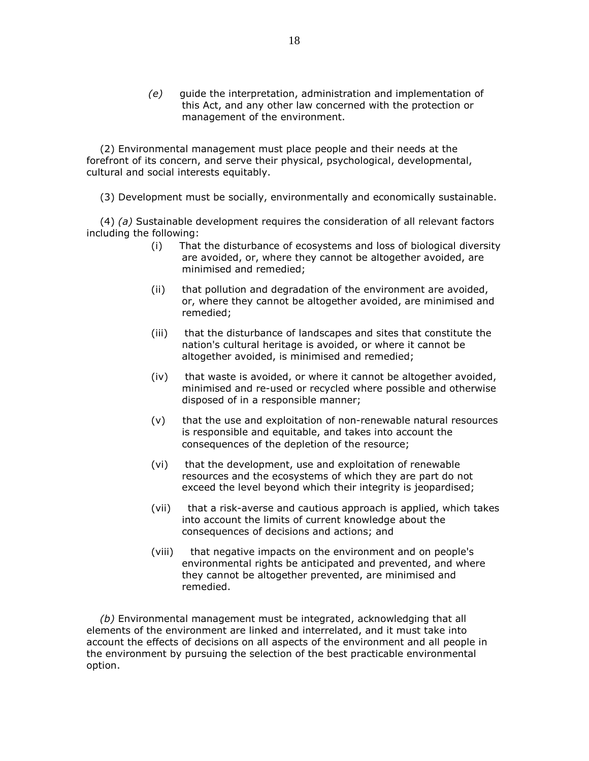*(e)* guide the interpretation, administration and implementation of this Act, and any other law concerned with the protection or management of the environment.

(2) Environmental management must place people and their needs at the forefront of its concern, and serve their physical, psychological, developmental, cultural and social interests equitably.

(3) Development must be socially, environmentally and economically sustainable.

(4) *(a)* Sustainable development requires the consideration of all relevant factors including the following:

- (i) That the disturbance of ecosystems and loss of biological diversity are avoided, or, where they cannot be altogether avoided, are minimised and remedied;
- (ii) that pollution and degradation of the environment are avoided, or, where they cannot be altogether avoided, are minimised and remedied;
- (iii) that the disturbance of landscapes and sites that constitute the nation's cultural heritage is avoided, or where it cannot be altogether avoided, is minimised and remedied;
- (iv) that waste is avoided, or where it cannot be altogether avoided, minimised and re-used or recycled where possible and otherwise disposed of in a responsible manner;
- (v) that the use and exploitation of non-renewable natural resources is responsible and equitable, and takes into account the consequences of the depletion of the resource;
- (vi) that the development, use and exploitation of renewable resources and the ecosystems of which they are part do not exceed the level beyond which their integrity is jeopardised;
- (vii) that a risk-averse and cautious approach is applied, which takes into account the limits of current knowledge about the consequences of decisions and actions; and
- (viii) that negative impacts on the environment and on people's environmental rights be anticipated and prevented, and where they cannot be altogether prevented, are minimised and remedied.

*(b)* Environmental management must be integrated, acknowledging that all elements of the environment are linked and interrelated, and it must take into account the effects of decisions on all aspects of the environment and all people in the environment by pursuing the selection of the best practicable environmental option.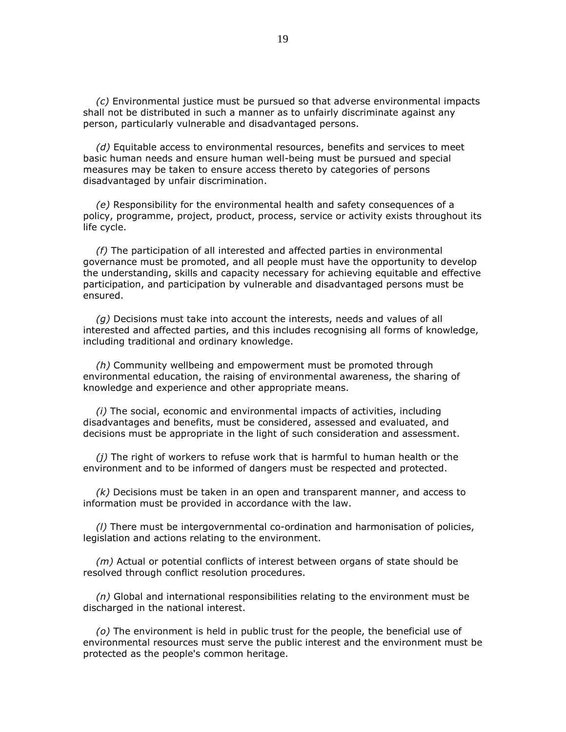*(c)* Environmental justice must be pursued so that adverse environmental impacts shall not be distributed in such a manner as to unfairly discriminate against any person, particularly vulnerable and disadvantaged persons.

*(d)* Equitable access to environmental resources, benefits and services to meet basic human needs and ensure human well-being must be pursued and special measures may be taken to ensure access thereto by categories of persons disadvantaged by unfair discrimination.

*(e)* Responsibility for the environmental health and safety consequences of a policy, programme, project, product, process, service or activity exists throughout its life cycle.

*(f)* The participation of all interested and affected parties in environmental governance must be promoted, and all people must have the opportunity to develop the understanding, skills and capacity necessary for achieving equitable and effective participation, and participation by vulnerable and disadvantaged persons must be ensured.

*(g)* Decisions must take into account the interests, needs and values of all interested and affected parties, and this includes recognising all forms of knowledge, including traditional and ordinary knowledge.

*(h)* Community wellbeing and empowerment must be promoted through environmental education, the raising of environmental awareness, the sharing of knowledge and experience and other appropriate means.

*(i)* The social, economic and environmental impacts of activities, including disadvantages and benefits, must be considered, assessed and evaluated, and decisions must be appropriate in the light of such consideration and assessment.

*(j)* The right of workers to refuse work that is harmful to human health or the environment and to be informed of dangers must be respected and protected.

*(k)* Decisions must be taken in an open and transparent manner, and access to information must be provided in accordance with the law.

*(l)* There must be intergovernmental co-ordination and harmonisation of policies, legislation and actions relating to the environment.

*(m)* Actual or potential conflicts of interest between organs of state should be resolved through conflict resolution procedures.

*(n)* Global and international responsibilities relating to the environment must be discharged in the national interest.

*(o)* The environment is held in public trust for the people, the beneficial use of environmental resources must serve the public interest and the environment must be protected as the people's common heritage.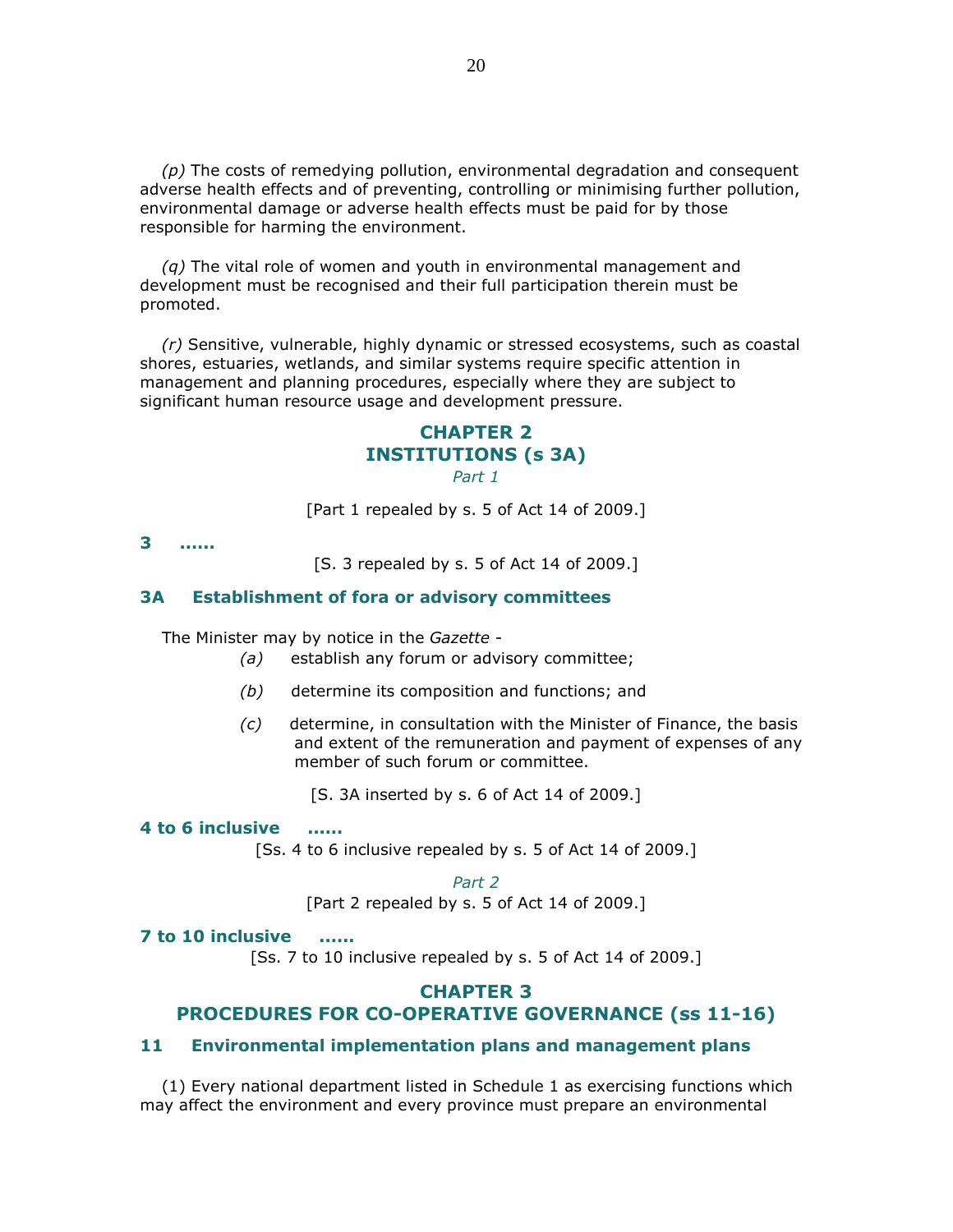*(p)* The costs of remedying pollution, environmental degradation and consequent adverse health effects and of preventing, controlling or minimising further pollution, environmental damage or adverse health effects must be paid for by those responsible for harming the environment.

*(q)* The vital role of women and youth in environmental management and development must be recognised and their full participation therein must be promoted.

*(r)* Sensitive, vulnerable, highly dynamic or stressed ecosystems, such as coastal shores, estuaries, wetlands, and similar systems require specific attention in management and planning procedures, especially where they are subject to significant human resource usage and development pressure.

## CHAPTER 2
## INSTITUTIONS (s 3A)

*Part 1*

[Part 1 repealed by s. 5 of Act 14 of 2009.]

### 3 ......

[S. 3 repealed by s. 5 of Act 14 of 2009.]

### 3A Establishment of fora or advisory committees

The Minister may by notice in the *Gazette* -

*(a)* establish any forum or advisory committee;

*(b)* determine its composition and functions; and

*(c)* determine, in consultation with the Minister of Finance, the basis and extent of the remuneration and payment of expenses of any member of such forum or committee.

[S. 3A inserted by s. 6 of Act 14 of 2009.]

### 4 to 6 inclusive ......

[Ss. 4 to 6 inclusive repealed by s. 5 of Act 14 of 2009.]

*Part 2*

[Part 2 repealed by s. 5 of Act 14 of 2009.]

### 7 to 10 inclusive ......

[Ss. 7 to 10 inclusive repealed by s. 5 of Act 14 of 2009.]

## CHAPTER 3
## PROCEDURES FOR CO-OPERATIVE GOVERNANCE (ss 11-16)

### 11 Environmental implementation plans and management plans

(1) Every national department listed in Schedule 1 as exercising functions which may affect the environment and every province must prepare an environmental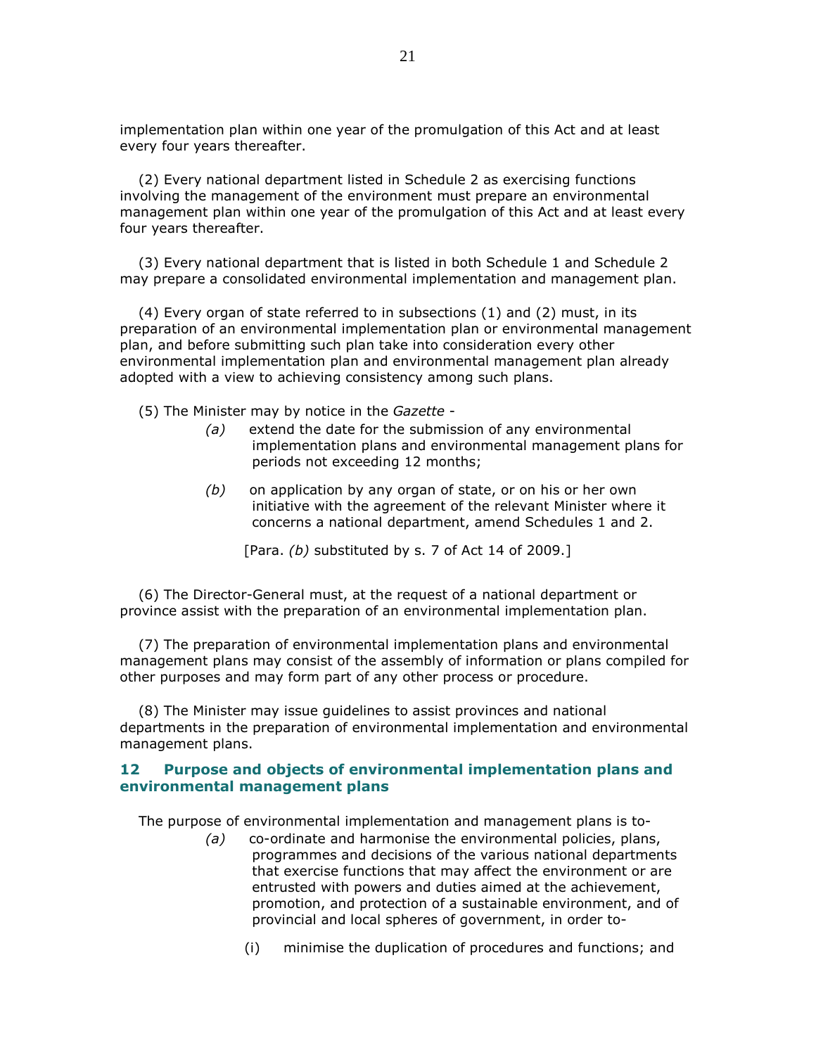implementation plan within one year of the promulgation of this Act and at least every four years thereafter.

(2) Every national department listed in Schedule 2 as exercising functions involving the management of the environment must prepare an environmental management plan within one year of the promulgation of this Act and at least every four years thereafter.

(3) Every national department that is listed in both Schedule 1 and Schedule 2 may prepare a consolidated environmental implementation and management plan.

(4) Every organ of state referred to in subsections (1) and (2) must, in its preparation of an environmental implementation plan or environmental management plan, and before submitting such plan take into consideration every other environmental implementation plan and environmental management plan already adopted with a view to achieving consistency among such plans.

(5) The Minister may by notice in the *Gazette* -

*(a)* extend the date for the submission of any environmental implementation plans and environmental management plans for periods not exceeding 12 months;

*(b)* on application by any organ of state, or on his or her own initiative with the agreement of the relevant Minister where it concerns a national department, amend Schedules 1 and 2.

[Para. *(b)* substituted by s. 7 of Act 14 of 2009.]

(6) The Director-General must, at the request of a national department or province assist with the preparation of an environmental implementation plan.

(7) The preparation of environmental implementation plans and environmental management plans may consist of the assembly of information or plans compiled for other purposes and may form part of any other process or procedure.

(8) The Minister may issue guidelines to assist provinces and national departments in the preparation of environmental implementation and environmental management plans.

## 12 Purpose and objects of environmental implementation plans and environmental management plans

The purpose of environmental implementation and management plans is to-

*(a)* co-ordinate and harmonise the environmental policies, plans, programmes and decisions of the various national departments that exercise functions that may affect the environment or are entrusted with powers and duties aimed at the achievement, promotion, and protection of a sustainable environment, and of provincial and local spheres of government, in order to-

(i) minimise the duplication of procedures and functions; and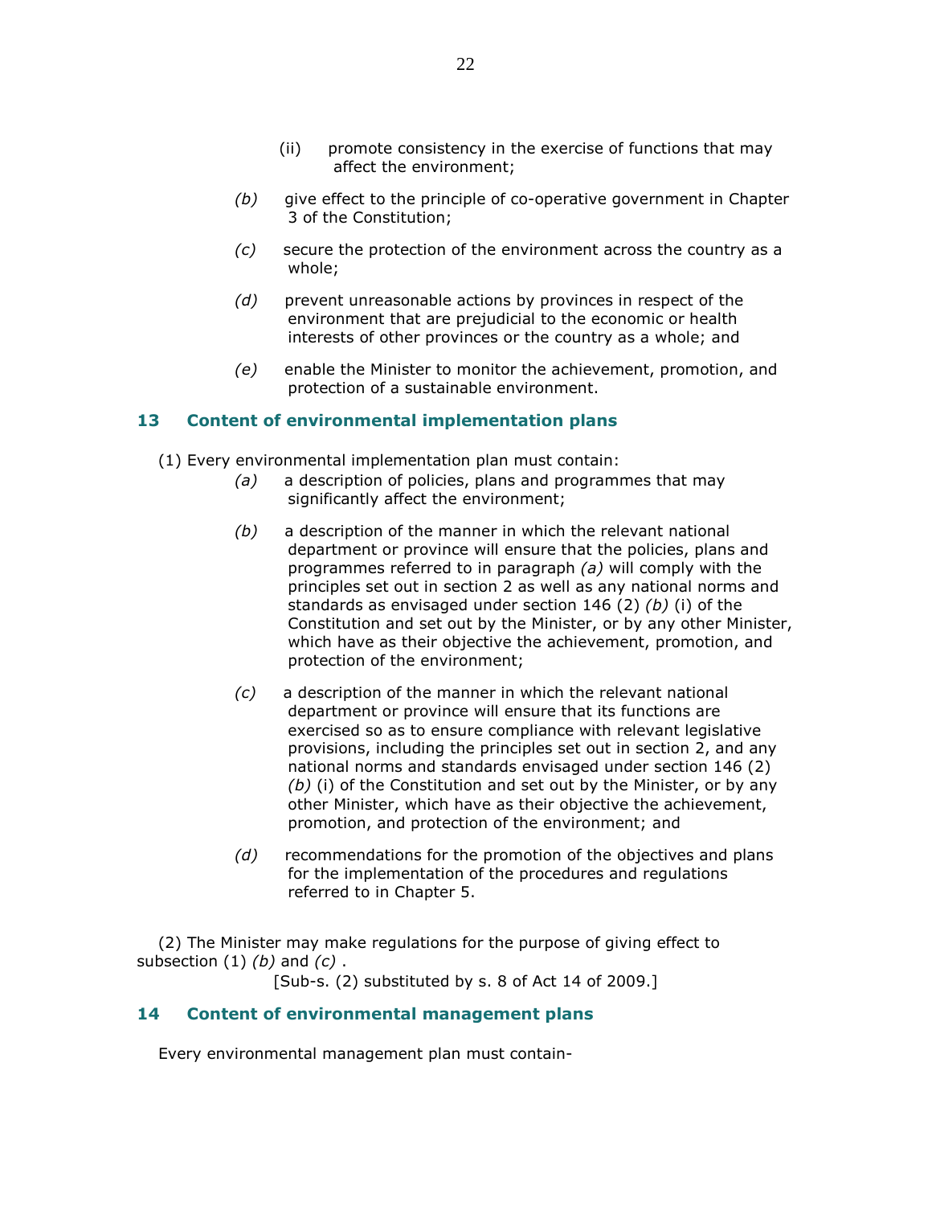(ii) promote consistency in the exercise of functions that may affect the environment;

*(b)* give effect to the principle of co-operative government in Chapter 3 of the Constitution;

*(c)* secure the protection of the environment across the country as a whole;

*(d)* prevent unreasonable actions by provinces in respect of the environment that are prejudicial to the economic or health interests of other provinces or the country as a whole; and

*(e)* enable the Minister to monitor the achievement, promotion, and protection of a sustainable environment.

## 13 Content of environmental implementation plans

(1) Every environmental implementation plan must contain:

*(a)* a description of policies, plans and programmes that may significantly affect the environment;

*(b)* a description of the manner in which the relevant national department or province will ensure that the policies, plans and programmes referred to in paragraph *(a)* will comply with the principles set out in section 2 as well as any national norms and standards as envisaged under section 146 (2) *(b)* (i) of the Constitution and set out by the Minister, or by any other Minister, which have as their objective the achievement, promotion, and protection of the environment;

*(c)* a description of the manner in which the relevant national department or province will ensure that its functions are exercised so as to ensure compliance with relevant legislative provisions, including the principles set out in section 2, and any national norms and standards envisaged under section 146 (2) *(b)* (i) of the Constitution and set out by the Minister, or by any other Minister, which have as their objective the achievement, promotion, and protection of the environment; and

*(d)* recommendations for the promotion of the objectives and plans for the implementation of the procedures and regulations referred to in Chapter 5.

(2) The Minister may make regulations for the purpose of giving effect to subsection (1) *(b)* and *(c)* .

[Sub-s. (2) substituted by s. 8 of Act 14 of 2009.]

## 14 Content of environmental management plans

Every environmental management plan must contain-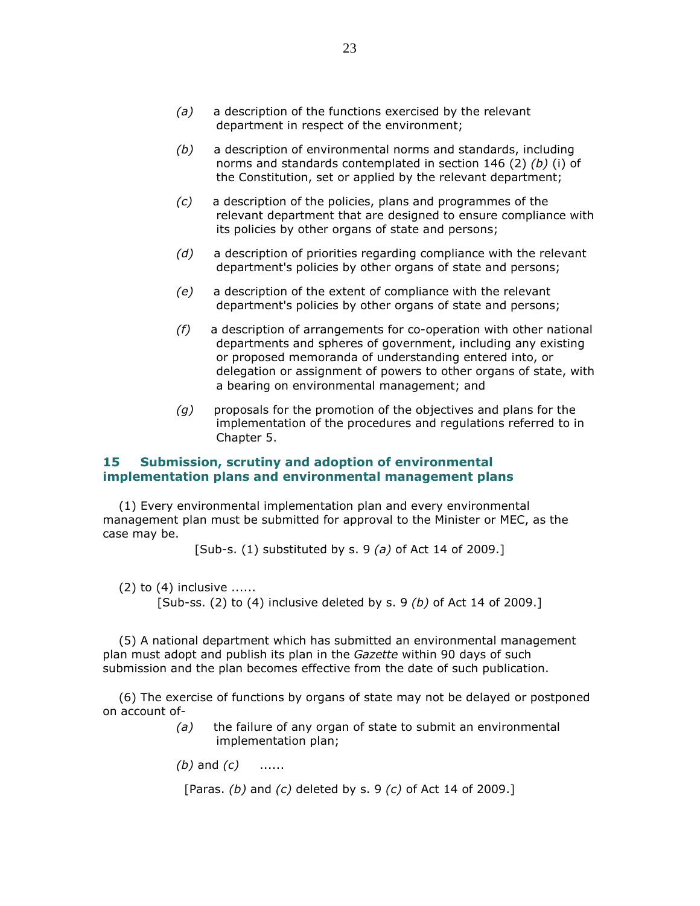*(a)* a description of the functions exercised by the relevant department in respect of the environment;

*(b)* a description of environmental norms and standards, including norms and standards contemplated in section 146 (2) *(b)* (i) of the Constitution, set or applied by the relevant department;

*(c)* a description of the policies, plans and programmes of the relevant department that are designed to ensure compliance with its policies by other organs of state and persons;

*(d)* a description of priorities regarding compliance with the relevant department's policies by other organs of state and persons;

*(e)* a description of the extent of compliance with the relevant department's policies by other organs of state and persons;

*(f)* a description of arrangements for co-operation with other national departments and spheres of government, including any existing or proposed memoranda of understanding entered into, or delegation or assignment of powers to other organs of state, with a bearing on environmental management; and

*(g)* proposals for the promotion of the objectives and plans for the implementation of the procedures and regulations referred to in Chapter 5.

### 15 Submission, scrutiny and adoption of environmental implementation plans and environmental management plans

(1) Every environmental implementation plan and every environmental management plan must be submitted for approval to the Minister or MEC, as the case may be.

[Sub-s. (1) substituted by s. 9 *(a)* of Act 14 of 2009.]

(2) to (4) inclusive ......

[Sub-ss. (2) to (4) inclusive deleted by s. 9 *(b)* of Act 14 of 2009.]

(5) A national department which has submitted an environmental management plan must adopt and publish its plan in the *Gazette* within 90 days of such submission and the plan becomes effective from the date of such publication.

(6) The exercise of functions by organs of state may not be delayed or postponed on account of-

*(a)* the failure of any organ of state to submit an environmental implementation plan;

*(b)* and *(c)* ......

[Paras. *(b)* and *(c)* deleted by s. 9 *(c)* of Act 14 of 2009.]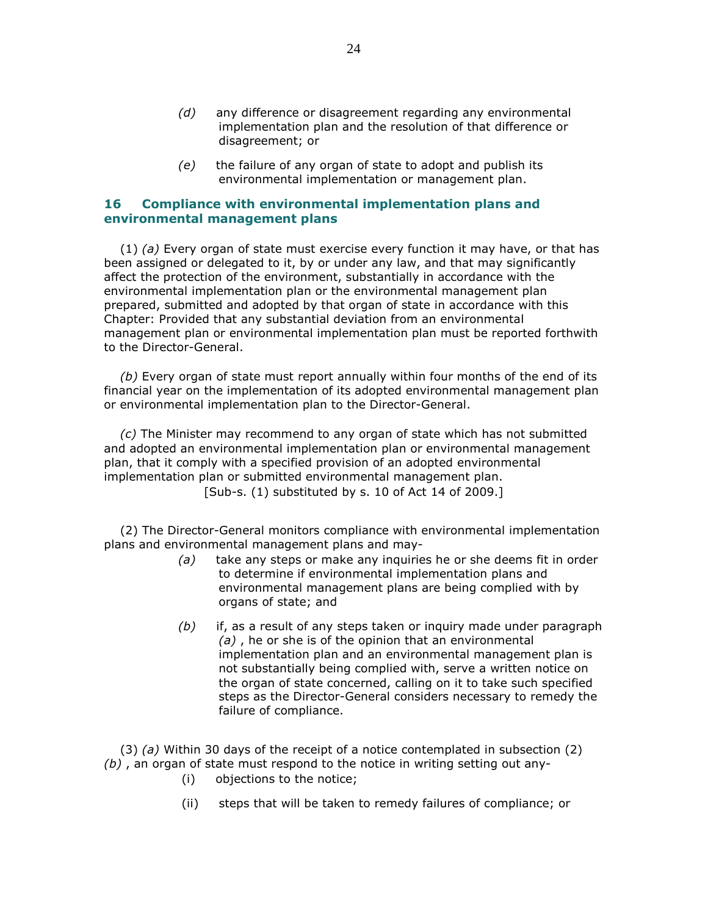(d) any difference or disagreement regarding any environmental implementation plan and the resolution of that difference or disagreement; or

(e) the failure of any organ of state to adopt and publish its environmental implementation or management plan.

## 16 Compliance with environmental implementation plans and environmental management plans

(1) *(a)* Every organ of state must exercise every function it may have, or that has been assigned or delegated to it, by or under any law, and that may significantly affect the protection of the environment, substantially in accordance with the environmental implementation plan or the environmental management plan prepared, submitted and adopted by that organ of state in accordance with this Chapter: Provided that any substantial deviation from an environmental management plan or environmental implementation plan must be reported forthwith to the Director-General.

*(b)* Every organ of state must report annually within four months of the end of its financial year on the implementation of its adopted environmental management plan or environmental implementation plan to the Director-General.

*(c)* The Minister may recommend to any organ of state which has not submitted and adopted an environmental implementation plan or environmental management plan, that it comply with a specified provision of an adopted environmental implementation plan or submitted environmental management plan.

[Sub-s. (1) substituted by s. 10 of Act 14 of 2009.]

(2) The Director-General monitors compliance with environmental implementation plans and environmental management plans and may-

*(a)* take any steps or make any inquiries he or she deems fit in order to determine if environmental implementation plans and environmental management plans are being complied with by organs of state; and

*(b)* if, as a result of any steps taken or inquiry made under paragraph *(a)* , he or she is of the opinion that an environmental implementation plan and an environmental management plan is not substantially being complied with, serve a written notice on the organ of state concerned, calling on it to take such specified steps as the Director-General considers necessary to remedy the failure of compliance.

(3) *(a)* Within 30 days of the receipt of a notice contemplated in subsection (2) *(b)* , an organ of state must respond to the notice in writing setting out any-

(i) objections to the notice;

(ii) steps that will be taken to remedy failures of compliance; or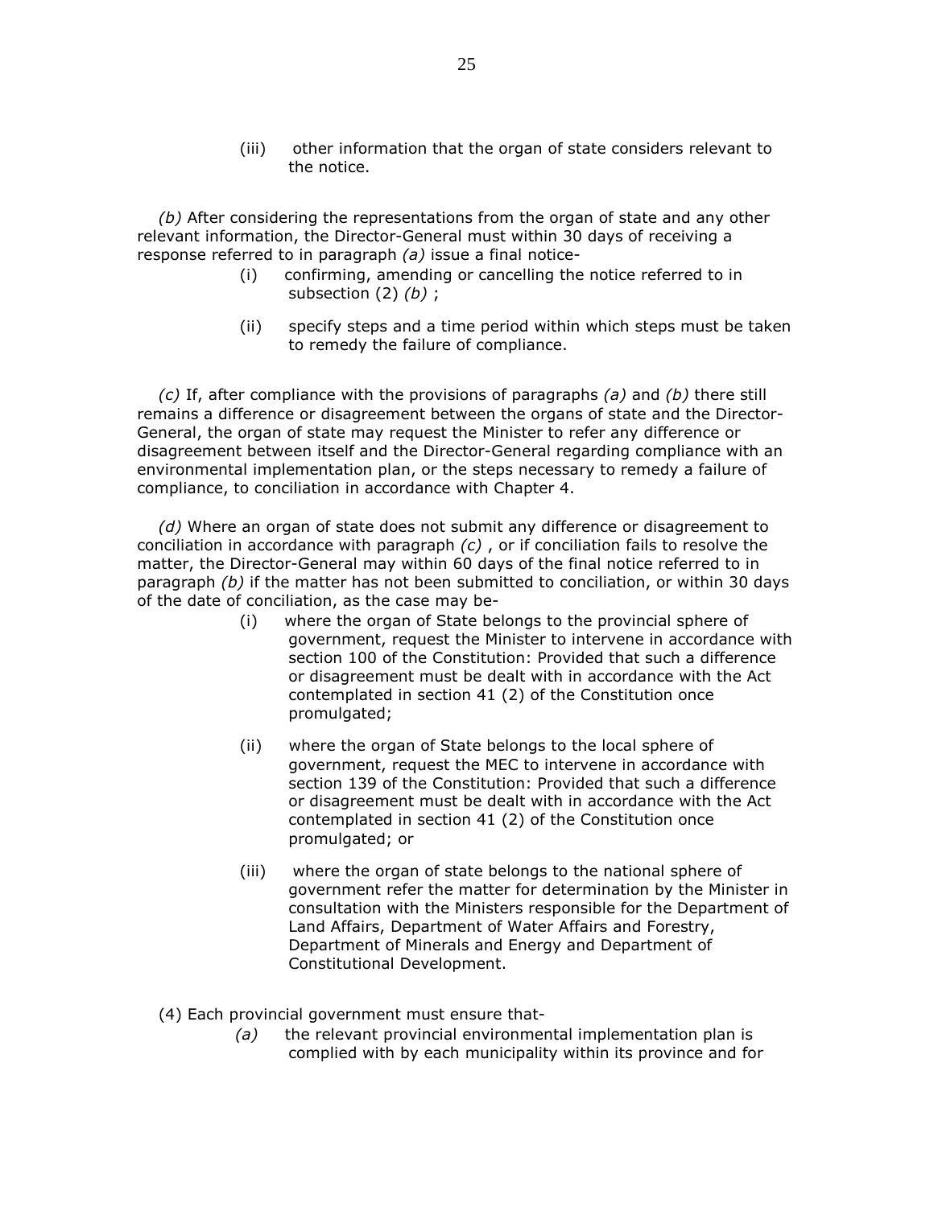(iii) other information that the organ of state considers relevant to the notice.

*(b)* After considering the representations from the organ of state and any other relevant information, the Director-General must within 30 days of receiving a response referred to in paragraph *(a)* issue a final notice-

(i) confirming, amending or cancelling the notice referred to in subsection (2) *(b)* ;

(ii) specify steps and a time period within which steps must be taken to remedy the failure of compliance.

*(c)* If, after compliance with the provisions of paragraphs *(a)* and *(b)* there still remains a difference or disagreement between the organs of state and the Director-General, the organ of state may request the Minister to refer any difference or disagreement between itself and the Director-General regarding compliance with an environmental implementation plan, or the steps necessary to remedy a failure of compliance, to conciliation in accordance with Chapter 4.

*(d)* Where an organ of state does not submit any difference or disagreement to conciliation in accordance with paragraph *(c)* , or if conciliation fails to resolve the matter, the Director-General may within 60 days of the final notice referred to in paragraph *(b)* if the matter has not been submitted to conciliation, or within 30 days of the date of conciliation, as the case may be-

(i) where the organ of State belongs to the provincial sphere of government, request the Minister to intervene in accordance with section 100 of the Constitution: Provided that such a difference or disagreement must be dealt with in accordance with the Act contemplated in section 41 (2) of the Constitution once promulgated;

(ii) where the organ of State belongs to the local sphere of government, request the MEC to intervene in accordance with section 139 of the Constitution: Provided that such a difference or disagreement must be dealt with in accordance with the Act contemplated in section 41 (2) of the Constitution once promulgated; or

(iii) where the organ of state belongs to the national sphere of government refer the matter for determination by the Minister in consultation with the Ministers responsible for the Department of Land Affairs, Department of Water Affairs and Forestry, Department of Minerals and Energy and Department of Constitutional Development.

(4) Each provincial government must ensure that-

*(a)* the relevant provincial environmental implementation plan is complied with by each municipality within its province and for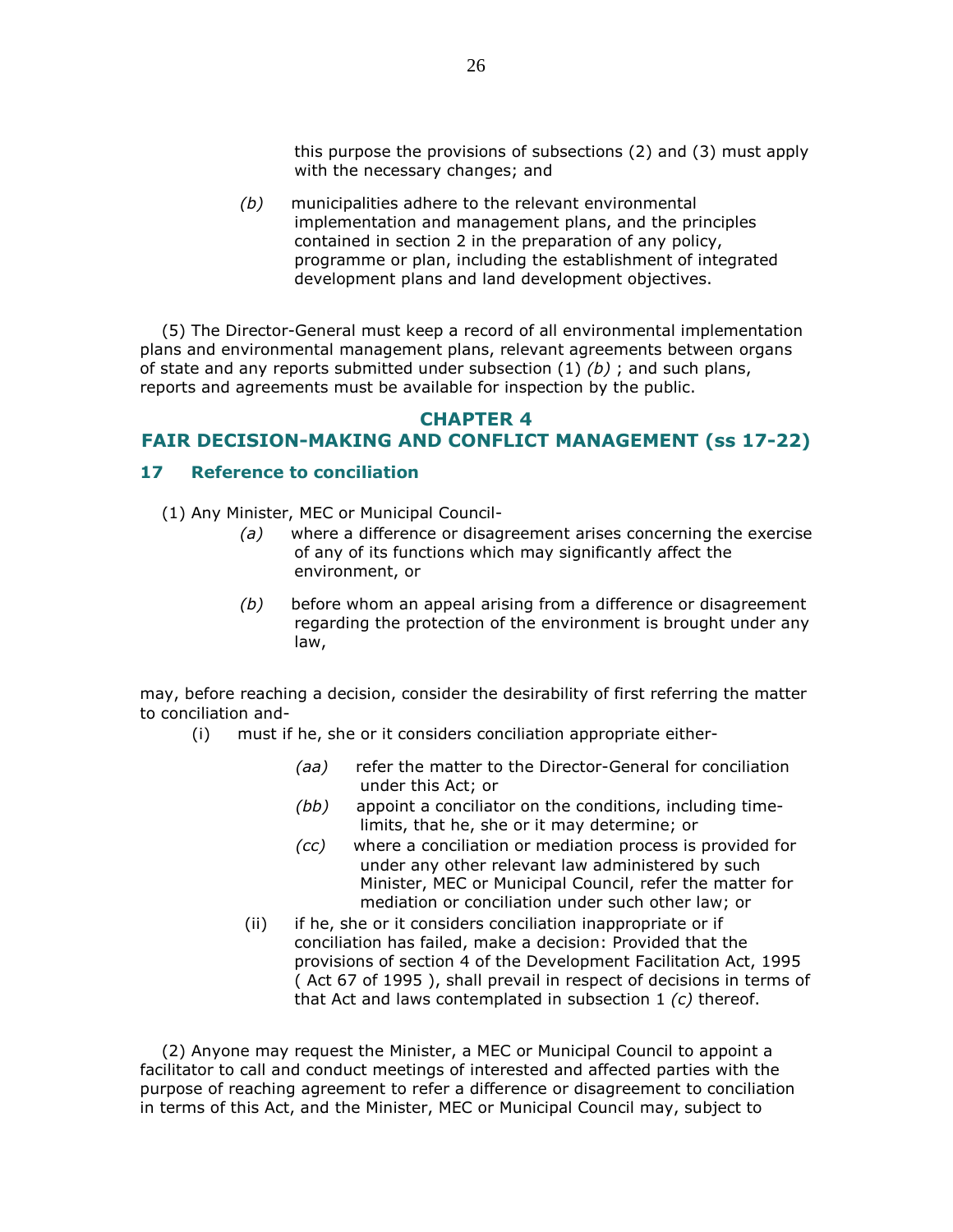this purpose the provisions of subsections (2) and (3) must apply with the necessary changes; and

*(b)* municipalities adhere to the relevant environmental implementation and management plans, and the principles contained in section 2 in the preparation of any policy, programme or plan, including the establishment of integrated development plans and land development objectives.

(5) The Director-General must keep a record of all environmental implementation plans and environmental management plans, relevant agreements between organs of state and any reports submitted under subsection (1) *(b)* ; and such plans, reports and agreements must be available for inspection by the public.

## CHAPTER 4
## FAIR DECISION-MAKING AND CONFLICT MANAGEMENT (ss 17-22)

### 17 Reference to conciliation

(1) Any Minister, MEC or Municipal Council-

*(a)* where a difference or disagreement arises concerning the exercise of any of its functions which may significantly affect the environment, or

*(b)* before whom an appeal arising from a difference or disagreement regarding the protection of the environment is brought under any law,

may, before reaching a decision, consider the desirability of first referring the matter to conciliation and-

(i) must if he, she or it considers conciliation appropriate either-

*(aa)* refer the matter to the Director-General for conciliation under this Act; or

*(bb)* appoint a conciliator on the conditions, including time-limits, that he, she or it may determine; or

*(cc)* where a conciliation or mediation process is provided for under any other relevant law administered by such Minister, MEC or Municipal Council, refer the matter for mediation or conciliation under such other law; or

(ii) if he, she or it considers conciliation inappropriate or if conciliation has failed, make a decision: Provided that the provisions of section 4 of the Development Facilitation Act, 1995 ( Act 67 of 1995 ), shall prevail in respect of decisions in terms of that Act and laws contemplated in subsection 1 *(c)* thereof.

(2) Anyone may request the Minister, a MEC or Municipal Council to appoint a facilitator to call and conduct meetings of interested and affected parties with the purpose of reaching agreement to refer a difference or disagreement to conciliation in terms of this Act, and the Minister, MEC or Municipal Council may, subject to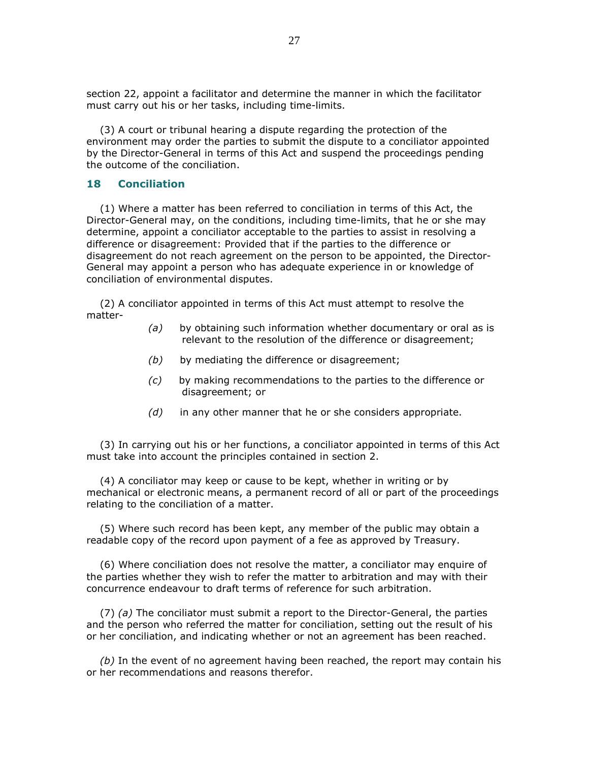section 22, appoint a facilitator and determine the manner in which the facilitator must carry out his or her tasks, including time-limits.

(3) A court or tribunal hearing a dispute regarding the protection of the environment may order the parties to submit the dispute to a conciliator appointed by the Director-General in terms of this Act and suspend the proceedings pending the outcome of the conciliation.

## 18 Conciliation

(1) Where a matter has been referred to conciliation in terms of this Act, the Director-General may, on the conditions, including time-limits, that he or she may determine, appoint a conciliator acceptable to the parties to assist in resolving a difference or disagreement: Provided that if the parties to the difference or disagreement do not reach agreement on the person to be appointed, the Director-General may appoint a person who has adequate experience in or knowledge of conciliation of environmental disputes.

(2) A conciliator appointed in terms of this Act must attempt to resolve the matter-

*(a)* by obtaining such information whether documentary or oral as is relevant to the resolution of the difference or disagreement;

*(b)* by mediating the difference or disagreement;

*(c)* by making recommendations to the parties to the difference or disagreement; or

*(d)* in any other manner that he or she considers appropriate.

(3) In carrying out his or her functions, a conciliator appointed in terms of this Act must take into account the principles contained in section 2.

(4) A conciliator may keep or cause to be kept, whether in writing or by mechanical or electronic means, a permanent record of all or part of the proceedings relating to the conciliation of a matter.

(5) Where such record has been kept, any member of the public may obtain a readable copy of the record upon payment of a fee as approved by Treasury.

(6) Where conciliation does not resolve the matter, a conciliator may enquire of the parties whether they wish to refer the matter to arbitration and may with their concurrence endeavour to draft terms of reference for such arbitration.

(7) *(a)* The conciliator must submit a report to the Director-General, the parties and the person who referred the matter for conciliation, setting out the result of his or her conciliation, and indicating whether or not an agreement has been reached.

*(b)* In the event of no agreement having been reached, the report may contain his or her recommendations and reasons therefor.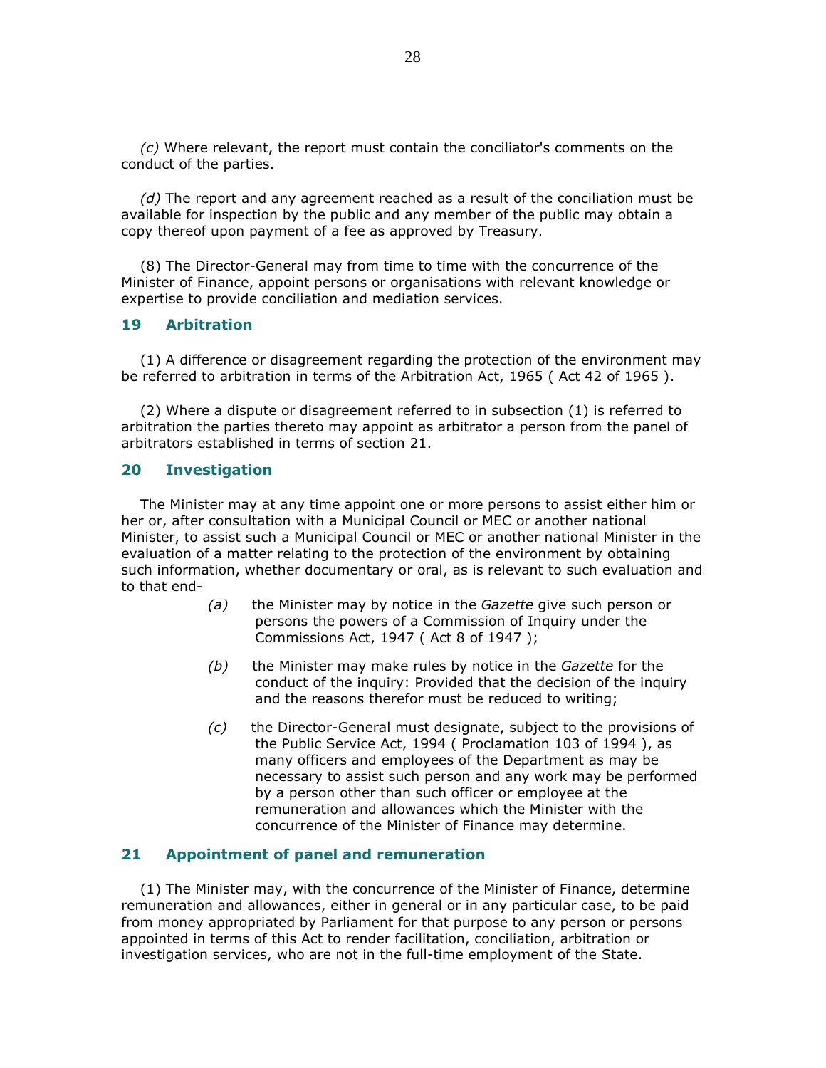*(c)* Where relevant, the report must contain the conciliator's comments on the conduct of the parties.

*(d)* The report and any agreement reached as a result of the conciliation must be available for inspection by the public and any member of the public may obtain a copy thereof upon payment of a fee as approved by Treasury.

(8) The Director-General may from time to time with the concurrence of the Minister of Finance, appoint persons or organisations with relevant knowledge or expertise to provide conciliation and mediation services.

## 19 Arbitration

(1) A difference or disagreement regarding the protection of the environment may be referred to arbitration in terms of the Arbitration Act, 1965 ( Act 42 of 1965 ).

(2) Where a dispute or disagreement referred to in subsection (1) is referred to arbitration the parties thereto may appoint as arbitrator a person from the panel of arbitrators established in terms of section 21.

## 20 Investigation

The Minister may at any time appoint one or more persons to assist either him or her or, after consultation with a Municipal Council or MEC or another national Minister, to assist such a Municipal Council or MEC or another national Minister in the evaluation of a matter relating to the protection of the environment by obtaining such information, whether documentary or oral, as is relevant to such evaluation and to that end-

*(a)* the Minister may by notice in the *Gazette* give such person or persons the powers of a Commission of Inquiry under the Commissions Act, 1947 ( Act 8 of 1947 );

*(b)* the Minister may make rules by notice in the *Gazette* for the conduct of the inquiry: Provided that the decision of the inquiry and the reasons therefor must be reduced to writing;

*(c)* the Director-General must designate, subject to the provisions of the Public Service Act, 1994 ( Proclamation 103 of 1994 ), as many officers and employees of the Department as may be necessary to assist such person and any work may be performed by a person other than such officer or employee at the remuneration and allowances which the Minister with the concurrence of the Minister of Finance may determine.

## 21 Appointment of panel and remuneration

(1) The Minister may, with the concurrence of the Minister of Finance, determine remuneration and allowances, either in general or in any particular case, to be paid from money appropriated by Parliament for that purpose to any person or persons appointed in terms of this Act to render facilitation, conciliation, arbitration or investigation services, who are not in the full-time employment of the State.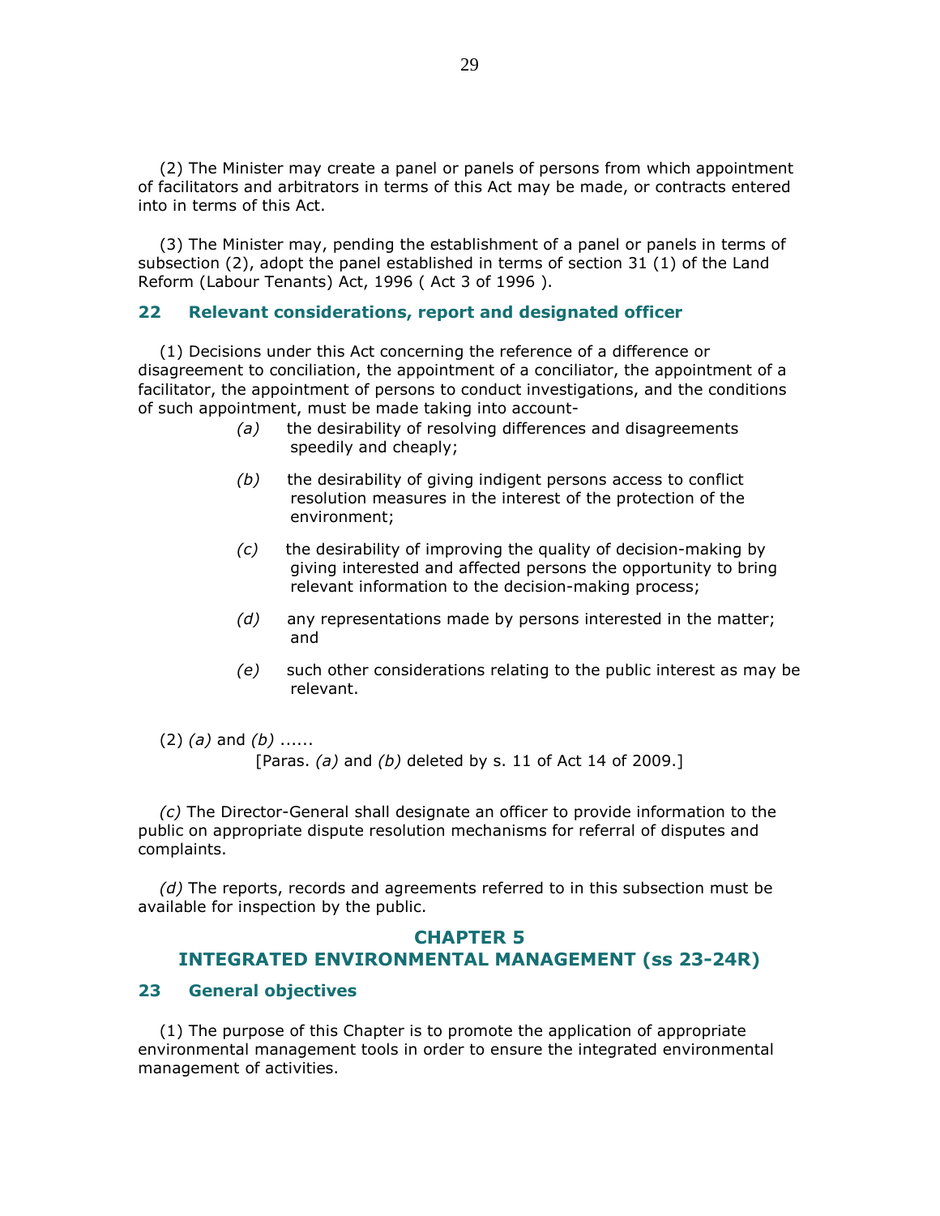(2) The Minister may create a panel or panels of persons from which appointment of facilitators and arbitrators in terms of this Act may be made, or contracts entered into in terms of this Act.

(3) The Minister may, pending the establishment of a panel or panels in terms of subsection (2), adopt the panel established in terms of section 31 (1) of the Land Reform (Labour Tenants) Act, 1996 ( Act 3 of 1996 ).

### 22 Relevant considerations, report and designated officer

(1) Decisions under this Act concerning the reference of a difference or disagreement to conciliation, the appointment of a conciliator, the appointment of a facilitator, the appointment of persons to conduct investigations, and the conditions of such appointment, must be made taking into account-

*(a)* the desirability of resolving differences and disagreements speedily and cheaply;

*(b)* the desirability of giving indigent persons access to conflict resolution measures in the interest of the protection of the environment;

*(c)* the desirability of improving the quality of decision-making by giving interested and affected persons the opportunity to bring relevant information to the decision-making process;

*(d)* any representations made by persons interested in the matter; and

*(e)* such other considerations relating to the public interest as may be relevant.

(2) *(a)* and *(b)* ......

[Paras. *(a)* and *(b)* deleted by s. 11 of Act 14 of 2009.]

*(c)* The Director-General shall designate an officer to provide information to the public on appropriate dispute resolution mechanisms for referral of disputes and complaints.

*(d)* The reports, records and agreements referred to in this subsection must be available for inspection by the public.

## CHAPTER 5
## INTEGRATED ENVIRONMENTAL MANAGEMENT (ss 23-24R)

### 23 General objectives

(1) The purpose of this Chapter is to promote the application of appropriate environmental management tools in order to ensure the integrated environmental management of activities.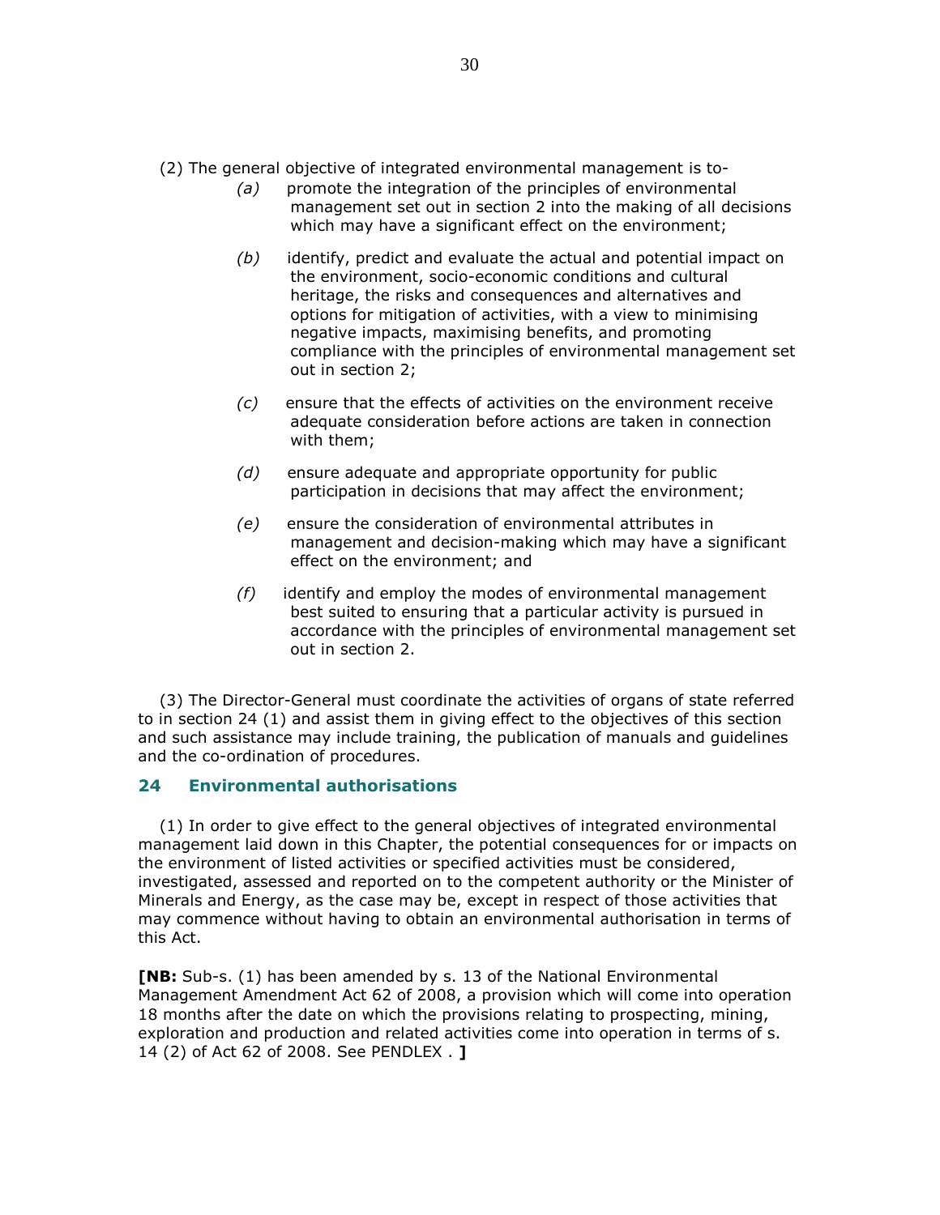(2) The general objective of integrated environmental management is to-

*(a)* promote the integration of the principles of environmental management set out in section 2 into the making of all decisions which may have a significant effect on the environment;

*(b)* identify, predict and evaluate the actual and potential impact on the environment, socio-economic conditions and cultural heritage, the risks and consequences and alternatives and options for mitigation of activities, with a view to minimising negative impacts, maximising benefits, and promoting compliance with the principles of environmental management set out in section 2;

*(c)* ensure that the effects of activities on the environment receive adequate consideration before actions are taken in connection with them;

*(d)* ensure adequate and appropriate opportunity for public participation in decisions that may affect the environment;

*(e)* ensure the consideration of environmental attributes in management and decision-making which may have a significant effect on the environment; and

*(f)* identify and employ the modes of environmental management best suited to ensuring that a particular activity is pursued in accordance with the principles of environmental management set out in section 2.

(3) The Director-General must coordinate the activities of organs of state referred to in section 24 (1) and assist them in giving effect to the objectives of this section and such assistance may include training, the publication of manuals and guidelines and the co-ordination of procedures.

## 24 Environmental authorisations

(1) In order to give effect to the general objectives of integrated environmental management laid down in this Chapter, the potential consequences for or impacts on the environment of listed activities or specified activities must be considered, investigated, assessed and reported on to the competent authority or the Minister of Minerals and Energy, as the case may be, except in respect of those activities that may commence without having to obtain an environmental authorisation in terms of this Act.

**[NB:** Sub-s. (1) has been amended by s. 13 of the National Environmental Management Amendment Act 62 of 2008, a provision which will come into operation 18 months after the date on which the provisions relating to prospecting, mining, exploration and production and related activities come into operation in terms of s. 14 (2) of Act 62 of 2008. See PENDLEX . **]**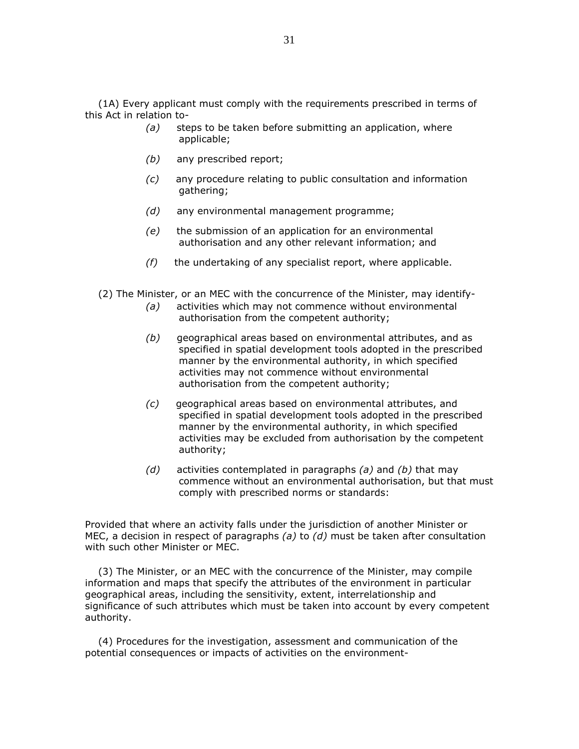(1A) Every applicant must comply with the requirements prescribed in terms of this Act in relation to-

*(a)* steps to be taken before submitting an application, where applicable;

*(b)* any prescribed report;

*(c)* any procedure relating to public consultation and information gathering;

*(d)* any environmental management programme;

*(e)* the submission of an application for an environmental authorisation and any other relevant information; and

*(f)* the undertaking of any specialist report, where applicable.

(2) The Minister, or an MEC with the concurrence of the Minister, may identify-

*(a)* activities which may not commence without environmental authorisation from the competent authority;

*(b)* geographical areas based on environmental attributes, and as specified in spatial development tools adopted in the prescribed manner by the environmental authority, in which specified activities may not commence without environmental authorisation from the competent authority;

*(c)* geographical areas based on environmental attributes, and specified in spatial development tools adopted in the prescribed manner by the environmental authority, in which specified activities may be excluded from authorisation by the competent authority;

*(d)* activities contemplated in paragraphs *(a)* and *(b)* that may commence without an environmental authorisation, but that must comply with prescribed norms or standards:

Provided that where an activity falls under the jurisdiction of another Minister or MEC, a decision in respect of paragraphs *(a)* to *(d)* must be taken after consultation with such other Minister or MEC.

(3) The Minister, or an MEC with the concurrence of the Minister, may compile information and maps that specify the attributes of the environment in particular geographical areas, including the sensitivity, extent, interrelationship and significance of such attributes which must be taken into account by every competent authority.

(4) Procedures for the investigation, assessment and communication of the potential consequences or impacts of activities on the environment-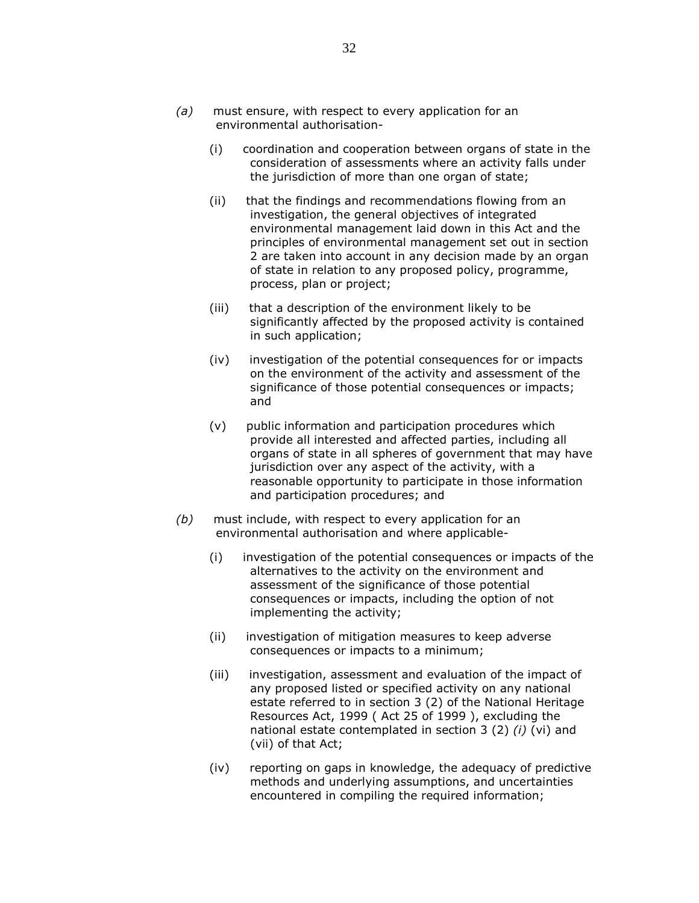*(a)* must ensure, with respect to every application for an environmental authorisation-

(i) coordination and cooperation between organs of state in the consideration of assessments where an activity falls under the jurisdiction of more than one organ of state;

(ii) that the findings and recommendations flowing from an investigation, the general objectives of integrated environmental management laid down in this Act and the principles of environmental management set out in section 2 are taken into account in any decision made by an organ of state in relation to any proposed policy, programme, process, plan or project;

(iii) that a description of the environment likely to be significantly affected by the proposed activity is contained in such application;

(iv) investigation of the potential consequences for or impacts on the environment of the activity and assessment of the significance of those potential consequences or impacts; and

(v) public information and participation procedures which provide all interested and affected parties, including all organs of state in all spheres of government that may have jurisdiction over any aspect of the activity, with a reasonable opportunity to participate in those information and participation procedures; and

*(b)* must include, with respect to every application for an environmental authorisation and where applicable-

(i) investigation of the potential consequences or impacts of the alternatives to the activity on the environment and assessment of the significance of those potential consequences or impacts, including the option of not implementing the activity;

(ii) investigation of mitigation measures to keep adverse consequences or impacts to a minimum;

(iii) investigation, assessment and evaluation of the impact of any proposed listed or specified activity on any national estate referred to in section 3 (2) of the National Heritage Resources Act, 1999 ( Act 25 of 1999 ), excluding the national estate contemplated in section 3 (2) *(i)* (vi) and (vii) of that Act;

(iv) reporting on gaps in knowledge, the adequacy of predictive methods and underlying assumptions, and uncertainties encountered in compiling the required information;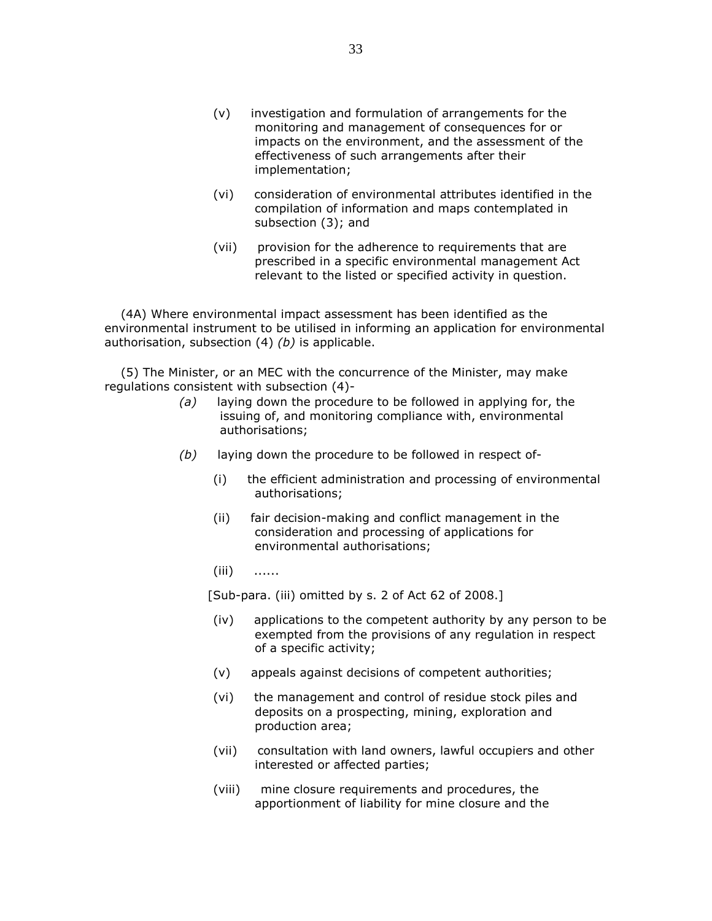(v) investigation and formulation of arrangements for the monitoring and management of consequences for or impacts on the environment, and the assessment of the effectiveness of such arrangements after their implementation;

(vi) consideration of environmental attributes identified in the compilation of information and maps contemplated in subsection (3); and

(vii) provision for the adherence to requirements that are prescribed in a specific environmental management Act relevant to the listed or specified activity in question.

(4A) Where environmental impact assessment has been identified as the environmental instrument to be utilised in informing an application for environmental authorisation, subsection (4) *(b)* is applicable.

(5) The Minister, or an MEC with the concurrence of the Minister, may make regulations consistent with subsection (4)-

*(a)* laying down the procedure to be followed in applying for, the issuing of, and monitoring compliance with, environmental authorisations;

*(b)* laying down the procedure to be followed in respect of-

(i) the efficient administration and processing of environmental authorisations;

(ii) fair decision-making and conflict management in the consideration and processing of applications for environmental authorisations;

(iii) ......

[Sub-para. (iii) omitted by s. 2 of Act 62 of 2008.]

(iv) applications to the competent authority by any person to be exempted from the provisions of any regulation in respect of a specific activity;

(v) appeals against decisions of competent authorities;

(vi) the management and control of residue stock piles and deposits on a prospecting, mining, exploration and production area;

(vii) consultation with land owners, lawful occupiers and other interested or affected parties;

(viii) mine closure requirements and procedures, the apportionment of liability for mine closure and the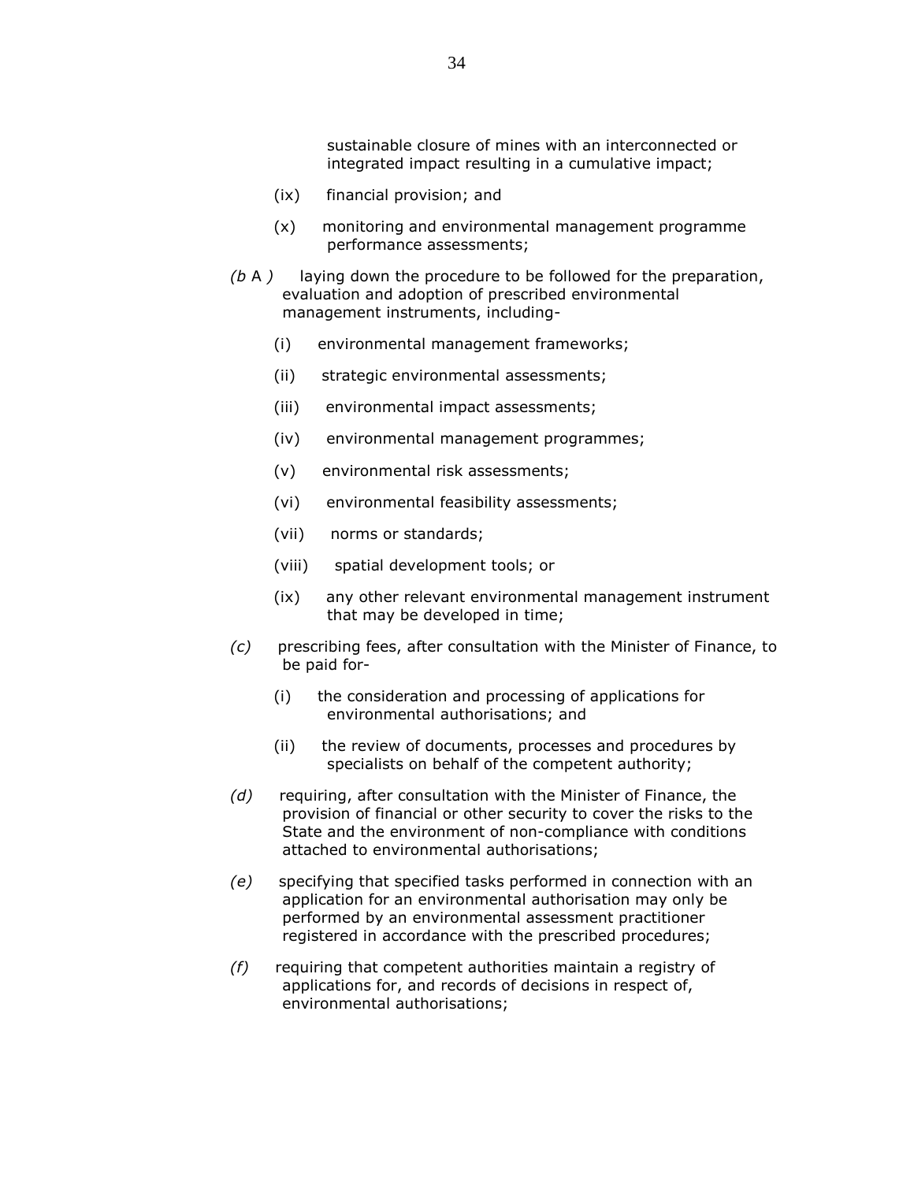sustainable closure of mines with an interconnected or integrated impact resulting in a cumulative impact;

(ix) financial provision; and

(x) monitoring and environmental management programme performance assessments;

*(b* A *)* laying down the procedure to be followed for the preparation, evaluation and adoption of prescribed environmental management instruments, including-

(i) environmental management frameworks;

(ii) strategic environmental assessments;

(iii) environmental impact assessments;

(iv) environmental management programmes;

(v) environmental risk assessments;

(vi) environmental feasibility assessments;

(vii) norms or standards;

(viii) spatial development tools; or

(ix) any other relevant environmental management instrument that may be developed in time;

*(c)* prescribing fees, after consultation with the Minister of Finance, to be paid for-

(i) the consideration and processing of applications for environmental authorisations; and

(ii) the review of documents, processes and procedures by specialists on behalf of the competent authority;

*(d)* requiring, after consultation with the Minister of Finance, the provision of financial or other security to cover the risks to the State and the environment of non-compliance with conditions attached to environmental authorisations;

*(e)* specifying that specified tasks performed in connection with an application for an environmental authorisation may only be performed by an environmental assessment practitioner registered in accordance with the prescribed procedures;

*(f)* requiring that competent authorities maintain a registry of applications for, and records of decisions in respect of, environmental authorisations;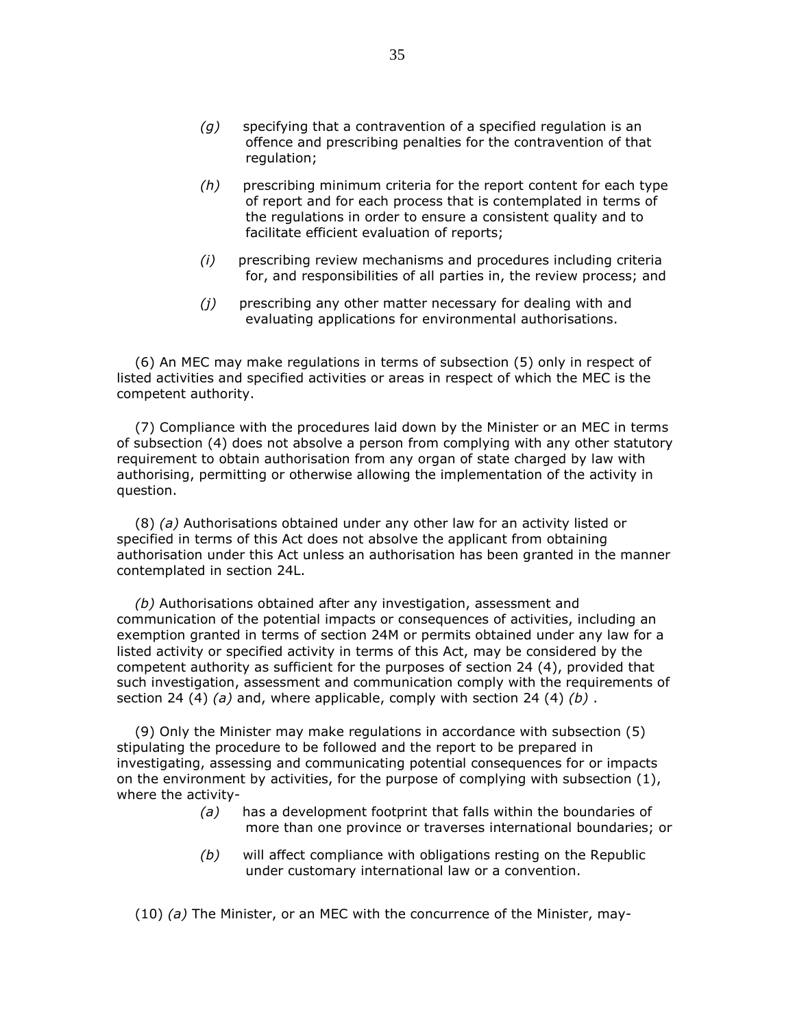*(g)* specifying that a contravention of a specified regulation is an offence and prescribing penalties for the contravention of that regulation;

*(h)* prescribing minimum criteria for the report content for each type of report and for each process that is contemplated in terms of the regulations in order to ensure a consistent quality and to facilitate efficient evaluation of reports;

*(i)* prescribing review mechanisms and procedures including criteria for, and responsibilities of all parties in, the review process; and

*(j)* prescribing any other matter necessary for dealing with and evaluating applications for environmental authorisations.

(6) An MEC may make regulations in terms of subsection (5) only in respect of listed activities and specified activities or areas in respect of which the MEC is the competent authority.

(7) Compliance with the procedures laid down by the Minister or an MEC in terms of subsection (4) does not absolve a person from complying with any other statutory requirement to obtain authorisation from any organ of state charged by law with authorising, permitting or otherwise allowing the implementation of the activity in question.

(8) *(a)* Authorisations obtained under any other law for an activity listed or specified in terms of this Act does not absolve the applicant from obtaining authorisation under this Act unless an authorisation has been granted in the manner contemplated in section 24L.

*(b)* Authorisations obtained after any investigation, assessment and communication of the potential impacts or consequences of activities, including an exemption granted in terms of section 24M or permits obtained under any law for a listed activity or specified activity in terms of this Act, may be considered by the competent authority as sufficient for the purposes of section 24 (4), provided that such investigation, assessment and communication comply with the requirements of section 24 (4) *(a)* and, where applicable, comply with section 24 (4) *(b)* .

(9) Only the Minister may make regulations in accordance with subsection (5) stipulating the procedure to be followed and the report to be prepared in investigating, assessing and communicating potential consequences for or impacts on the environment by activities, for the purpose of complying with subsection (1), where the activity-

*(a)* has a development footprint that falls within the boundaries of more than one province or traverses international boundaries; or

*(b)* will affect compliance with obligations resting on the Republic under customary international law or a convention.

(10) *(a)* The Minister, or an MEC with the concurrence of the Minister, may-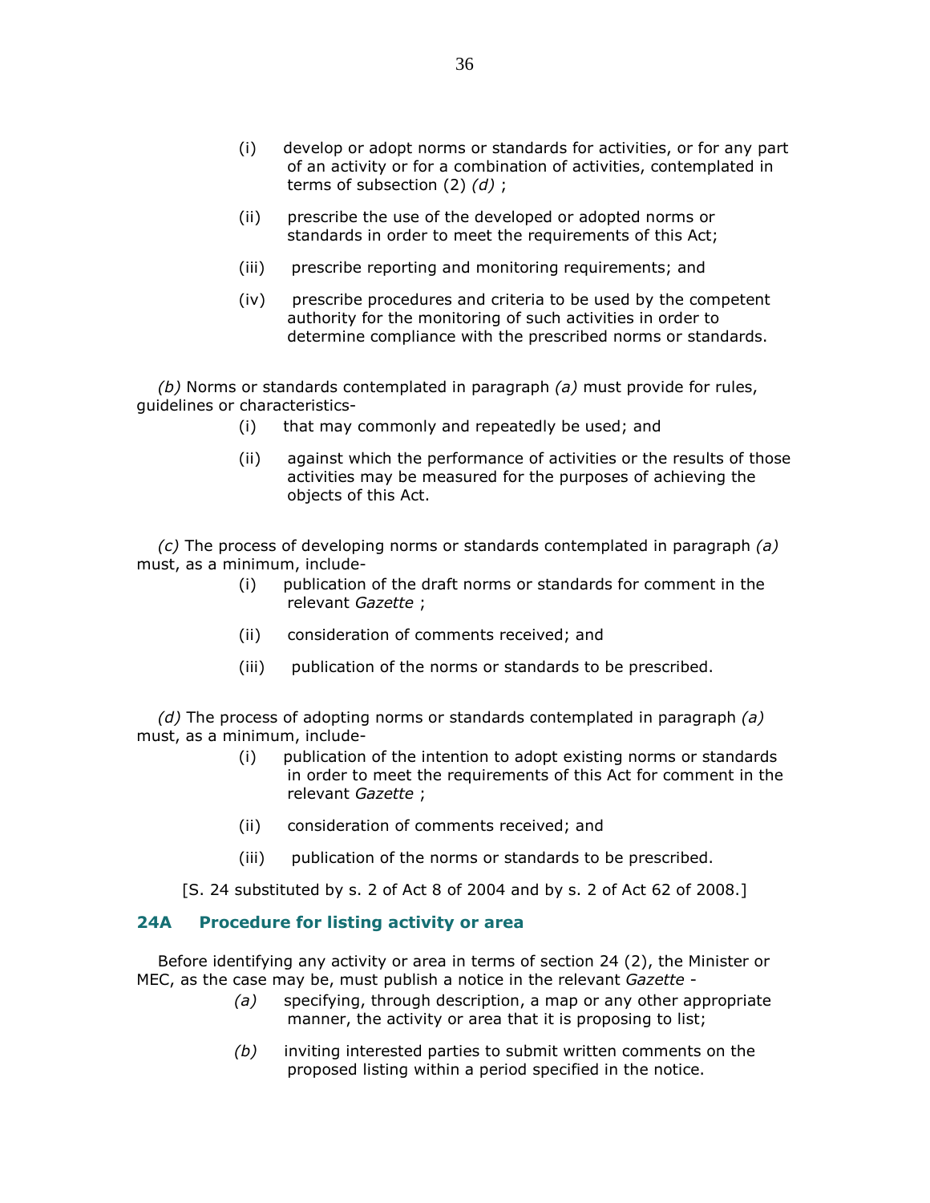(i) develop or adopt norms or standards for activities, or for any part of an activity or for a combination of activities, contemplated in terms of subsection (2) *(d)* ;

(ii) prescribe the use of the developed or adopted norms or standards in order to meet the requirements of this Act;

(iii) prescribe reporting and monitoring requirements; and

(iv) prescribe procedures and criteria to be used by the competent authority for the monitoring of such activities in order to determine compliance with the prescribed norms or standards.

*(b)* Norms or standards contemplated in paragraph *(a)* must provide for rules, guidelines or characteristics-

(i) that may commonly and repeatedly be used; and

(ii) against which the performance of activities or the results of those activities may be measured for the purposes of achieving the objects of this Act.

*(c)* The process of developing norms or standards contemplated in paragraph *(a)* must, as a minimum, include-

(i) publication of the draft norms or standards for comment in the relevant *Gazette* ;

(ii) consideration of comments received; and

(iii) publication of the norms or standards to be prescribed.

*(d)* The process of adopting norms or standards contemplated in paragraph *(a)* must, as a minimum, include-

(i) publication of the intention to adopt existing norms or standards in order to meet the requirements of this Act for comment in the relevant *Gazette* ;

(ii) consideration of comments received; and

(iii) publication of the norms or standards to be prescribed.

[S. 24 substituted by s. 2 of Act 8 of 2004 and by s. 2 of Act 62 of 2008.]

### 24A Procedure for listing activity or area

Before identifying any activity or area in terms of section 24 (2), the Minister or MEC, as the case may be, must publish a notice in the relevant *Gazette* -

*(a)* specifying, through description, a map or any other appropriate manner, the activity or area that it is proposing to list;

*(b)* inviting interested parties to submit written comments on the proposed listing within a period specified in the notice.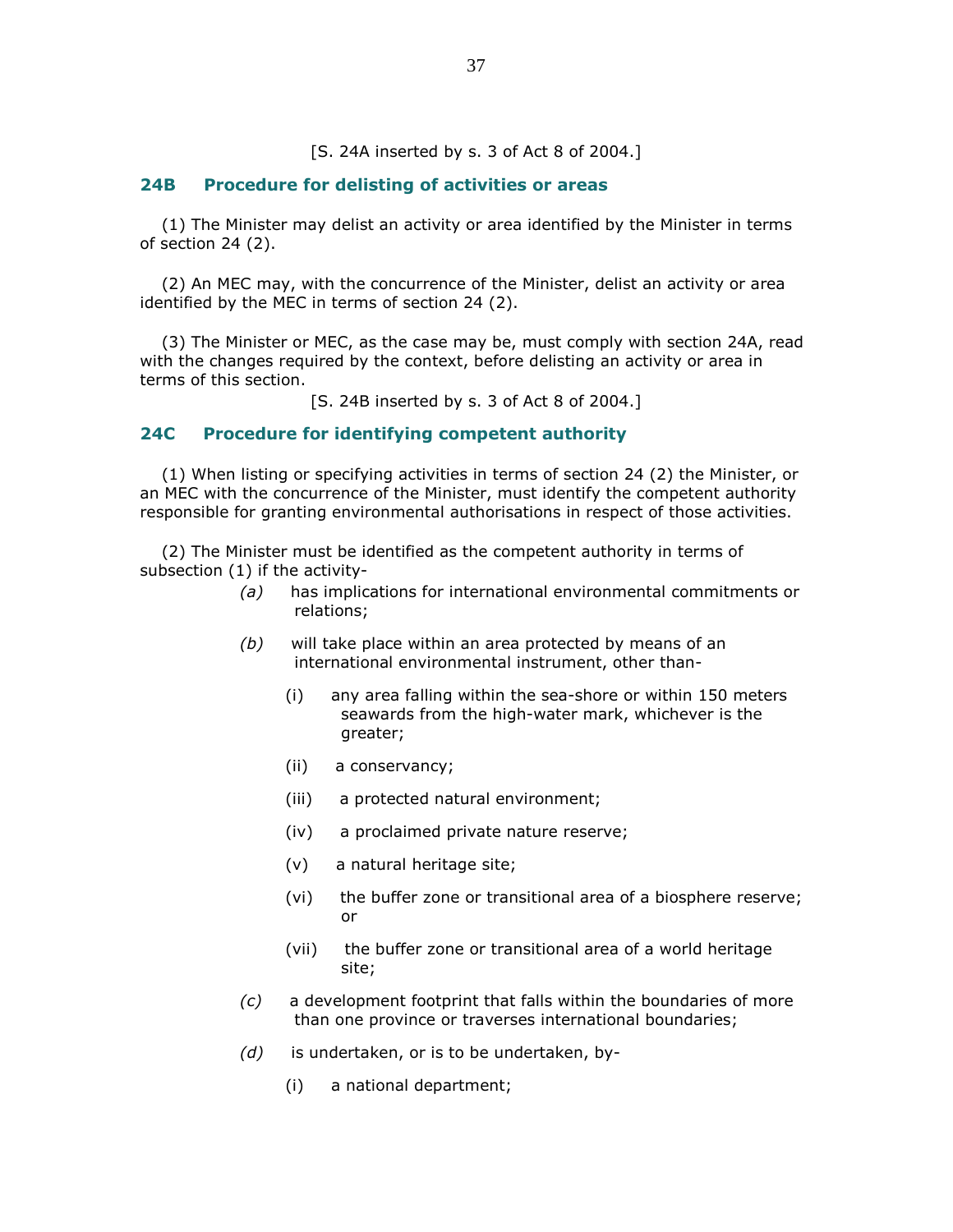[S. 24A inserted by s. 3 of Act 8 of 2004.]

## 24B Procedure for delisting of activities or areas

(1) The Minister may delist an activity or area identified by the Minister in terms of section 24 (2).

(2) An MEC may, with the concurrence of the Minister, delist an activity or area identified by the MEC in terms of section 24 (2).

(3) The Minister or MEC, as the case may be, must comply with section 24A, read with the changes required by the context, before delisting an activity or area in terms of this section.

[S. 24B inserted by s. 3 of Act 8 of 2004.]

## 24C Procedure for identifying competent authority

(1) When listing or specifying activities in terms of section 24 (2) the Minister, or an MEC with the concurrence of the Minister, must identify the competent authority responsible for granting environmental authorisations in respect of those activities.

(2) The Minister must be identified as the competent authority in terms of subsection (1) if the activity-

*(a)* has implications for international environmental commitments or relations;

*(b)* will take place within an area protected by means of an international environmental instrument, other than-

(i) any area falling within the sea-shore or within 150 meters seawards from the high-water mark, whichever is the greater;

(ii) a conservancy;

(iii) a protected natural environment;

(iv) a proclaimed private nature reserve;

(v) a natural heritage site;

(vi) the buffer zone or transitional area of a biosphere reserve; or

(vii) the buffer zone or transitional area of a world heritage site;

*(c)* a development footprint that falls within the boundaries of more than one province or traverses international boundaries;

*(d)* is undertaken, or is to be undertaken, by-

(i) a national department;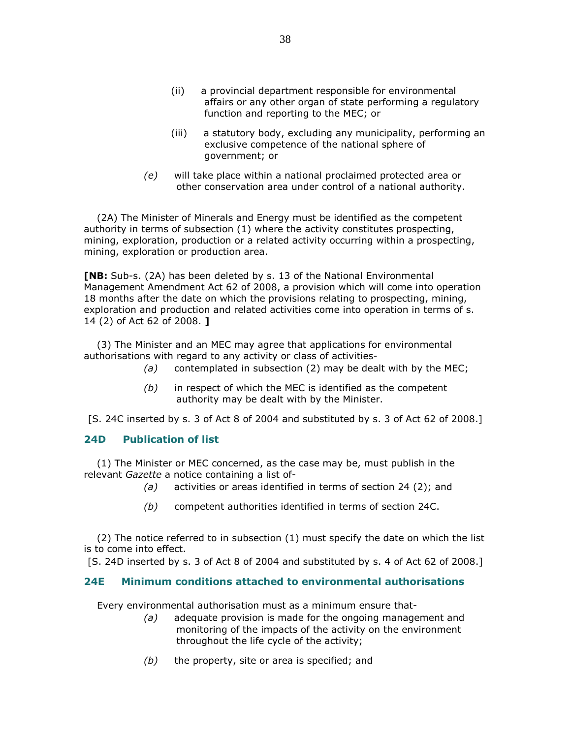(ii) a provincial department responsible for environmental affairs or any other organ of state performing a regulatory function and reporting to the MEC; or

(iii) a statutory body, excluding any municipality, performing an exclusive competence of the national sphere of government; or

*(e)* will take place within a national proclaimed protected area or other conservation area under control of a national authority.

(2A) The Minister of Minerals and Energy must be identified as the competent authority in terms of subsection (1) where the activity constitutes prospecting, mining, exploration, production or a related activity occurring within a prospecting, mining, exploration or production area.

**[NB:** Sub-s. (2A) has been deleted by s. 13 of the National Environmental Management Amendment Act 62 of 2008, a provision which will come into operation 18 months after the date on which the provisions relating to prospecting, mining, exploration and production and related activities come into operation in terms of s. 14 (2) of Act 62 of 2008. **]**

(3) The Minister and an MEC may agree that applications for environmental authorisations with regard to any activity or class of activities-

*(a)* contemplated in subsection (2) may be dealt with by the MEC;

*(b)* in respect of which the MEC is identified as the competent authority may be dealt with by the Minister.

[S. 24C inserted by s. 3 of Act 8 of 2004 and substituted by s. 3 of Act 62 of 2008.]

### 24D Publication of list

(1) The Minister or MEC concerned, as the case may be, must publish in the relevant *Gazette* a notice containing a list of-

*(a)* activities or areas identified in terms of section 24 (2); and

*(b)* competent authorities identified in terms of section 24C.

(2) The notice referred to in subsection (1) must specify the date on which the list is to come into effect.

[S. 24D inserted by s. 3 of Act 8 of 2004 and substituted by s. 4 of Act 62 of 2008.]

### 24E Minimum conditions attached to environmental authorisations

Every environmental authorisation must as a minimum ensure that-

*(a)* adequate provision is made for the ongoing management and monitoring of the impacts of the activity on the environment throughout the life cycle of the activity;

*(b)* the property, site or area is specified; and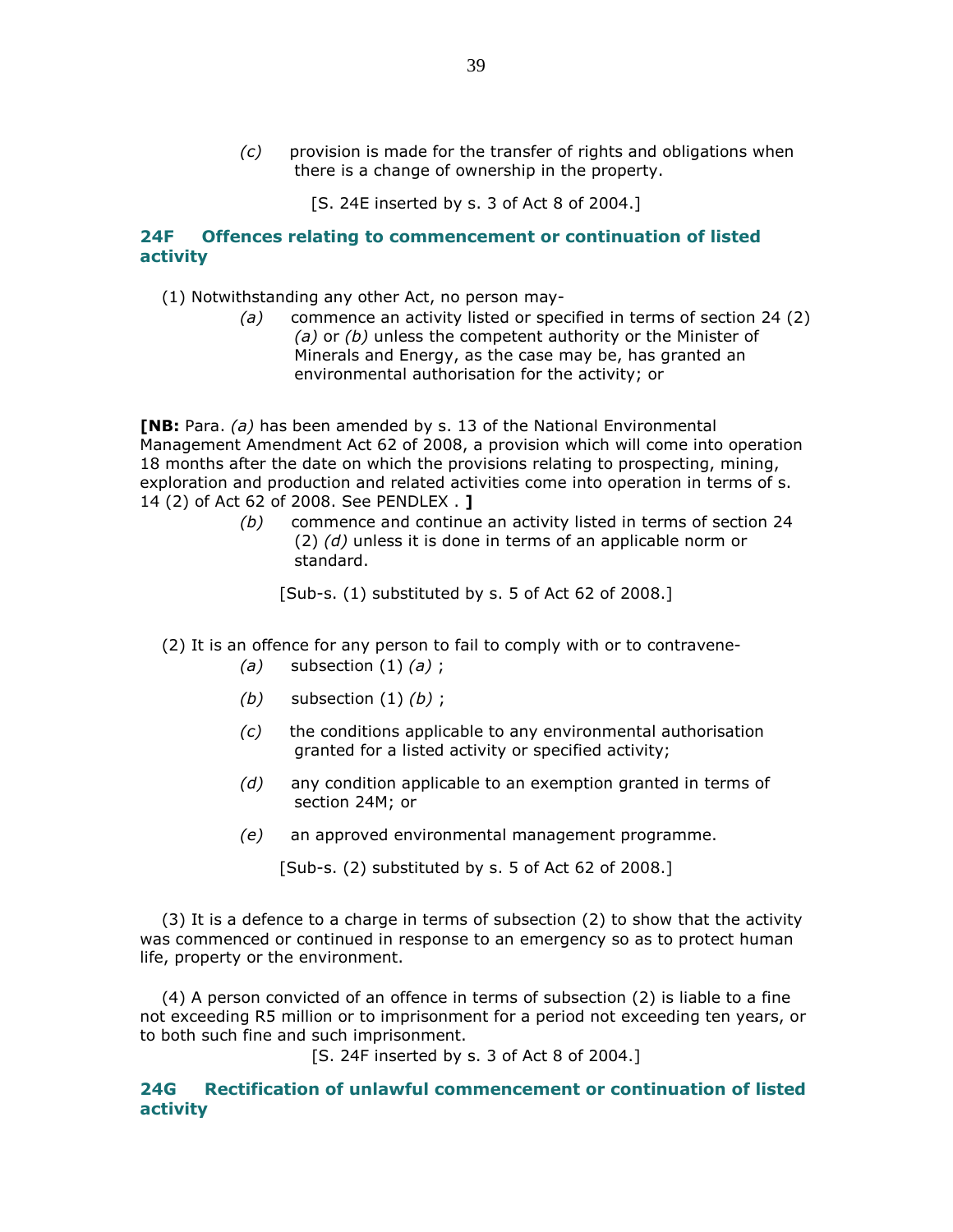*(c)* provision is made for the transfer of rights and obligations when there is a change of ownership in the property.

[S. 24E inserted by s. 3 of Act 8 of 2004.]

## 24F Offences relating to commencement or continuation of listed activity

(1) Notwithstanding any other Act, no person may-

*(a)* commence an activity listed or specified in terms of section 24 (2) *(a)* or *(b)* unless the competent authority or the Minister of Minerals and Energy, as the case may be, has granted an environmental authorisation for the activity; or

**[NB:** Para. *(a)* has been amended by s. 13 of the National Environmental Management Amendment Act 62 of 2008, a provision which will come into operation 18 months after the date on which the provisions relating to prospecting, mining, exploration and production and related activities come into operation in terms of s. 14 (2) of Act 62 of 2008. See PENDLEX . **]**

*(b)* commence and continue an activity listed in terms of section 24 (2) *(d)* unless it is done in terms of an applicable norm or standard.

[Sub-s. (1) substituted by s. 5 of Act 62 of 2008.]

(2) It is an offence for any person to fail to comply with or to contravene-

*(a)* subsection (1) *(a)* ;

*(b)* subsection (1) *(b)* ;

*(c)* the conditions applicable to any environmental authorisation granted for a listed activity or specified activity;

*(d)* any condition applicable to an exemption granted in terms of section 24M; or

*(e)* an approved environmental management programme.

[Sub-s. (2) substituted by s. 5 of Act 62 of 2008.]

(3) It is a defence to a charge in terms of subsection (2) to show that the activity was commenced or continued in response to an emergency so as to protect human life, property or the environment.

(4) A person convicted of an offence in terms of subsection (2) is liable to a fine not exceeding R5 million or to imprisonment for a period not exceeding ten years, or to both such fine and such imprisonment.

[S. 24F inserted by s. 3 of Act 8 of 2004.]

## 24G Rectification of unlawful commencement or continuation of listed activity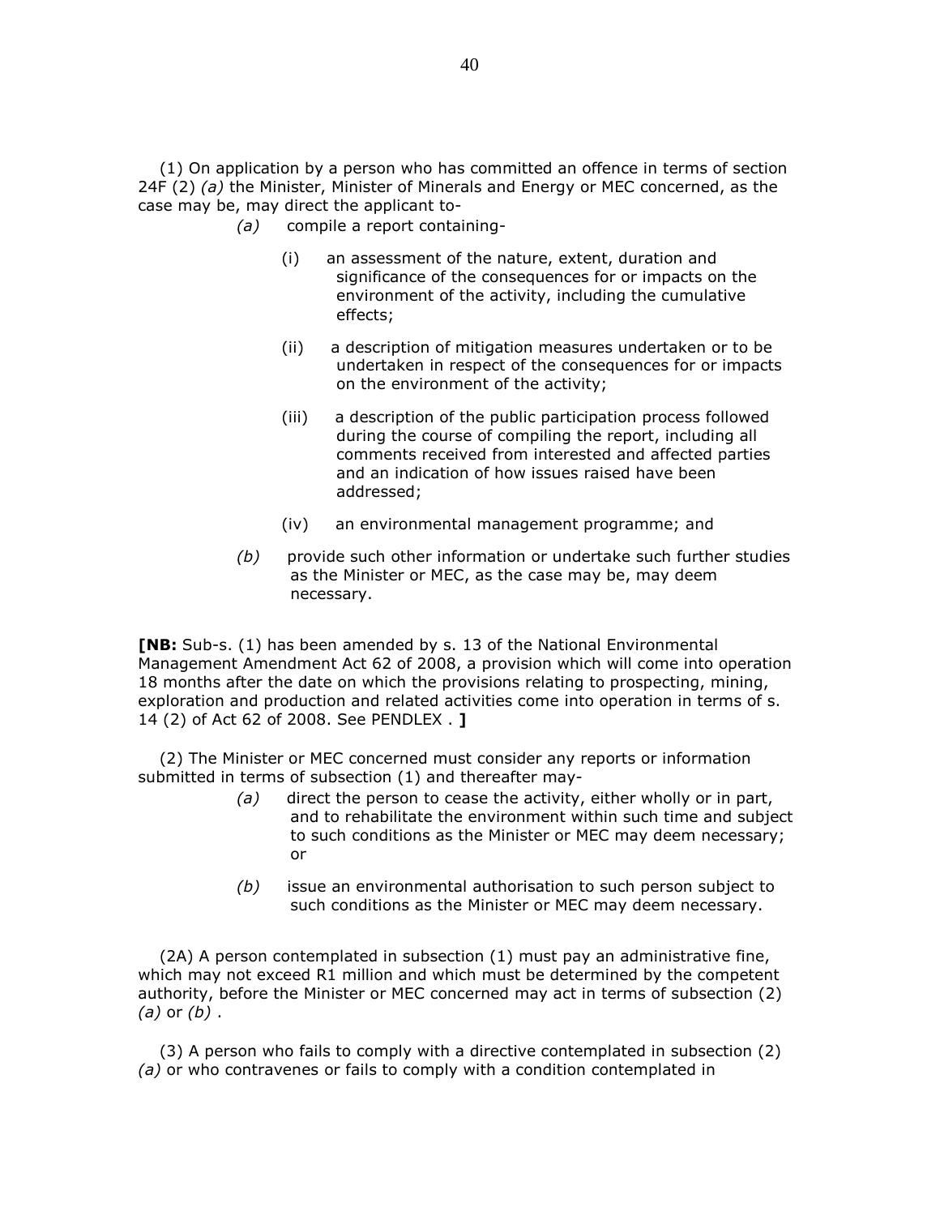(1) On application by a person who has committed an offence in terms of section 24F (2) *(a)* the Minister, Minister of Minerals and Energy or MEC concerned, as the case may be, may direct the applicant to-

*(a)* compile a report containing-

(i) an assessment of the nature, extent, duration and significance of the consequences for or impacts on the environment of the activity, including the cumulative effects;

(ii) a description of mitigation measures undertaken or to be undertaken in respect of the consequences for or impacts on the environment of the activity;

(iii) a description of the public participation process followed during the course of compiling the report, including all comments received from interested and affected parties and an indication of how issues raised have been addressed;

(iv) an environmental management programme; and

*(b)* provide such other information or undertake such further studies as the Minister or MEC, as the case may be, may deem necessary.

**[NB:** Sub-s. (1) has been amended by s. 13 of the National Environmental Management Amendment Act 62 of 2008, a provision which will come into operation 18 months after the date on which the provisions relating to prospecting, mining, exploration and production and related activities come into operation in terms of s. 14 (2) of Act 62 of 2008. See PENDLEX . **]**

(2) The Minister or MEC concerned must consider any reports or information submitted in terms of subsection (1) and thereafter may-

*(a)* direct the person to cease the activity, either wholly or in part, and to rehabilitate the environment within such time and subject to such conditions as the Minister or MEC may deem necessary; or

*(b)* issue an environmental authorisation to such person subject to such conditions as the Minister or MEC may deem necessary.

(2A) A person contemplated in subsection (1) must pay an administrative fine, which may not exceed R1 million and which must be determined by the competent authority, before the Minister or MEC concerned may act in terms of subsection (2) *(a)* or *(b)* .

(3) A person who fails to comply with a directive contemplated in subsection (2) *(a)* or who contravenes or fails to comply with a condition contemplated in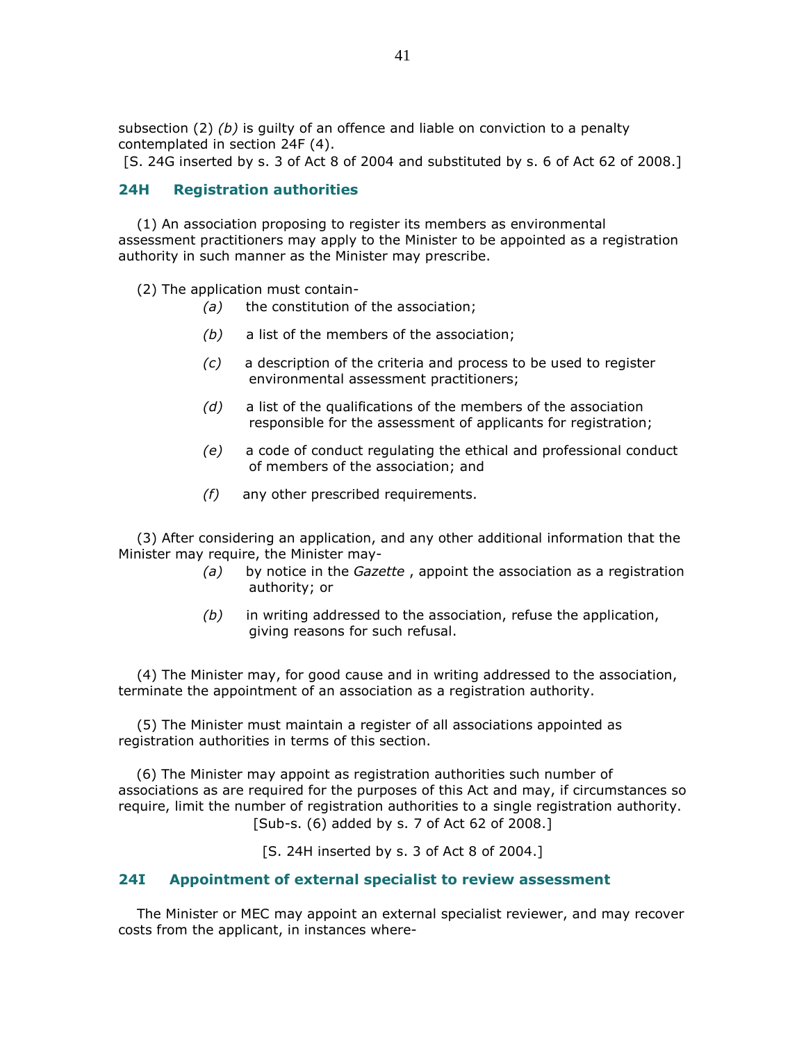subsection (2) *(b)* is guilty of an offence and liable on conviction to a penalty contemplated in section 24F (4).

[S. 24G inserted by s. 3 of Act 8 of 2004 and substituted by s. 6 of Act 62 of 2008.]

## 24H Registration authorities

(1) An association proposing to register its members as environmental assessment practitioners may apply to the Minister to be appointed as a registration authority in such manner as the Minister may prescribe.

(2) The application must contain-

*(a)* the constitution of the association;

*(b)* a list of the members of the association;

*(c)* a description of the criteria and process to be used to register environmental assessment practitioners;

*(d)* a list of the qualifications of the members of the association responsible for the assessment of applicants for registration;

*(e)* a code of conduct regulating the ethical and professional conduct of members of the association; and

*(f)* any other prescribed requirements.

(3) After considering an application, and any other additional information that the Minister may require, the Minister may-

*(a)* by notice in the *Gazette* , appoint the association as a registration authority; or

*(b)* in writing addressed to the association, refuse the application, giving reasons for such refusal.

(4) The Minister may, for good cause and in writing addressed to the association, terminate the appointment of an association as a registration authority.

(5) The Minister must maintain a register of all associations appointed as registration authorities in terms of this section.

(6) The Minister may appoint as registration authorities such number of associations as are required for the purposes of this Act and may, if circumstances so require, limit the number of registration authorities to a single registration authority.

[Sub-s. (6) added by s. 7 of Act 62 of 2008.]

[S. 24H inserted by s. 3 of Act 8 of 2004.]

## 24I Appointment of external specialist to review assessment

The Minister or MEC may appoint an external specialist reviewer, and may recover costs from the applicant, in instances where-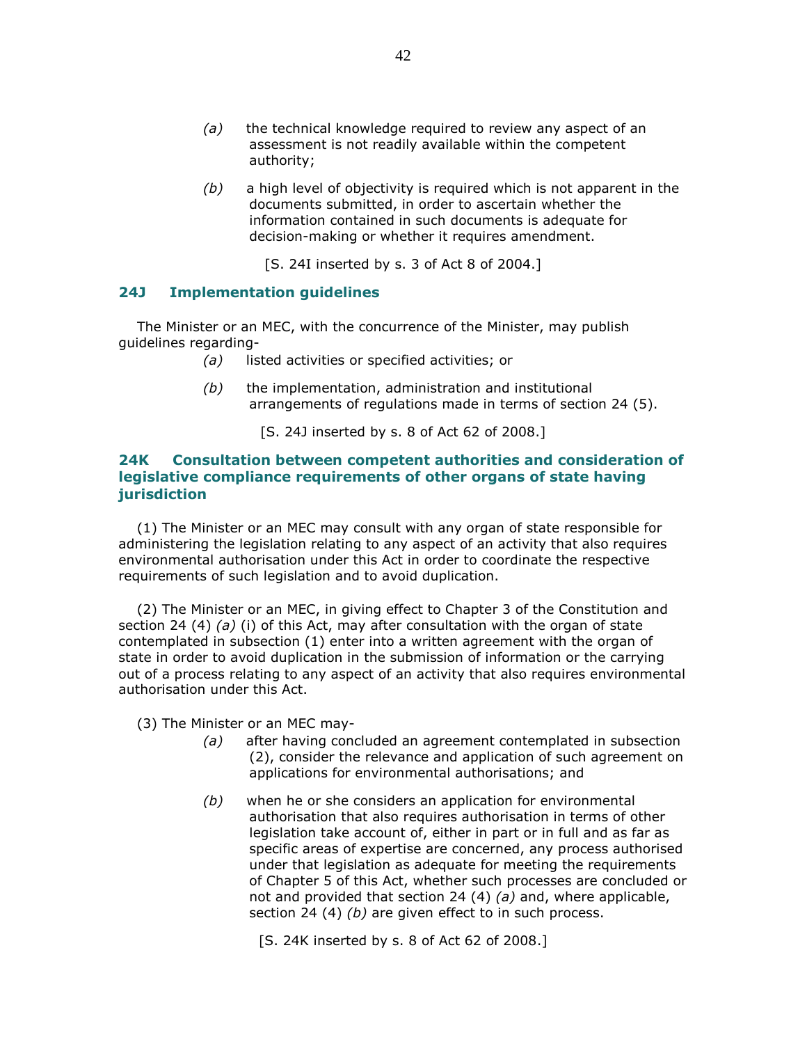(a) the technical knowledge required to review any aspect of an assessment is not readily available within the competent authority;

(b) a high level of objectivity is required which is not apparent in the documents submitted, in order to ascertain whether the information contained in such documents is adequate for decision-making or whether it requires amendment.

[S. 24I inserted by s. 3 of Act 8 of 2004.]

### 24J Implementation guidelines

The Minister or an MEC, with the concurrence of the Minister, may publish guidelines regarding-

(a) listed activities or specified activities; or

(b) the implementation, administration and institutional arrangements of regulations made in terms of section 24 (5).

[S. 24J inserted by s. 8 of Act 62 of 2008.]

### 24K Consultation between competent authorities and consideration of legislative compliance requirements of other organs of state having jurisdiction

(1) The Minister or an MEC may consult with any organ of state responsible for administering the legislation relating to any aspect of an activity that also requires environmental authorisation under this Act in order to coordinate the respective requirements of such legislation and to avoid duplication.

(2) The Minister or an MEC, in giving effect to Chapter 3 of the Constitution and section 24 (4) *(a)* (i) of this Act, may after consultation with the organ of state contemplated in subsection (1) enter into a written agreement with the organ of state in order to avoid duplication in the submission of information or the carrying out of a process relating to any aspect of an activity that also requires environmental authorisation under this Act.

(3) The Minister or an MEC may-

(a) after having concluded an agreement contemplated in subsection (2), consider the relevance and application of such agreement on applications for environmental authorisations; and

(b) when he or she considers an application for environmental authorisation that also requires authorisation in terms of other legislation take account of, either in part or in full and as far as specific areas of expertise are concerned, any process authorised under that legislation as adequate for meeting the requirements of Chapter 5 of this Act, whether such processes are concluded or not and provided that section 24 (4) *(a)* and, where applicable, section 24 (4) *(b)* are given effect to in such process.

[S. 24K inserted by s. 8 of Act 62 of 2008.]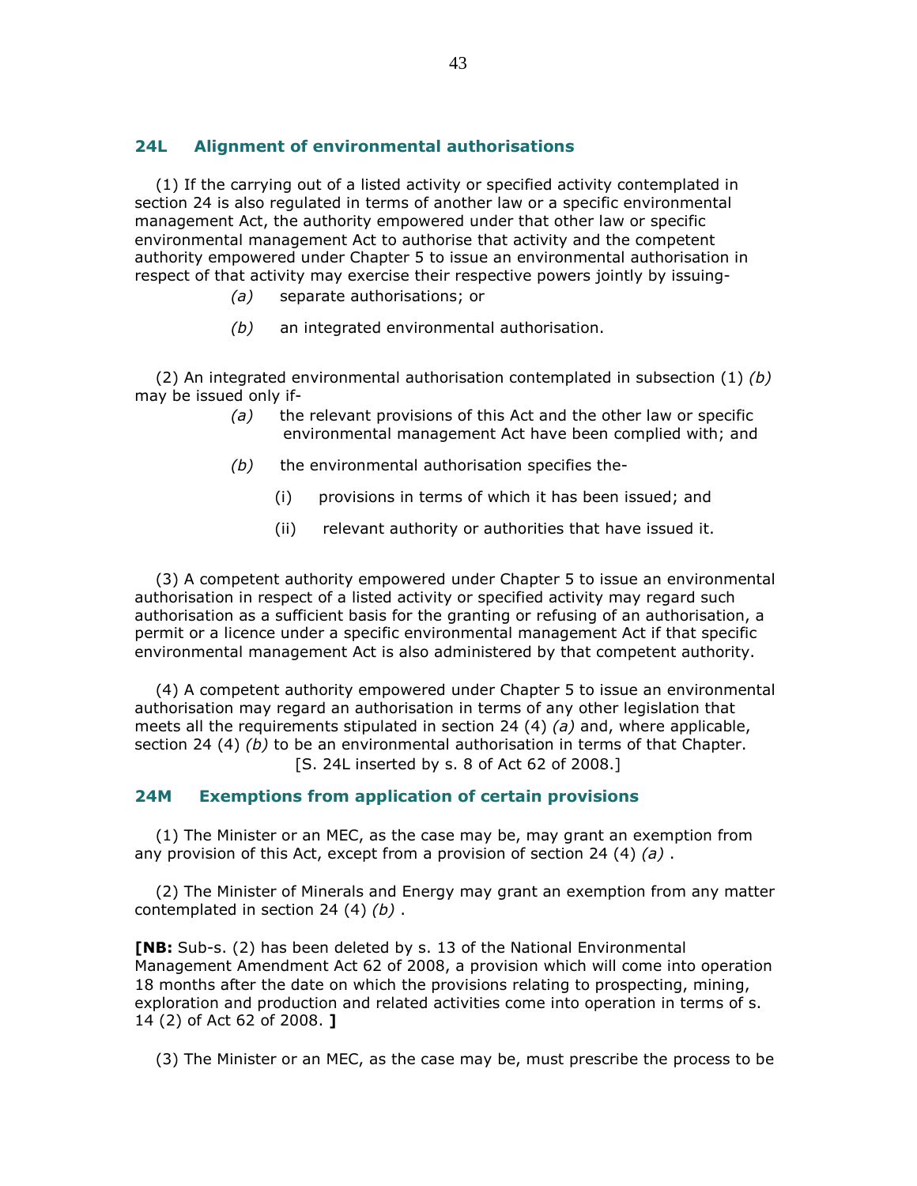## 24L Alignment of environmental authorisations

(1) If the carrying out of a listed activity or specified activity contemplated in section 24 is also regulated in terms of another law or a specific environmental management Act, the authority empowered under that other law or specific environmental management Act to authorise that activity and the competent authority empowered under Chapter 5 to issue an environmental authorisation in respect of that activity may exercise their respective powers jointly by issuing-

*(a)* separate authorisations; or

*(b)* an integrated environmental authorisation.

(2) An integrated environmental authorisation contemplated in subsection (1) *(b)* may be issued only if-

*(a)* the relevant provisions of this Act and the other law or specific environmental management Act have been complied with; and

*(b)* the environmental authorisation specifies the-

(i) provisions in terms of which it has been issued; and

(ii) relevant authority or authorities that have issued it.

(3) A competent authority empowered under Chapter 5 to issue an environmental authorisation in respect of a listed activity or specified activity may regard such authorisation as a sufficient basis for the granting or refusing of an authorisation, a permit or a licence under a specific environmental management Act if that specific environmental management Act is also administered by that competent authority.

(4) A competent authority empowered under Chapter 5 to issue an environmental authorisation may regard an authorisation in terms of any other legislation that meets all the requirements stipulated in section 24 (4) *(a)* and, where applicable, section 24 (4) *(b)* to be an environmental authorisation in terms of that Chapter.

[S. 24L inserted by s. 8 of Act 62 of 2008.]

## 24M Exemptions from application of certain provisions

(1) The Minister or an MEC, as the case may be, may grant an exemption from any provision of this Act, except from a provision of section 24 (4) *(a)* .

(2) The Minister of Minerals and Energy may grant an exemption from any matter contemplated in section 24 (4) *(b)* .

**[NB:** Sub-s. (2) has been deleted by s. 13 of the National Environmental Management Amendment Act 62 of 2008, a provision which will come into operation 18 months after the date on which the provisions relating to prospecting, mining, exploration and production and related activities come into operation in terms of s. 14 (2) of Act 62 of 2008. **]**

(3) The Minister or an MEC, as the case may be, must prescribe the process to be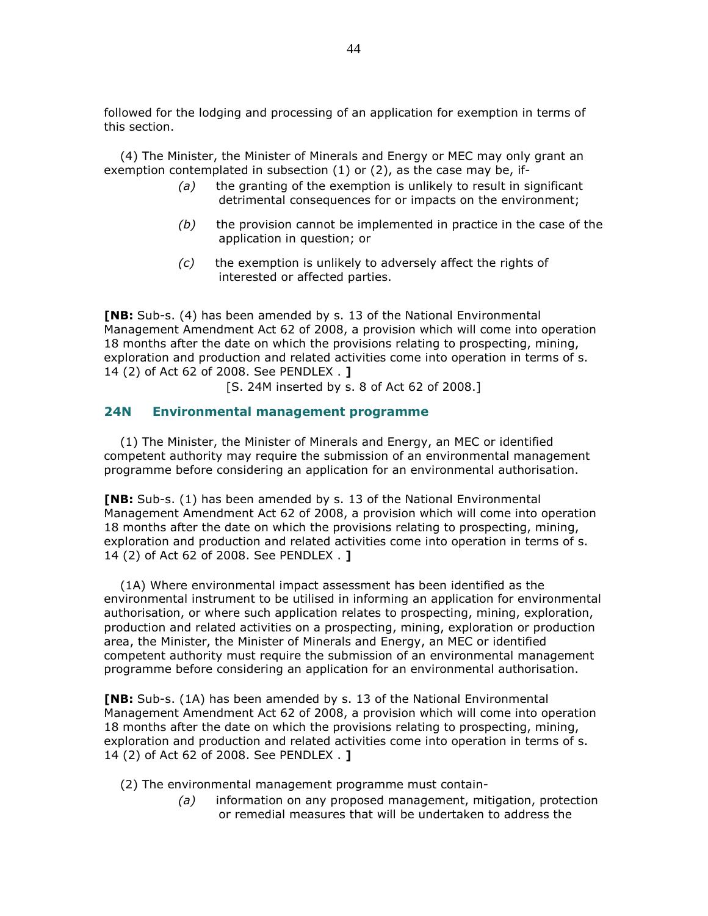followed for the lodging and processing of an application for exemption in terms of this section.

(4) The Minister, the Minister of Minerals and Energy or MEC may only grant an exemption contemplated in subsection (1) or (2), as the case may be, if-

*(a)* the granting of the exemption is unlikely to result in significant detrimental consequences for or impacts on the environment;

*(b)* the provision cannot be implemented in practice in the case of the application in question; or

*(c)* the exemption is unlikely to adversely affect the rights of interested or affected parties.

**[NB:** Sub-s. (4) has been amended by s. 13 of the National Environmental Management Amendment Act 62 of 2008, a provision which will come into operation 18 months after the date on which the provisions relating to prospecting, mining, exploration and production and related activities come into operation in terms of s. 14 (2) of Act 62 of 2008. See PENDLEX . **]**

[S. 24M inserted by s. 8 of Act 62 of 2008.]

## 24N Environmental management programme

(1) The Minister, the Minister of Minerals and Energy, an MEC or identified competent authority may require the submission of an environmental management programme before considering an application for an environmental authorisation.

**[NB:** Sub-s. (1) has been amended by s. 13 of the National Environmental Management Amendment Act 62 of 2008, a provision which will come into operation 18 months after the date on which the provisions relating to prospecting, mining, exploration and production and related activities come into operation in terms of s. 14 (2) of Act 62 of 2008. See PENDLEX . **]**

(1A) Where environmental impact assessment has been identified as the environmental instrument to be utilised in informing an application for environmental authorisation, or where such application relates to prospecting, mining, exploration, production and related activities on a prospecting, mining, exploration or production area, the Minister, the Minister of Minerals and Energy, an MEC or identified competent authority must require the submission of an environmental management programme before considering an application for an environmental authorisation.

**[NB:** Sub-s. (1A) has been amended by s. 13 of the National Environmental Management Amendment Act 62 of 2008, a provision which will come into operation 18 months after the date on which the provisions relating to prospecting, mining, exploration and production and related activities come into operation in terms of s. 14 (2) of Act 62 of 2008. See PENDLEX . **]**

(2) The environmental management programme must contain-

*(a)* information on any proposed management, mitigation, protection or remedial measures that will be undertaken to address the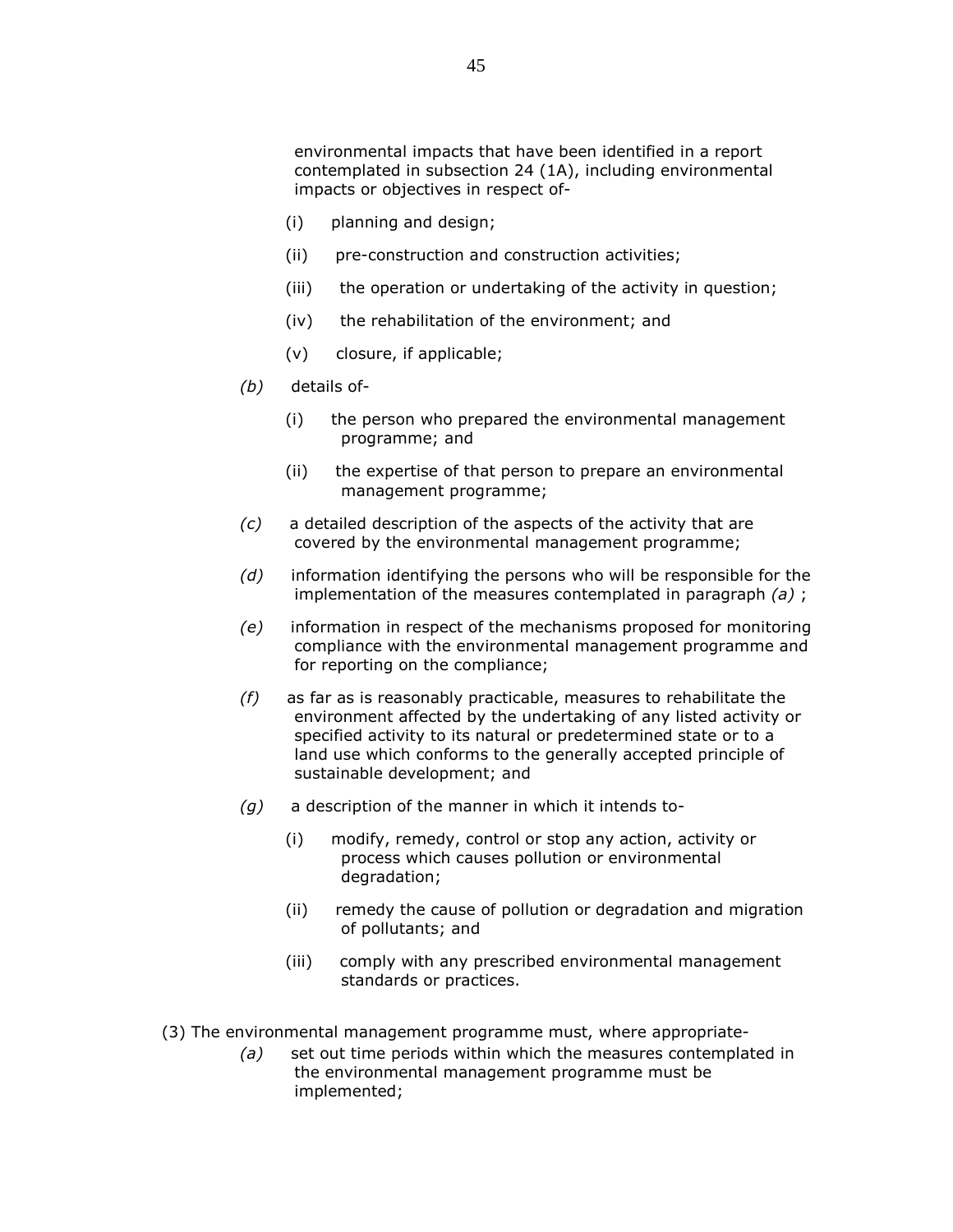environmental impacts that have been identified in a report contemplated in subsection 24 (1A), including environmental impacts or objectives in respect of-

(i) planning and design;

(ii) pre-construction and construction activities;

(iii) the operation or undertaking of the activity in question;

(iv) the rehabilitation of the environment; and

(v) closure, if applicable;

*(b)* details of-

(i) the person who prepared the environmental management programme; and

(ii) the expertise of that person to prepare an environmental management programme;

*(c)* a detailed description of the aspects of the activity that are covered by the environmental management programme;

*(d)* information identifying the persons who will be responsible for the implementation of the measures contemplated in paragraph *(a)* ;

*(e)* information in respect of the mechanisms proposed for monitoring compliance with the environmental management programme and for reporting on the compliance;

*(f)* as far as is reasonably practicable, measures to rehabilitate the environment affected by the undertaking of any listed activity or specified activity to its natural or predetermined state or to a land use which conforms to the generally accepted principle of sustainable development; and

*(g)* a description of the manner in which it intends to-

(i) modify, remedy, control or stop any action, activity or process which causes pollution or environmental degradation;

(ii) remedy the cause of pollution or degradation and migration of pollutants; and

(iii) comply with any prescribed environmental management standards or practices.

(3) The environmental management programme must, where appropriate-

*(a)* set out time periods within which the measures contemplated in the environmental management programme must be implemented;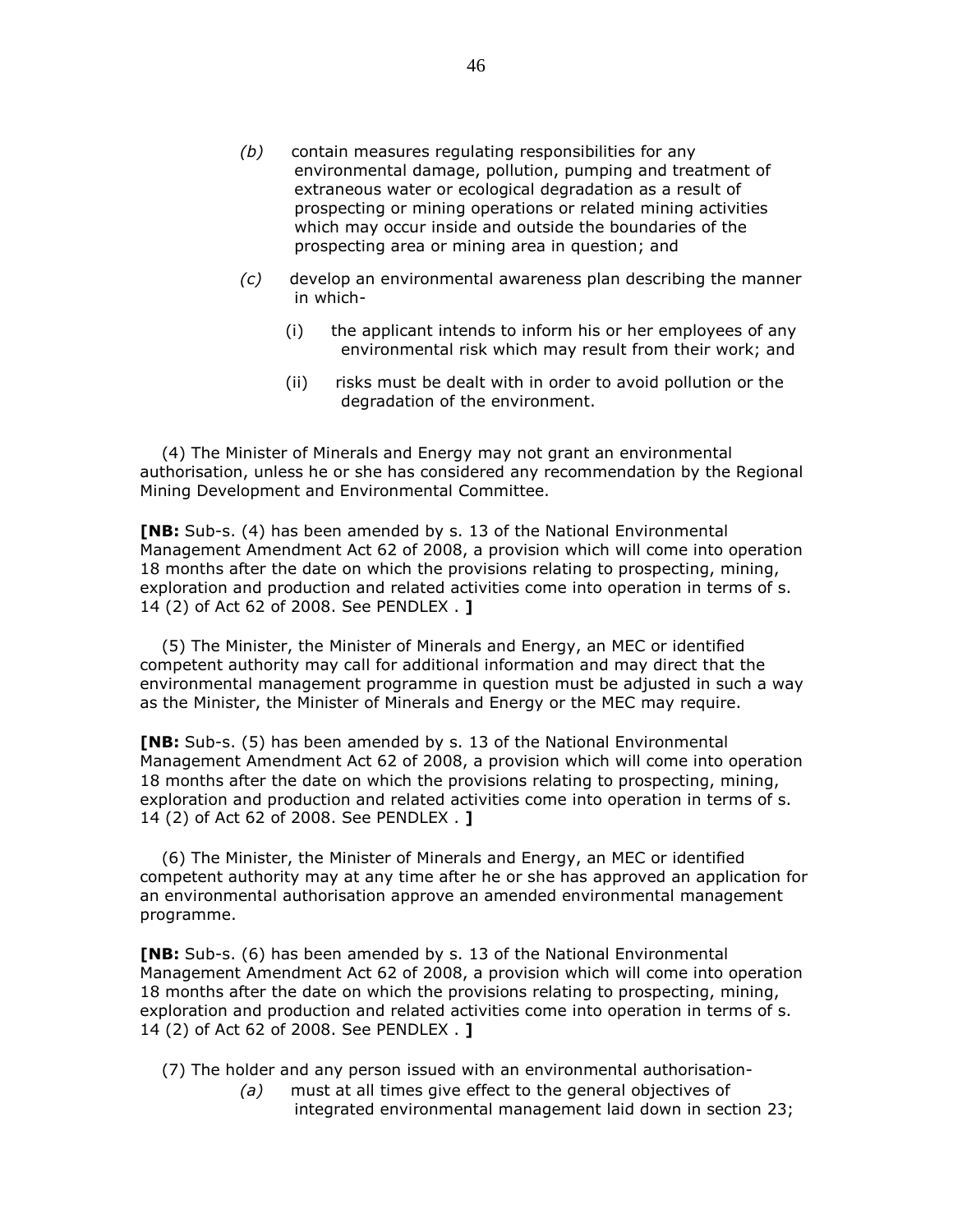*(b)* contain measures regulating responsibilities for any environmental damage, pollution, pumping and treatment of extraneous water or ecological degradation as a result of prospecting or mining operations or related mining activities which may occur inside and outside the boundaries of the prospecting area or mining area in question; and

*(c)* develop an environmental awareness plan describing the manner in which-

(i) the applicant intends to inform his or her employees of any environmental risk which may result from their work; and

(ii) risks must be dealt with in order to avoid pollution or the degradation of the environment.

(4) The Minister of Minerals and Energy may not grant an environmental authorisation, unless he or she has considered any recommendation by the Regional Mining Development and Environmental Committee.

**[NB:** Sub-s. (4) has been amended by s. 13 of the National Environmental Management Amendment Act 62 of 2008, a provision which will come into operation 18 months after the date on which the provisions relating to prospecting, mining, exploration and production and related activities come into operation in terms of s. 14 (2) of Act 62 of 2008. See PENDLEX . **]**

(5) The Minister, the Minister of Minerals and Energy, an MEC or identified competent authority may call for additional information and may direct that the environmental management programme in question must be adjusted in such a way as the Minister, the Minister of Minerals and Energy or the MEC may require.

**[NB:** Sub-s. (5) has been amended by s. 13 of the National Environmental Management Amendment Act 62 of 2008, a provision which will come into operation 18 months after the date on which the provisions relating to prospecting, mining, exploration and production and related activities come into operation in terms of s. 14 (2) of Act 62 of 2008. See PENDLEX . **]**

(6) The Minister, the Minister of Minerals and Energy, an MEC or identified competent authority may at any time after he or she has approved an application for an environmental authorisation approve an amended environmental management programme.

**[NB:** Sub-s. (6) has been amended by s. 13 of the National Environmental Management Amendment Act 62 of 2008, a provision which will come into operation 18 months after the date on which the provisions relating to prospecting, mining, exploration and production and related activities come into operation in terms of s. 14 (2) of Act 62 of 2008. See PENDLEX . **]**

(7) The holder and any person issued with an environmental authorisation-

*(a)* must at all times give effect to the general objectives of integrated environmental management laid down in section 23;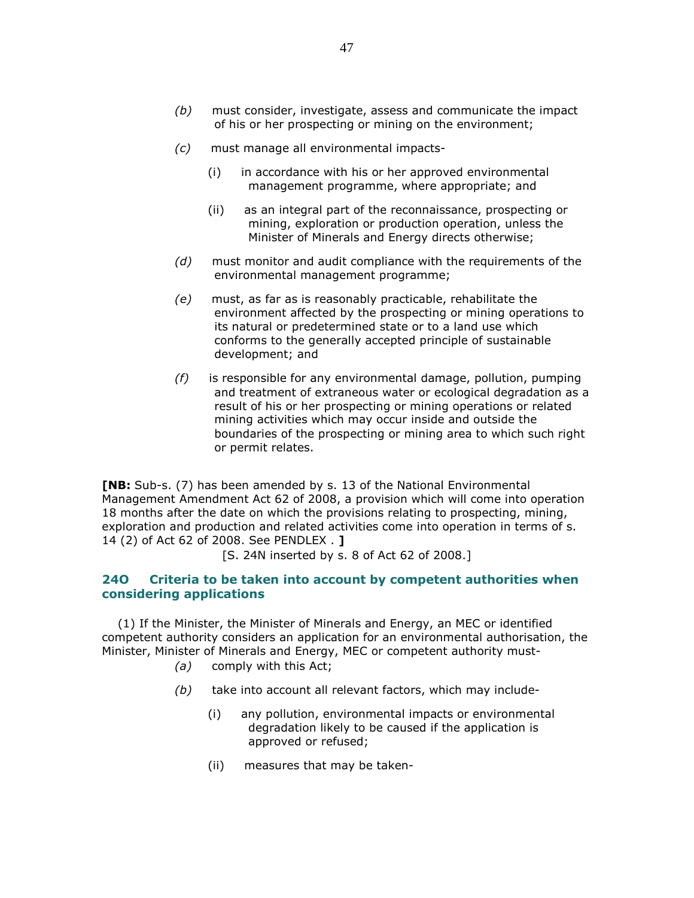*(b)* must consider, investigate, assess and communicate the impact of his or her prospecting or mining on the environment;

*(c)* must manage all environmental impacts-

(i) in accordance with his or her approved environmental management programme, where appropriate; and

(ii) as an integral part of the reconnaissance, prospecting or mining, exploration or production operation, unless the Minister of Minerals and Energy directs otherwise;

*(d)* must monitor and audit compliance with the requirements of the environmental management programme;

*(e)* must, as far as is reasonably practicable, rehabilitate the environment affected by the prospecting or mining operations to its natural or predetermined state or to a land use which conforms to the generally accepted principle of sustainable development; and

*(f)* is responsible for any environmental damage, pollution, pumping and treatment of extraneous water or ecological degradation as a result of his or her prospecting or mining operations or related mining activities which may occur inside and outside the boundaries of the prospecting or mining area to which such right or permit relates.

**[NB:** Sub-s. (7) has been amended by s. 13 of the National Environmental Management Amendment Act 62 of 2008, a provision which will come into operation 18 months after the date on which the provisions relating to prospecting, mining, exploration and production and related activities come into operation in terms of s. 14 (2) of Act 62 of 2008. See PENDLEX . **]**

[S. 24N inserted by s. 8 of Act 62 of 2008.]

### 24O Criteria to be taken into account by competent authorities when considering applications

(1) If the Minister, the Minister of Minerals and Energy, an MEC or identified competent authority considers an application for an environmental authorisation, the Minister, Minister of Minerals and Energy, MEC or competent authority must-

*(a)* comply with this Act;

*(b)* take into account all relevant factors, which may include-

(i) any pollution, environmental impacts or environmental degradation likely to be caused if the application is approved or refused;

(ii) measures that may be taken-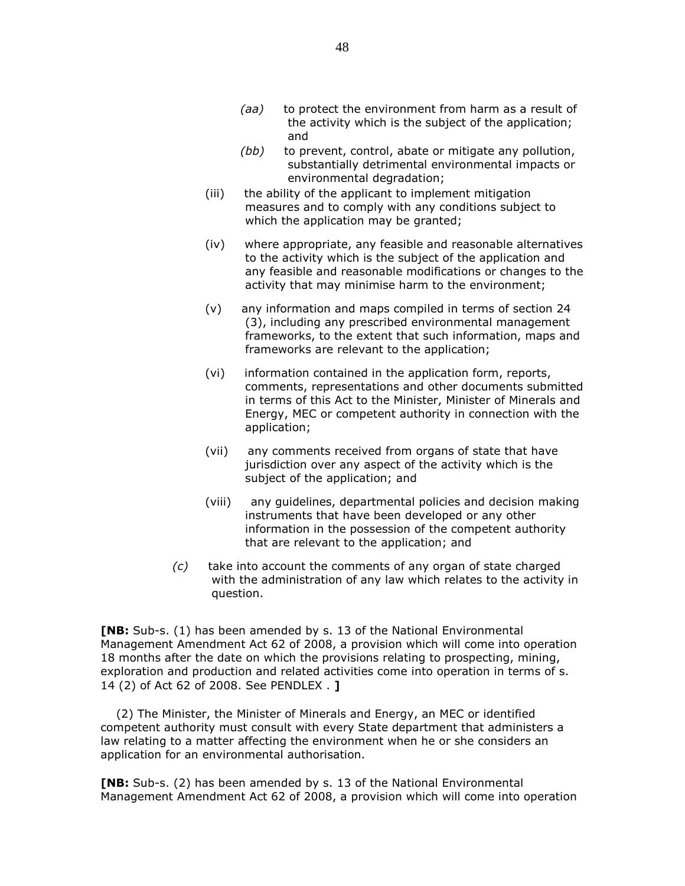*(aa)* to protect the environment from harm as a result of the activity which is the subject of the application; and

*(bb)* to prevent, control, abate or mitigate any pollution, substantially detrimental environmental impacts or environmental degradation;

(iii) the ability of the applicant to implement mitigation measures and to comply with any conditions subject to which the application may be granted;

(iv) where appropriate, any feasible and reasonable alternatives to the activity which is the subject of the application and any feasible and reasonable modifications or changes to the activity that may minimise harm to the environment;

(v) any information and maps compiled in terms of section 24 (3), including any prescribed environmental management frameworks, to the extent that such information, maps and frameworks are relevant to the application;

(vi) information contained in the application form, reports, comments, representations and other documents submitted in terms of this Act to the Minister, Minister of Minerals and Energy, MEC or competent authority in connection with the application;

(vii) any comments received from organs of state that have jurisdiction over any aspect of the activity which is the subject of the application; and

(viii) any guidelines, departmental policies and decision making instruments that have been developed or any other information in the possession of the competent authority that are relevant to the application; and

*(c)* take into account the comments of any organ of state charged with the administration of any law which relates to the activity in question.

**[NB:** Sub-s. (1) has been amended by s. 13 of the National Environmental Management Amendment Act 62 of 2008, a provision which will come into operation 18 months after the date on which the provisions relating to prospecting, mining, exploration and production and related activities come into operation in terms of s. 14 (2) of Act 62 of 2008. See PENDLEX . **]**

(2) The Minister, the Minister of Minerals and Energy, an MEC or identified competent authority must consult with every State department that administers a law relating to a matter affecting the environment when he or she considers an application for an environmental authorisation.

**[NB:** Sub-s. (2) has been amended by s. 13 of the National Environmental Management Amendment Act 62 of 2008, a provision which will come into operation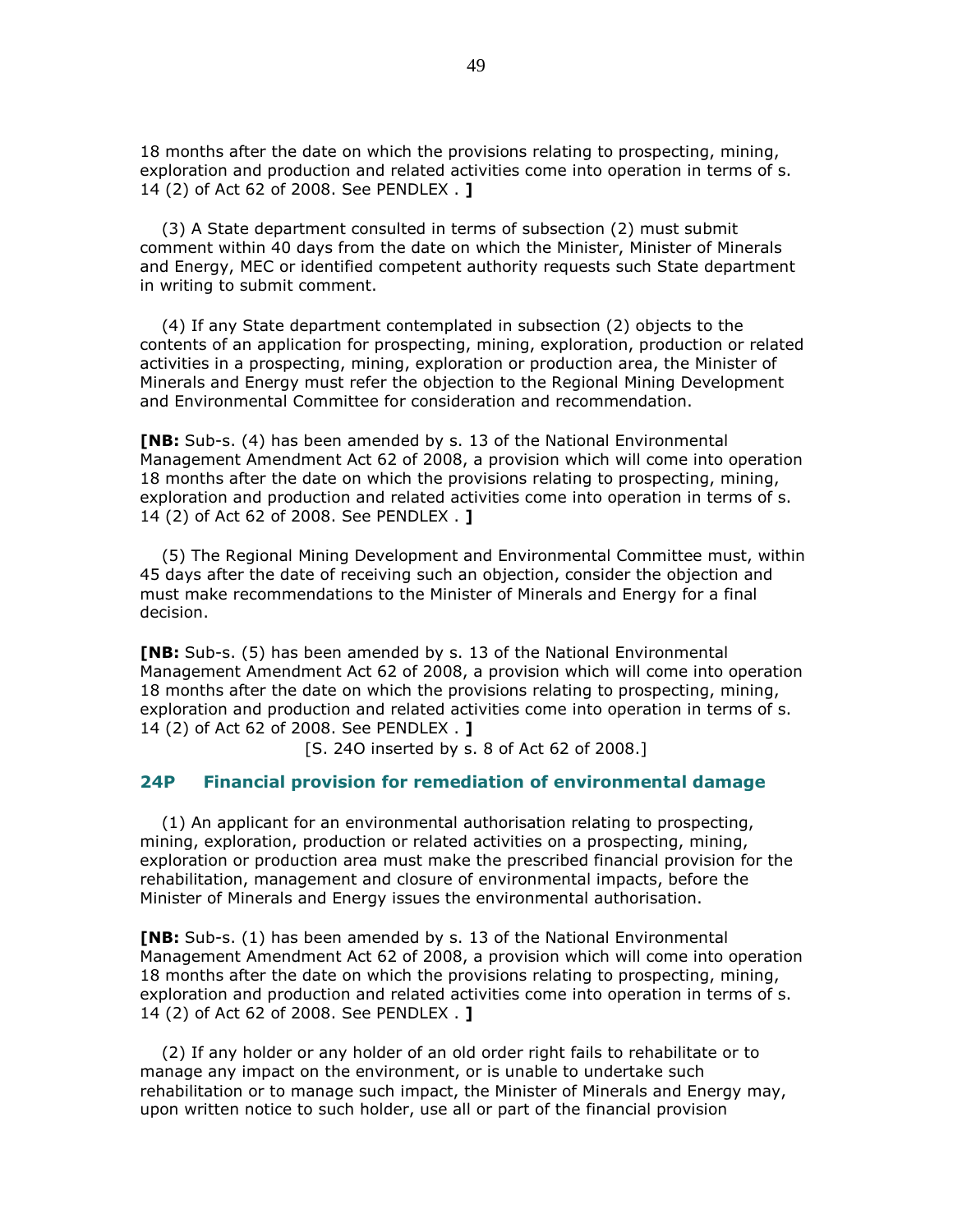18 months after the date on which the provisions relating to prospecting, mining, exploration and production and related activities come into operation in terms of s. 14 (2) of Act 62 of 2008. See PENDLEX . **]**

(3) A State department consulted in terms of subsection (2) must submit comment within 40 days from the date on which the Minister, Minister of Minerals and Energy, MEC or identified competent authority requests such State department in writing to submit comment.

(4) If any State department contemplated in subsection (2) objects to the contents of an application for prospecting, mining, exploration, production or related activities in a prospecting, mining, exploration or production area, the Minister of Minerals and Energy must refer the objection to the Regional Mining Development and Environmental Committee for consideration and recommendation.

**[NB:** Sub-s. (4) has been amended by s. 13 of the National Environmental Management Amendment Act 62 of 2008, a provision which will come into operation 18 months after the date on which the provisions relating to prospecting, mining, exploration and production and related activities come into operation in terms of s. 14 (2) of Act 62 of 2008. See PENDLEX . **]**

(5) The Regional Mining Development and Environmental Committee must, within 45 days after the date of receiving such an objection, consider the objection and must make recommendations to the Minister of Minerals and Energy for a final decision.

**[NB:** Sub-s. (5) has been amended by s. 13 of the National Environmental Management Amendment Act 62 of 2008, a provision which will come into operation 18 months after the date on which the provisions relating to prospecting, mining, exploration and production and related activities come into operation in terms of s. 14 (2) of Act 62 of 2008. See PENDLEX . **]**

[S. 24O inserted by s. 8 of Act 62 of 2008.]

### 24P Financial provision for remediation of environmental damage

(1) An applicant for an environmental authorisation relating to prospecting, mining, exploration, production or related activities on a prospecting, mining, exploration or production area must make the prescribed financial provision for the rehabilitation, management and closure of environmental impacts, before the Minister of Minerals and Energy issues the environmental authorisation.

**[NB:** Sub-s. (1) has been amended by s. 13 of the National Environmental Management Amendment Act 62 of 2008, a provision which will come into operation 18 months after the date on which the provisions relating to prospecting, mining, exploration and production and related activities come into operation in terms of s. 14 (2) of Act 62 of 2008. See PENDLEX . **]**

(2) If any holder or any holder of an old order right fails to rehabilitate or to manage any impact on the environment, or is unable to undertake such rehabilitation or to manage such impact, the Minister of Minerals and Energy may, upon written notice to such holder, use all or part of the financial provision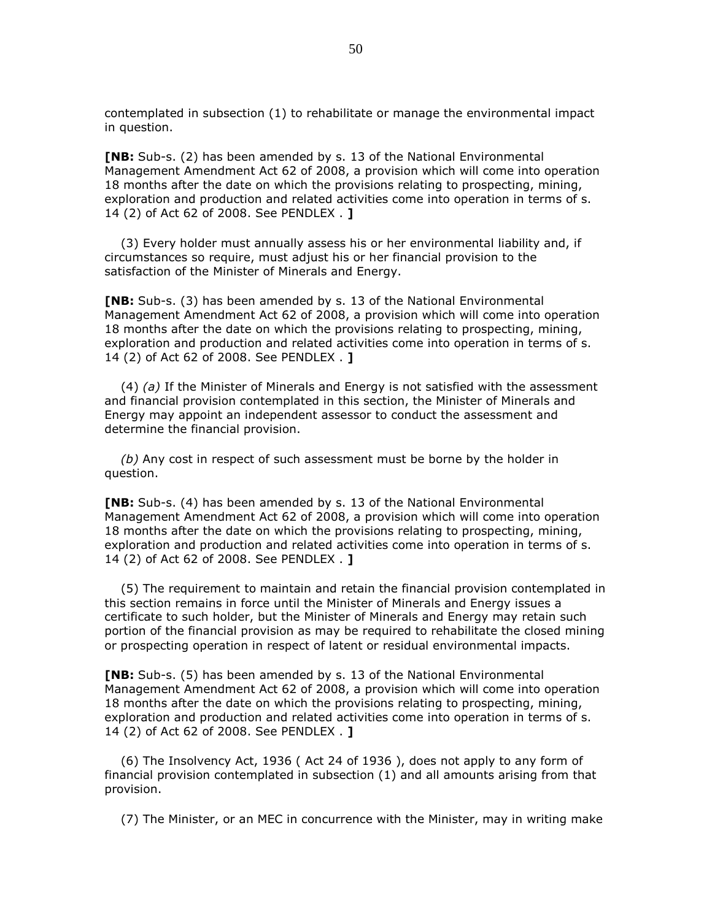contemplated in subsection (1) to rehabilitate or manage the environmental impact in question.

**[NB:** Sub-s. (2) has been amended by s. 13 of the National Environmental Management Amendment Act 62 of 2008, a provision which will come into operation 18 months after the date on which the provisions relating to prospecting, mining, exploration and production and related activities come into operation in terms of s. 14 (2) of Act 62 of 2008. See PENDLEX . **]**

(3) Every holder must annually assess his or her environmental liability and, if circumstances so require, must adjust his or her financial provision to the satisfaction of the Minister of Minerals and Energy.

**[NB:** Sub-s. (3) has been amended by s. 13 of the National Environmental Management Amendment Act 62 of 2008, a provision which will come into operation 18 months after the date on which the provisions relating to prospecting, mining, exploration and production and related activities come into operation in terms of s. 14 (2) of Act 62 of 2008. See PENDLEX . **]**

(4) *(a)* If the Minister of Minerals and Energy is not satisfied with the assessment and financial provision contemplated in this section, the Minister of Minerals and Energy may appoint an independent assessor to conduct the assessment and determine the financial provision.

*(b)* Any cost in respect of such assessment must be borne by the holder in question.

**[NB:** Sub-s. (4) has been amended by s. 13 of the National Environmental Management Amendment Act 62 of 2008, a provision which will come into operation 18 months after the date on which the provisions relating to prospecting, mining, exploration and production and related activities come into operation in terms of s. 14 (2) of Act 62 of 2008. See PENDLEX . **]**

(5) The requirement to maintain and retain the financial provision contemplated in this section remains in force until the Minister of Minerals and Energy issues a certificate to such holder, but the Minister of Minerals and Energy may retain such portion of the financial provision as may be required to rehabilitate the closed mining or prospecting operation in respect of latent or residual environmental impacts.

**[NB:** Sub-s. (5) has been amended by s. 13 of the National Environmental Management Amendment Act 62 of 2008, a provision which will come into operation 18 months after the date on which the provisions relating to prospecting, mining, exploration and production and related activities come into operation in terms of s. 14 (2) of Act 62 of 2008. See PENDLEX . **]**

(6) The Insolvency Act, 1936 ( Act 24 of 1936 ), does not apply to any form of financial provision contemplated in subsection (1) and all amounts arising from that provision.

(7) The Minister, or an MEC in concurrence with the Minister, may in writing make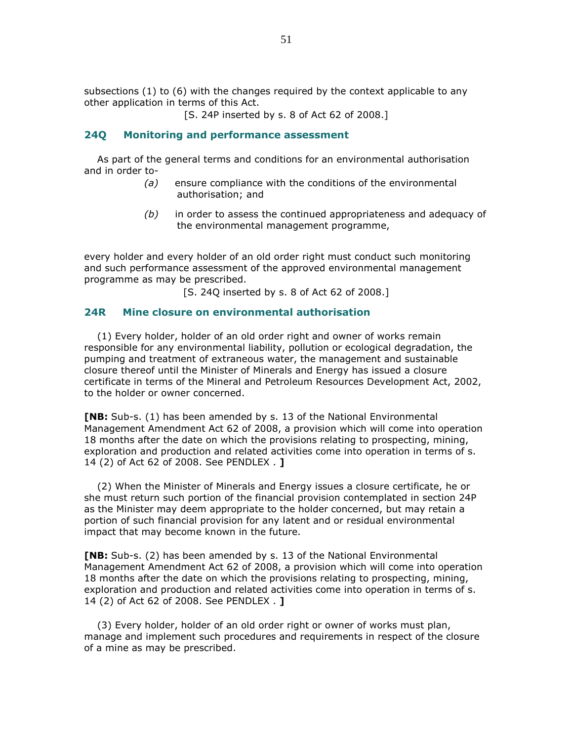subsections (1) to (6) with the changes required by the context applicable to any other application in terms of this Act.

[S. 24P inserted by s. 8 of Act 62 of 2008.]

### 24Q Monitoring and performance assessment

As part of the general terms and conditions for an environmental authorisation and in order to-

*(a)* ensure compliance with the conditions of the environmental authorisation; and

*(b)* in order to assess the continued appropriateness and adequacy of the environmental management programme,

every holder and every holder of an old order right must conduct such monitoring and such performance assessment of the approved environmental management programme as may be prescribed.

[S. 24Q inserted by s. 8 of Act 62 of 2008.]

### 24R Mine closure on environmental authorisation

(1) Every holder, holder of an old order right and owner of works remain responsible for any environmental liability, pollution or ecological degradation, the pumping and treatment of extraneous water, the management and sustainable closure thereof until the Minister of Minerals and Energy has issued a closure certificate in terms of the Mineral and Petroleum Resources Development Act, 2002, to the holder or owner concerned.

**[NB:** Sub-s. (1) has been amended by s. 13 of the National Environmental Management Amendment Act 62 of 2008, a provision which will come into operation 18 months after the date on which the provisions relating to prospecting, mining, exploration and production and related activities come into operation in terms of s. 14 (2) of Act 62 of 2008. See PENDLEX . **]**

(2) When the Minister of Minerals and Energy issues a closure certificate, he or she must return such portion of the financial provision contemplated in section 24P as the Minister may deem appropriate to the holder concerned, but may retain a portion of such financial provision for any latent and or residual environmental impact that may become known in the future.

**[NB:** Sub-s. (2) has been amended by s. 13 of the National Environmental Management Amendment Act 62 of 2008, a provision which will come into operation 18 months after the date on which the provisions relating to prospecting, mining, exploration and production and related activities come into operation in terms of s. 14 (2) of Act 62 of 2008. See PENDLEX . **]**

(3) Every holder, holder of an old order right or owner of works must plan, manage and implement such procedures and requirements in respect of the closure of a mine as may be prescribed.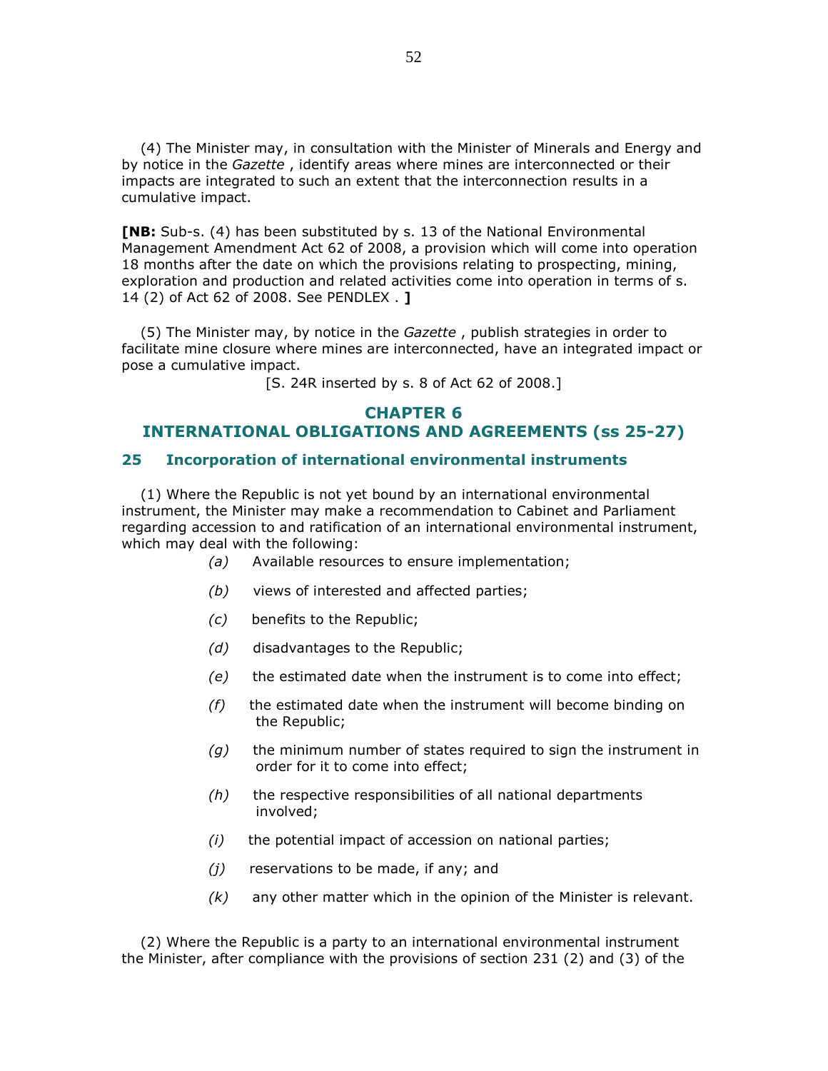(4) The Minister may, in consultation with the Minister of Minerals and Energy and by notice in the *Gazette* , identify areas where mines are interconnected or their impacts are integrated to such an extent that the interconnection results in a cumulative impact.

**[NB:** Sub-s. (4) has been substituted by s. 13 of the National Environmental Management Amendment Act 62 of 2008, a provision which will come into operation 18 months after the date on which the provisions relating to prospecting, mining, exploration and production and related activities come into operation in terms of s. 14 (2) of Act 62 of 2008. See PENDLEX . **]**

(5) The Minister may, by notice in the *Gazette* , publish strategies in order to facilitate mine closure where mines are interconnected, have an integrated impact or pose a cumulative impact.

[S. 24R inserted by s. 8 of Act 62 of 2008.]

## CHAPTER 6
## INTERNATIONAL OBLIGATIONS AND AGREEMENTS (ss 25-27)

### 25 Incorporation of international environmental instruments

(1) Where the Republic is not yet bound by an international environmental instrument, the Minister may make a recommendation to Cabinet and Parliament regarding accession to and ratification of an international environmental instrument, which may deal with the following:

*(a)* Available resources to ensure implementation;

*(b)* views of interested and affected parties;

*(c)* benefits to the Republic;

*(d)* disadvantages to the Republic;

*(e)* the estimated date when the instrument is to come into effect;

*(f)* the estimated date when the instrument will become binding on the Republic;

*(g)* the minimum number of states required to sign the instrument in order for it to come into effect;

*(h)* the respective responsibilities of all national departments involved;

*(i)* the potential impact of accession on national parties;

*(j)* reservations to be made, if any; and

*(k)* any other matter which in the opinion of the Minister is relevant.

(2) Where the Republic is a party to an international environmental instrument the Minister, after compliance with the provisions of section 231 (2) and (3) of the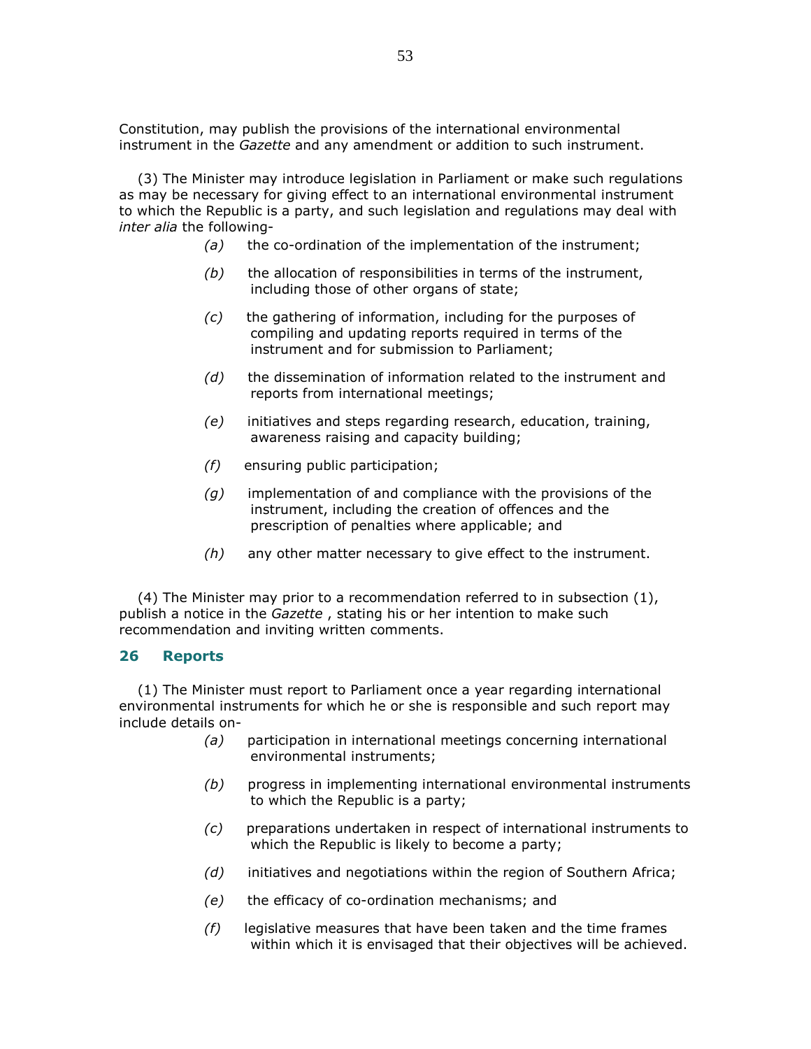Constitution, may publish the provisions of the international environmental instrument in the *Gazette* and any amendment or addition to such instrument.

(3) The Minister may introduce legislation in Parliament or make such regulations as may be necessary for giving effect to an international environmental instrument to which the Republic is a party, and such legislation and regulations may deal with *inter alia* the following-

*(a)* the co-ordination of the implementation of the instrument;

*(b)* the allocation of responsibilities in terms of the instrument, including those of other organs of state;

*(c)* the gathering of information, including for the purposes of compiling and updating reports required in terms of the instrument and for submission to Parliament;

*(d)* the dissemination of information related to the instrument and reports from international meetings;

*(e)* initiatives and steps regarding research, education, training, awareness raising and capacity building;

*(f)* ensuring public participation;

*(g)* implementation of and compliance with the provisions of the instrument, including the creation of offences and the prescription of penalties where applicable; and

*(h)* any other matter necessary to give effect to the instrument.

(4) The Minister may prior to a recommendation referred to in subsection (1), publish a notice in the *Gazette* , stating his or her intention to make such recommendation and inviting written comments.

## 26 Reports

(1) The Minister must report to Parliament once a year regarding international environmental instruments for which he or she is responsible and such report may include details on-

*(a)* participation in international meetings concerning international environmental instruments;

*(b)* progress in implementing international environmental instruments to which the Republic is a party;

*(c)* preparations undertaken in respect of international instruments to which the Republic is likely to become a party;

*(d)* initiatives and negotiations within the region of Southern Africa;

*(e)* the efficacy of co-ordination mechanisms; and

*(f)* legislative measures that have been taken and the time frames within which it is envisaged that their objectives will be achieved.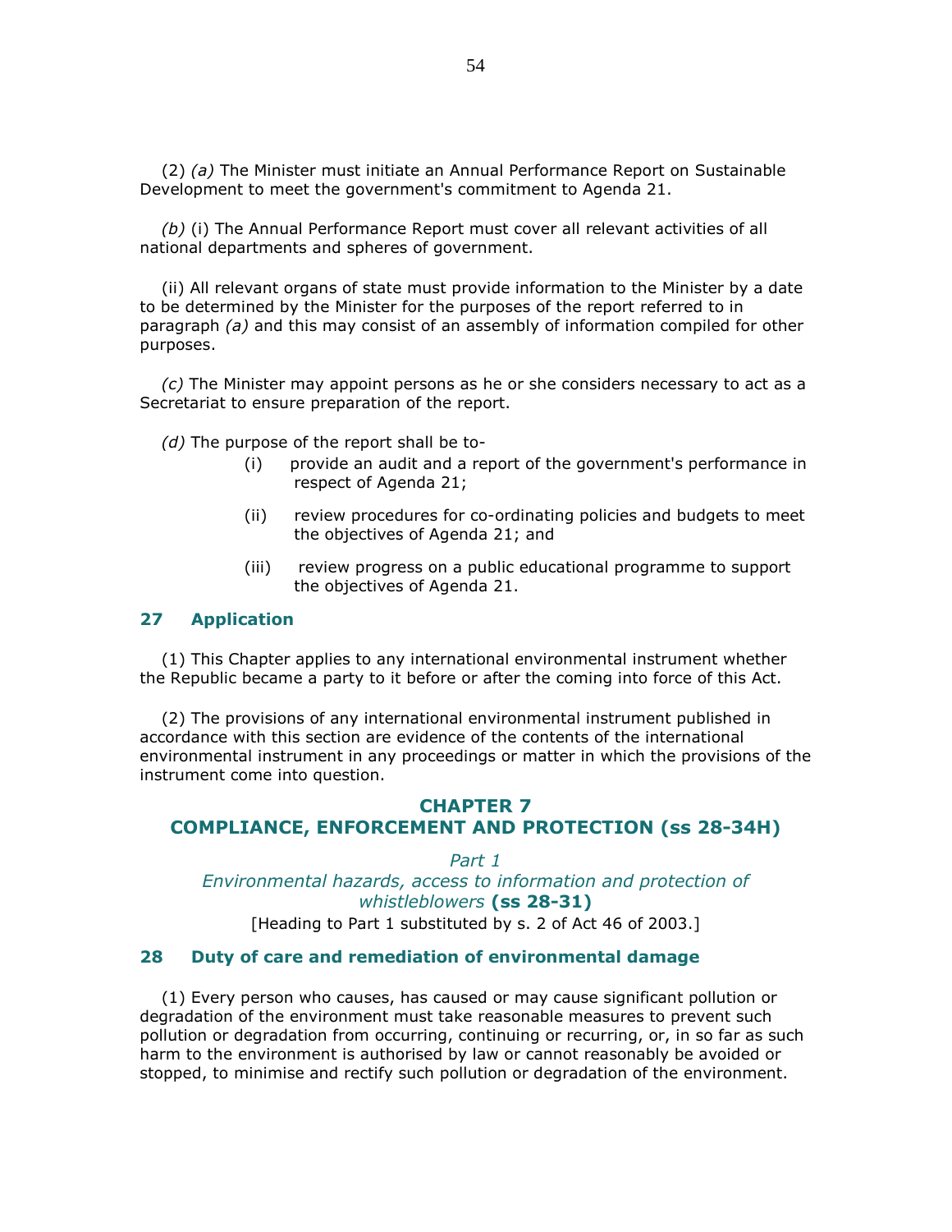(2) *(a)* The Minister must initiate an Annual Performance Report on Sustainable Development to meet the government's commitment to Agenda 21.

*(b)* (i) The Annual Performance Report must cover all relevant activities of all national departments and spheres of government.

(ii) All relevant organs of state must provide information to the Minister by a date to be determined by the Minister for the purposes of the report referred to in paragraph *(a)* and this may consist of an assembly of information compiled for other purposes.

*(c)* The Minister may appoint persons as he or she considers necessary to act as a Secretariat to ensure preparation of the report.

*(d)* The purpose of the report shall be to-

(i) provide an audit and a report of the government's performance in respect of Agenda 21;

(ii) review procedures for co-ordinating policies and budgets to meet the objectives of Agenda 21; and

(iii) review progress on a public educational programme to support the objectives of Agenda 21.

### 27 Application

(1) This Chapter applies to any international environmental instrument whether the Republic became a party to it before or after the coming into force of this Act.

(2) The provisions of any international environmental instrument published in accordance with this section are evidence of the contents of the international environmental instrument in any proceedings or matter in which the provisions of the instrument come into question.

## CHAPTER 7
## COMPLIANCE, ENFORCEMENT AND PROTECTION (ss 28-34H)

*Part 1*
*Environmental hazards, access to information and protection of whistleblowers* **(ss 28-31)**

[Heading to Part 1 substituted by s. 2 of Act 46 of 2003.]

### 28 Duty of care and remediation of environmental damage

(1) Every person who causes, has caused or may cause significant pollution or degradation of the environment must take reasonable measures to prevent such pollution or degradation from occurring, continuing or recurring, or, in so far as such harm to the environment is authorised by law or cannot reasonably be avoided or stopped, to minimise and rectify such pollution or degradation of the environment.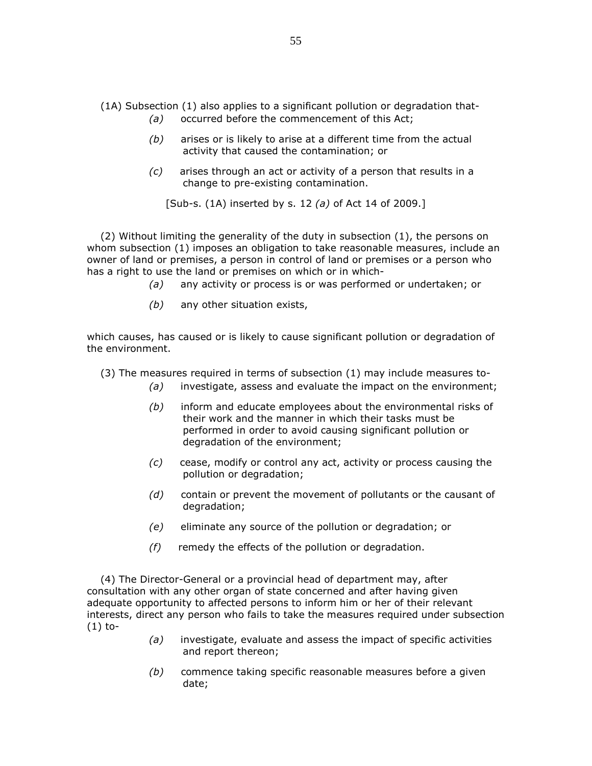(1A) Subsection (1) also applies to a significant pollution or degradation that-

*(a)* occurred before the commencement of this Act;

*(b)* arises or is likely to arise at a different time from the actual activity that caused the contamination; or

*(c)* arises through an act or activity of a person that results in a change to pre-existing contamination.

[Sub-s. (1A) inserted by s. 12 *(a)* of Act 14 of 2009.]

(2) Without limiting the generality of the duty in subsection (1), the persons on whom subsection (1) imposes an obligation to take reasonable measures, include an owner of land or premises, a person in control of land or premises or a person who has a right to use the land or premises on which or in which-

*(a)* any activity or process is or was performed or undertaken; or

*(b)* any other situation exists,

which causes, has caused or is likely to cause significant pollution or degradation of the environment.

(3) The measures required in terms of subsection (1) may include measures to-

*(a)* investigate, assess and evaluate the impact on the environment;

*(b)* inform and educate employees about the environmental risks of their work and the manner in which their tasks must be performed in order to avoid causing significant pollution or degradation of the environment;

*(c)* cease, modify or control any act, activity or process causing the pollution or degradation;

*(d)* contain or prevent the movement of pollutants or the causant of degradation;

*(e)* eliminate any source of the pollution or degradation; or

*(f)* remedy the effects of the pollution or degradation.

(4) The Director-General or a provincial head of department may, after consultation with any other organ of state concerned and after having given adequate opportunity to affected persons to inform him or her of their relevant interests, direct any person who fails to take the measures required under subsection (1) to-

*(a)* investigate, evaluate and assess the impact of specific activities and report thereon;

*(b)* commence taking specific reasonable measures before a given date;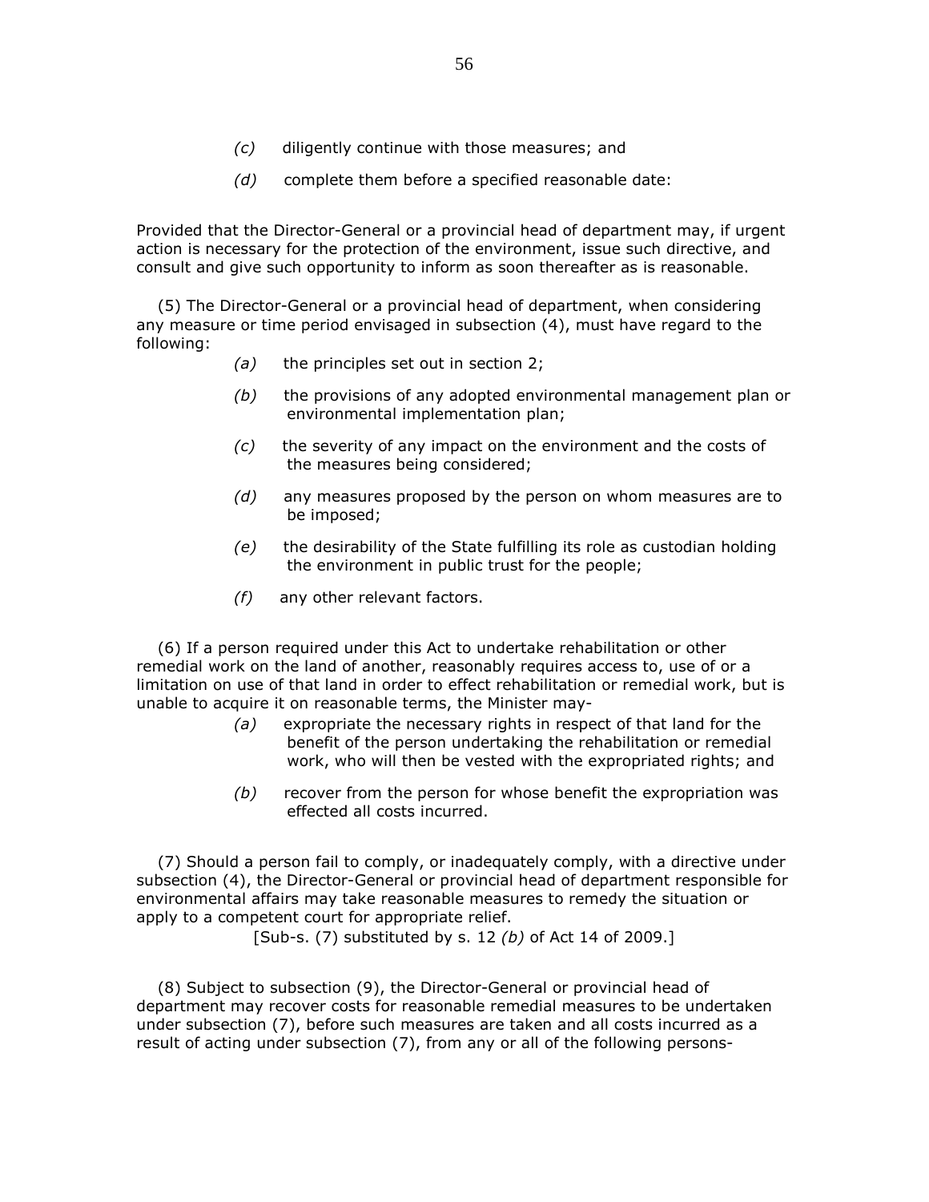*(c)* diligently continue with those measures; and

*(d)* complete them before a specified reasonable date:

Provided that the Director-General or a provincial head of department may, if urgent action is necessary for the protection of the environment, issue such directive, and consult and give such opportunity to inform as soon thereafter as is reasonable.

(5) The Director-General or a provincial head of department, when considering any measure or time period envisaged in subsection (4), must have regard to the following:

*(a)* the principles set out in section 2;

*(b)* the provisions of any adopted environmental management plan or environmental implementation plan;

*(c)* the severity of any impact on the environment and the costs of the measures being considered;

*(d)* any measures proposed by the person on whom measures are to be imposed;

*(e)* the desirability of the State fulfilling its role as custodian holding the environment in public trust for the people;

*(f)* any other relevant factors.

(6) If a person required under this Act to undertake rehabilitation or other remedial work on the land of another, reasonably requires access to, use of or a limitation on use of that land in order to effect rehabilitation or remedial work, but is unable to acquire it on reasonable terms, the Minister may-

*(a)* expropriate the necessary rights in respect of that land for the benefit of the person undertaking the rehabilitation or remedial work, who will then be vested with the expropriated rights; and

*(b)* recover from the person for whose benefit the expropriation was effected all costs incurred.

(7) Should a person fail to comply, or inadequately comply, with a directive under subsection (4), the Director-General or provincial head of department responsible for environmental affairs may take reasonable measures to remedy the situation or apply to a competent court for appropriate relief.

[Sub-s. (7) substituted by s. 12 *(b)* of Act 14 of 2009.]

(8) Subject to subsection (9), the Director-General or provincial head of department may recover costs for reasonable remedial measures to be undertaken under subsection (7), before such measures are taken and all costs incurred as a result of acting under subsection (7), from any or all of the following persons-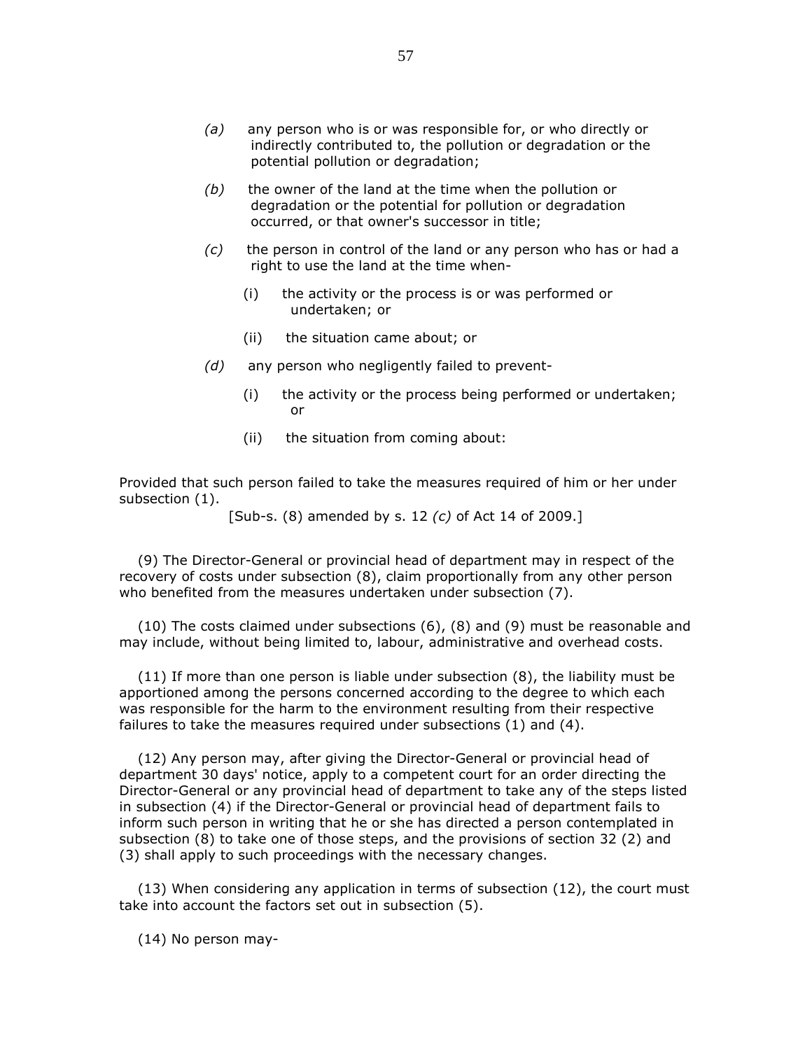*(a)* any person who is or was responsible for, or who directly or indirectly contributed to, the pollution or degradation or the potential pollution or degradation;

*(b)* the owner of the land at the time when the pollution or degradation or the potential for pollution or degradation occurred, or that owner's successor in title;

*(c)* the person in control of the land or any person who has or had a right to use the land at the time when-

(i) the activity or the process is or was performed or undertaken; or

(ii) the situation came about; or

*(d)* any person who negligently failed to prevent-

(i) the activity or the process being performed or undertaken; or

(ii) the situation from coming about:

Provided that such person failed to take the measures required of him or her under subsection (1).

[Sub-s. (8) amended by s. 12 *(c)* of Act 14 of 2009.]

(9) The Director-General or provincial head of department may in respect of the recovery of costs under subsection (8), claim proportionally from any other person who benefited from the measures undertaken under subsection (7).

(10) The costs claimed under subsections (6), (8) and (9) must be reasonable and may include, without being limited to, labour, administrative and overhead costs.

(11) If more than one person is liable under subsection (8), the liability must be apportioned among the persons concerned according to the degree to which each was responsible for the harm to the environment resulting from their respective failures to take the measures required under subsections (1) and (4).

(12) Any person may, after giving the Director-General or provincial head of department 30 days' notice, apply to a competent court for an order directing the Director-General or any provincial head of department to take any of the steps listed in subsection (4) if the Director-General or provincial head of department fails to inform such person in writing that he or she has directed a person contemplated in subsection (8) to take one of those steps, and the provisions of section 32 (2) and (3) shall apply to such proceedings with the necessary changes.

(13) When considering any application in terms of subsection (12), the court must take into account the factors set out in subsection (5).

(14) No person may-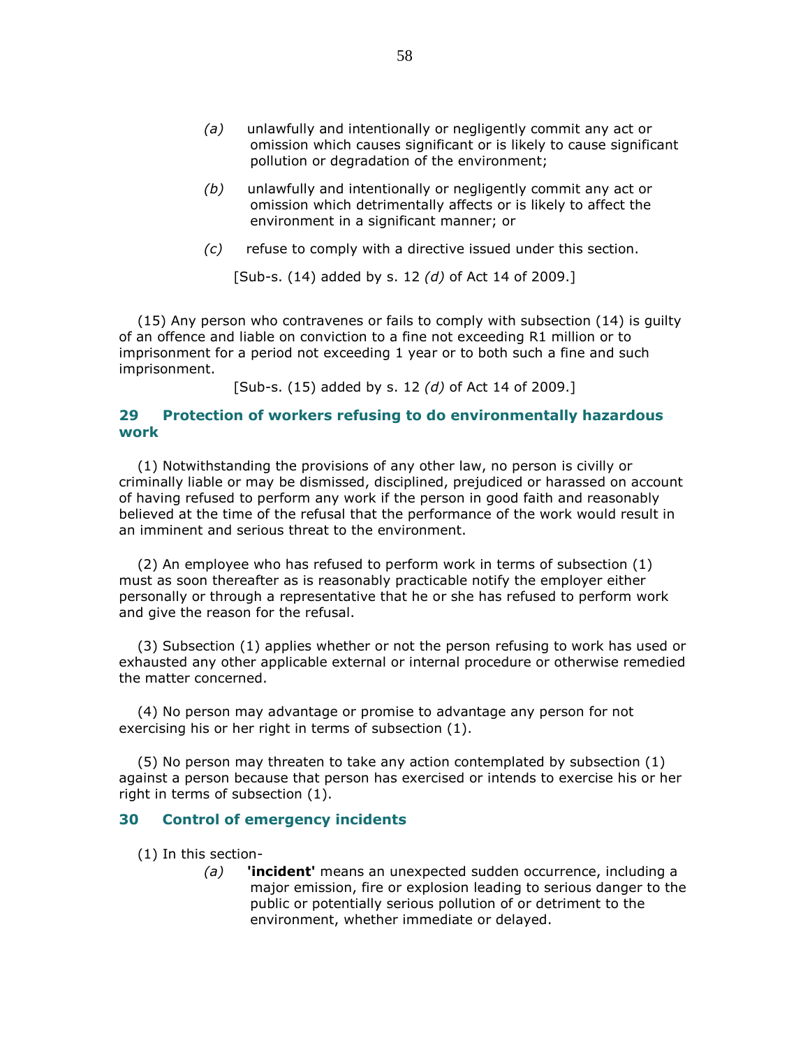(a) unlawfully and intentionally or negligently commit any act or omission which causes significant or is likely to cause significant pollution or degradation of the environment;

(b) unlawfully and intentionally or negligently commit any act or omission which detrimentally affects or is likely to affect the environment in a significant manner; or

(c) refuse to comply with a directive issued under this section.

[Sub-s. (14) added by s. 12 *(d)* of Act 14 of 2009.]

(15) Any person who contravenes or fails to comply with subsection (14) is guilty of an offence and liable on conviction to a fine not exceeding R1 million or to imprisonment for a period not exceeding 1 year or to both such a fine and such imprisonment.

[Sub-s. (15) added by s. 12 *(d)* of Act 14 of 2009.]

## 29 Protection of workers refusing to do environmentally hazardous work

(1) Notwithstanding the provisions of any other law, no person is civilly or criminally liable or may be dismissed, disciplined, prejudiced or harassed on account of having refused to perform any work if the person in good faith and reasonably believed at the time of the refusal that the performance of the work would result in an imminent and serious threat to the environment.

(2) An employee who has refused to perform work in terms of subsection (1) must as soon thereafter as is reasonably practicable notify the employer either personally or through a representative that he or she has refused to perform work and give the reason for the refusal.

(3) Subsection (1) applies whether or not the person refusing to work has used or exhausted any other applicable external or internal procedure or otherwise remedied the matter concerned.

(4) No person may advantage or promise to advantage any person for not exercising his or her right in terms of subsection (1).

(5) No person may threaten to take any action contemplated by subsection (1) against a person because that person has exercised or intends to exercise his or her right in terms of subsection (1).

## 30 Control of emergency incidents

(1) In this section-

*(a)* **'incident'** means an unexpected sudden occurrence, including a major emission, fire or explosion leading to serious danger to the public or potentially serious pollution of or detriment to the environment, whether immediate or delayed.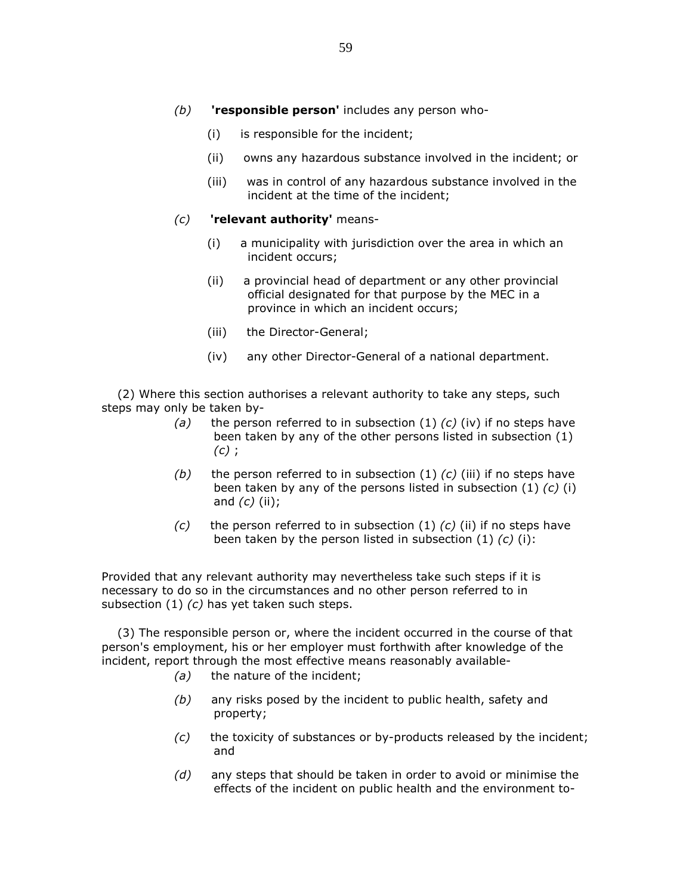*(b)* **'responsible person'** includes any person who-

(i) is responsible for the incident;

(ii) owns any hazardous substance involved in the incident; or

(iii) was in control of any hazardous substance involved in the incident at the time of the incident;

*(c)* **'relevant authority'** means-

(i) a municipality with jurisdiction over the area in which an incident occurs;

(ii) a provincial head of department or any other provincial official designated for that purpose by the MEC in a province in which an incident occurs;

(iii) the Director-General;

(iv) any other Director-General of a national department.

(2) Where this section authorises a relevant authority to take any steps, such steps may only be taken by-

*(a)* the person referred to in subsection (1) *(c)* (iv) if no steps have been taken by any of the other persons listed in subsection (1) *(c)* ;

*(b)* the person referred to in subsection (1) *(c)* (iii) if no steps have been taken by any of the persons listed in subsection (1) *(c)* (i) and *(c)* (ii);

*(c)* the person referred to in subsection (1) *(c)* (ii) if no steps have been taken by the person listed in subsection (1) *(c)* (i):

Provided that any relevant authority may nevertheless take such steps if it is necessary to do so in the circumstances and no other person referred to in subsection (1) *(c)* has yet taken such steps.

(3) The responsible person or, where the incident occurred in the course of that person's employment, his or her employer must forthwith after knowledge of the incident, report through the most effective means reasonably available-

*(a)* the nature of the incident;

*(b)* any risks posed by the incident to public health, safety and property;

*(c)* the toxicity of substances or by-products released by the incident; and

*(d)* any steps that should be taken in order to avoid or minimise the effects of the incident on public health and the environment to-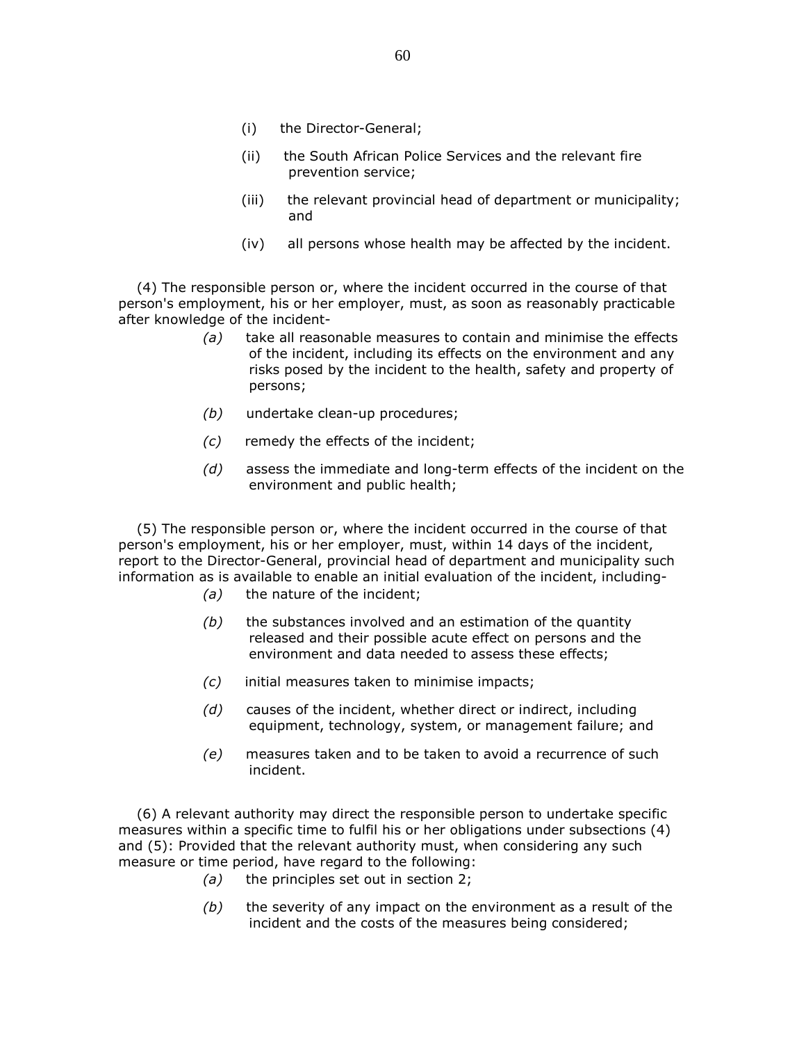(i) the Director-General;

(ii) the South African Police Services and the relevant fire prevention service;

(iii) the relevant provincial head of department or municipality; and

(iv) all persons whose health may be affected by the incident.

(4) The responsible person or, where the incident occurred in the course of that person's employment, his or her employer, must, as soon as reasonably practicable after knowledge of the incident-

*(a)* take all reasonable measures to contain and minimise the effects of the incident, including its effects on the environment and any risks posed by the incident to the health, safety and property of persons;

*(b)* undertake clean-up procedures;

*(c)* remedy the effects of the incident;

*(d)* assess the immediate and long-term effects of the incident on the environment and public health;

(5) The responsible person or, where the incident occurred in the course of that person's employment, his or her employer, must, within 14 days of the incident, report to the Director-General, provincial head of department and municipality such information as is available to enable an initial evaluation of the incident, including-

*(a)* the nature of the incident;

*(b)* the substances involved and an estimation of the quantity released and their possible acute effect on persons and the environment and data needed to assess these effects;

*(c)* initial measures taken to minimise impacts;

*(d)* causes of the incident, whether direct or indirect, including equipment, technology, system, or management failure; and

*(e)* measures taken and to be taken to avoid a recurrence of such incident.

(6) A relevant authority may direct the responsible person to undertake specific measures within a specific time to fulfil his or her obligations under subsections (4) and (5): Provided that the relevant authority must, when considering any such measure or time period, have regard to the following:

*(a)* the principles set out in section 2;

*(b)* the severity of any impact on the environment as a result of the incident and the costs of the measures being considered;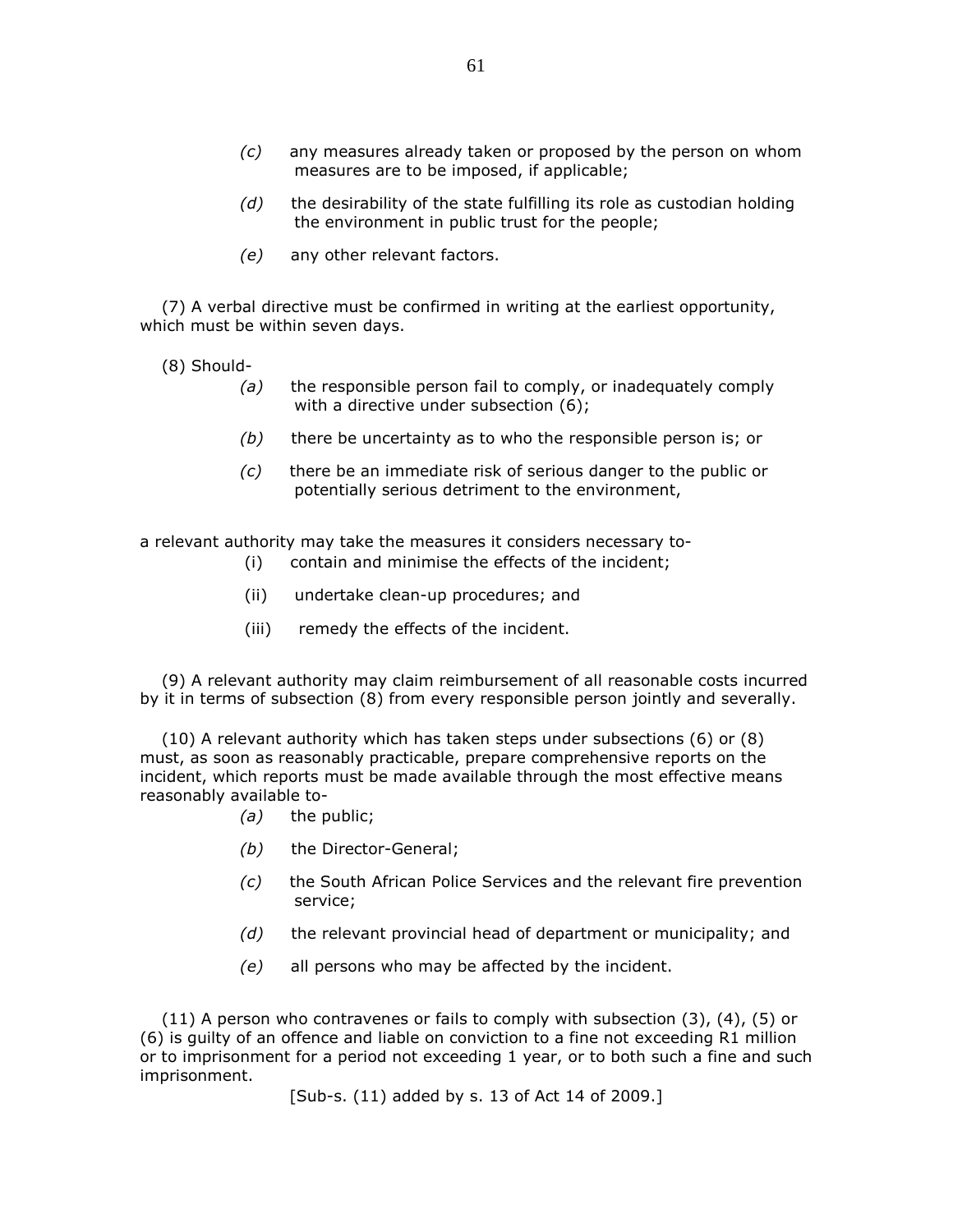*(c)* any measures already taken or proposed by the person on whom measures are to be imposed, if applicable;

*(d)* the desirability of the state fulfilling its role as custodian holding the environment in public trust for the people;

*(e)* any other relevant factors.

(7) A verbal directive must be confirmed in writing at the earliest opportunity, which must be within seven days.

(8) Should-

*(a)* the responsible person fail to comply, or inadequately comply with a directive under subsection (6);

*(b)* there be uncertainty as to who the responsible person is; or

*(c)* there be an immediate risk of serious danger to the public or potentially serious detriment to the environment,

a relevant authority may take the measures it considers necessary to-

(i) contain and minimise the effects of the incident;

(ii) undertake clean-up procedures; and

(iii) remedy the effects of the incident.

(9) A relevant authority may claim reimbursement of all reasonable costs incurred by it in terms of subsection (8) from every responsible person jointly and severally.

(10) A relevant authority which has taken steps under subsections (6) or (8) must, as soon as reasonably practicable, prepare comprehensive reports on the incident, which reports must be made available through the most effective means reasonably available to-

*(a)* the public;

*(b)* the Director-General;

*(c)* the South African Police Services and the relevant fire prevention service;

*(d)* the relevant provincial head of department or municipality; and

*(e)* all persons who may be affected by the incident.

(11) A person who contravenes or fails to comply with subsection (3), (4), (5) or (6) is guilty of an offence and liable on conviction to a fine not exceeding R1 million or to imprisonment for a period not exceeding 1 year, or to both such a fine and such imprisonment.

[Sub-s. (11) added by s. 13 of Act 14 of 2009.]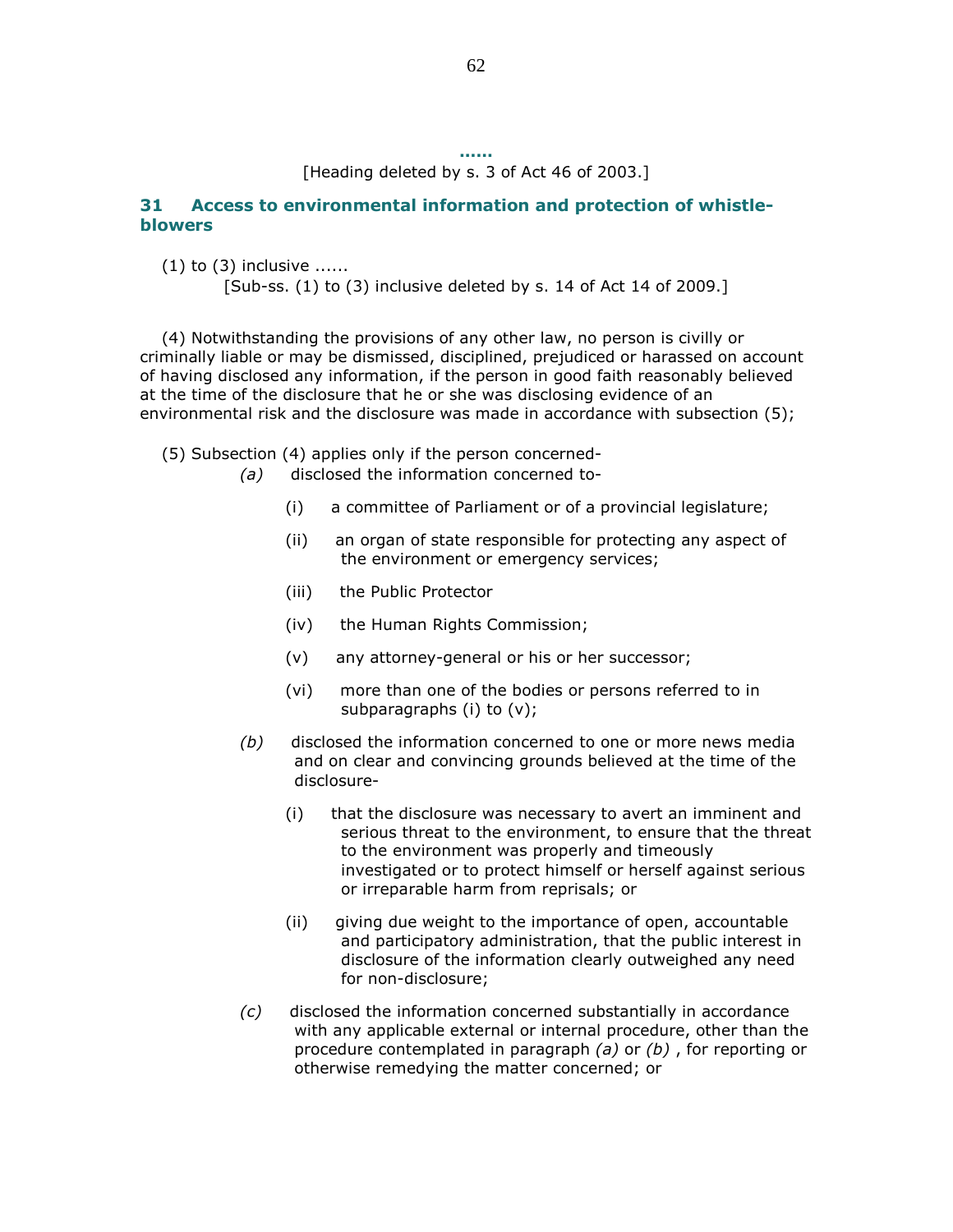......

[Heading deleted by s. 3 of Act 46 of 2003.]

## 31 Access to environmental information and protection of whistle-blowers

(1) to (3) inclusive ......

[Sub-ss. (1) to (3) inclusive deleted by s. 14 of Act 14 of 2009.]

(4) Notwithstanding the provisions of any other law, no person is civilly or criminally liable or may be dismissed, disciplined, prejudiced or harassed on account of having disclosed any information, if the person in good faith reasonably believed at the time of the disclosure that he or she was disclosing evidence of an environmental risk and the disclosure was made in accordance with subsection (5);

(5) Subsection (4) applies only if the person concerned-

*(a)* disclosed the information concerned to-

(i) a committee of Parliament or of a provincial legislature;

(ii) an organ of state responsible for protecting any aspect of the environment or emergency services;

(iii) the Public Protector

(iv) the Human Rights Commission;

(v) any attorney-general or his or her successor;

(vi) more than one of the bodies or persons referred to in subparagraphs (i) to (v);

*(b)* disclosed the information concerned to one or more news media and on clear and convincing grounds believed at the time of the disclosure-

(i) that the disclosure was necessary to avert an imminent and serious threat to the environment, to ensure that the threat to the environment was properly and timeously investigated or to protect himself or herself against serious or irreparable harm from reprisals; or

(ii) giving due weight to the importance of open, accountable and participatory administration, that the public interest in disclosure of the information clearly outweighed any need for non-disclosure;

*(c)* disclosed the information concerned substantially in accordance with any applicable external or internal procedure, other than the procedure contemplated in paragraph *(a)* or *(b)* , for reporting or otherwise remedying the matter concerned; or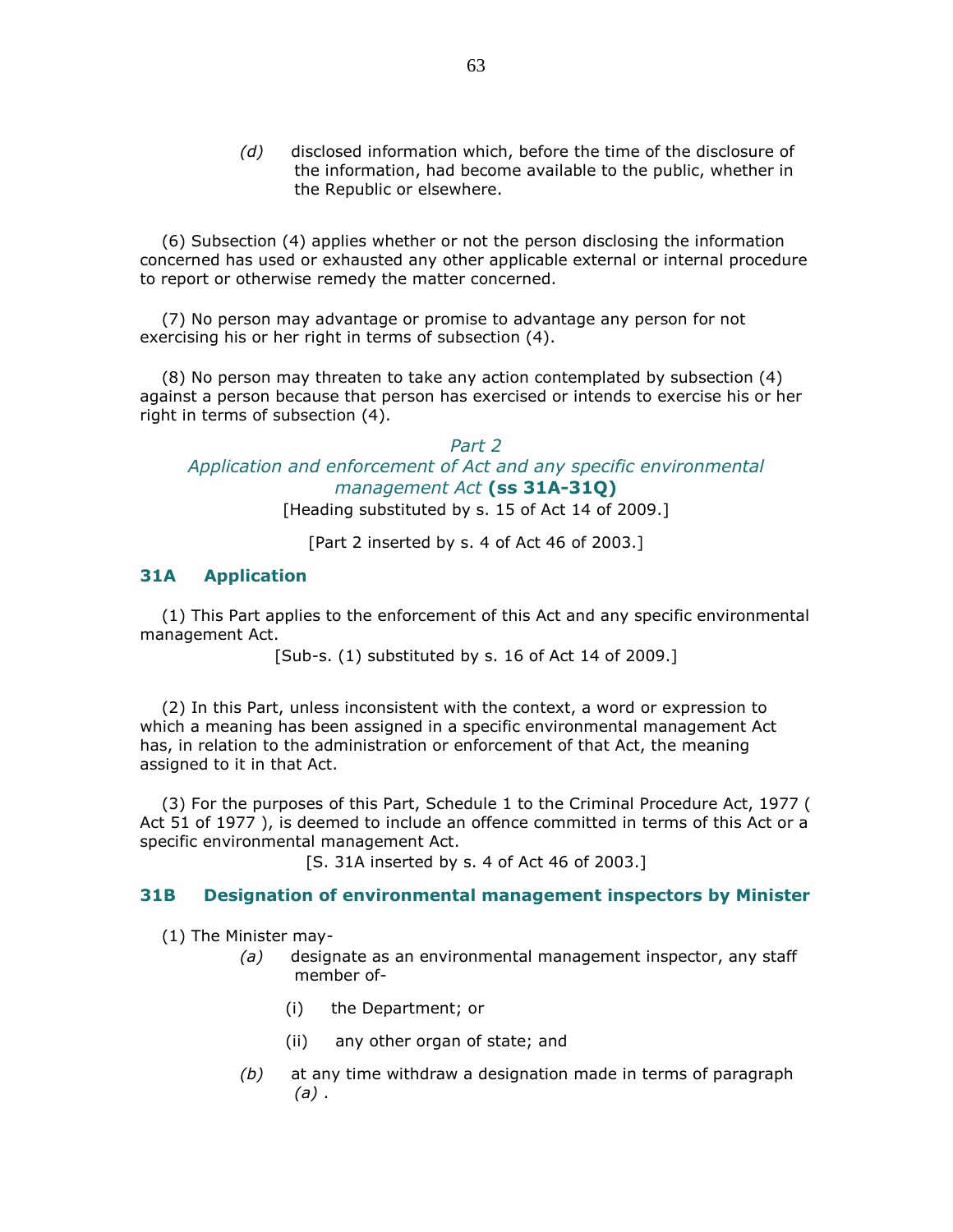*(d)* disclosed information which, before the time of the disclosure of the information, had become available to the public, whether in the Republic or elsewhere.

(6) Subsection (4) applies whether or not the person disclosing the information concerned has used or exhausted any other applicable external or internal procedure to report or otherwise remedy the matter concerned.

(7) No person may advantage or promise to advantage any person for not exercising his or her right in terms of subsection (4).

(8) No person may threaten to take any action contemplated by subsection (4) against a person because that person has exercised or intends to exercise his or her right in terms of subsection (4).

## *Part 2*
## *Application and enforcement of Act and any specific environmental management Act* **(ss 31A-31Q)**

[Heading substituted by s. 15 of Act 14 of 2009.]

[Part 2 inserted by s. 4 of Act 46 of 2003.]

### 31A Application

(1) This Part applies to the enforcement of this Act and any specific environmental management Act.

[Sub-s. (1) substituted by s. 16 of Act 14 of 2009.]

(2) In this Part, unless inconsistent with the context, a word or expression to which a meaning has been assigned in a specific environmental management Act has, in relation to the administration or enforcement of that Act, the meaning assigned to it in that Act.

(3) For the purposes of this Part, Schedule 1 to the Criminal Procedure Act, 1977 ( Act 51 of 1977 ), is deemed to include an offence committed in terms of this Act or a specific environmental management Act.

[S. 31A inserted by s. 4 of Act 46 of 2003.]

### 31B Designation of environmental management inspectors by Minister

(1) The Minister may-

*(a)* designate as an environmental management inspector, any staff member of-

(i) the Department; or

(ii) any other organ of state; and

*(b)* at any time withdraw a designation made in terms of paragraph *(a)* .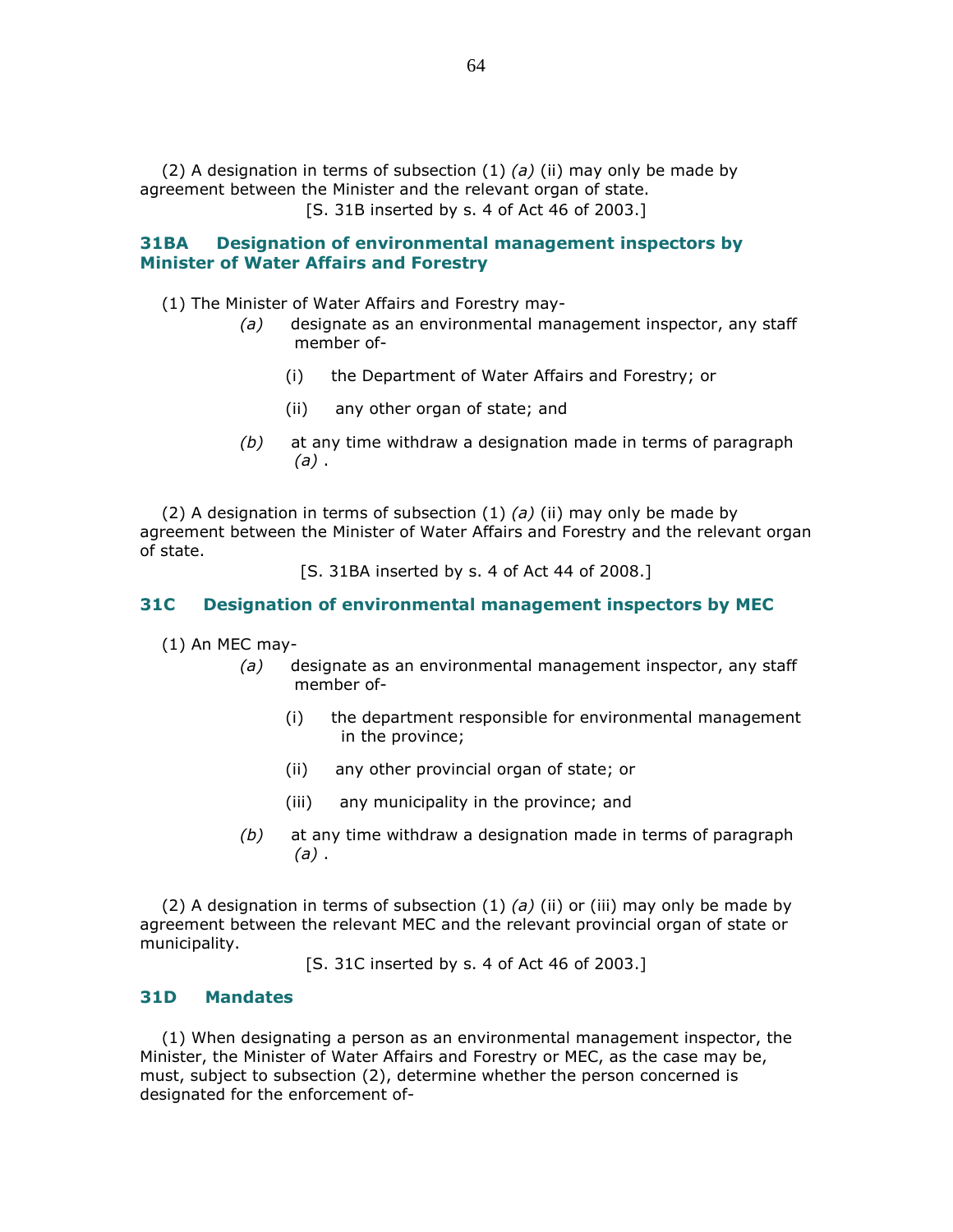(2) A designation in terms of subsection (1) *(a)* (ii) may only be made by agreement between the Minister and the relevant organ of state.

[S. 31B inserted by s. 4 of Act 46 of 2003.]

### 31BA Designation of environmental management inspectors by Minister of Water Affairs and Forestry

(1) The Minister of Water Affairs and Forestry may-

*(a)* designate as an environmental management inspector, any staff member of-

(i) the Department of Water Affairs and Forestry; or

(ii) any other organ of state; and

*(b)* at any time withdraw a designation made in terms of paragraph *(a)* .

(2) A designation in terms of subsection (1) *(a)* (ii) may only be made by agreement between the Minister of Water Affairs and Forestry and the relevant organ of state.

[S. 31BA inserted by s. 4 of Act 44 of 2008.]

### 31C Designation of environmental management inspectors by MEC

(1) An MEC may-

*(a)* designate as an environmental management inspector, any staff member of-

(i) the department responsible for environmental management in the province;

(ii) any other provincial organ of state; or

(iii) any municipality in the province; and

*(b)* at any time withdraw a designation made in terms of paragraph *(a)* .

(2) A designation in terms of subsection (1) *(a)* (ii) or (iii) may only be made by agreement between the relevant MEC and the relevant provincial organ of state or municipality.

[S. 31C inserted by s. 4 of Act 46 of 2003.]

### 31D Mandates

(1) When designating a person as an environmental management inspector, the Minister, the Minister of Water Affairs and Forestry or MEC, as the case may be, must, subject to subsection (2), determine whether the person concerned is designated for the enforcement of-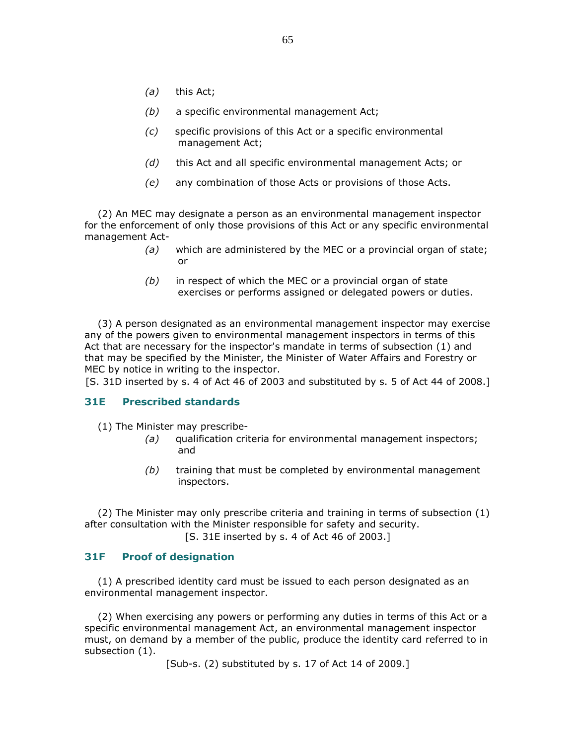*(a)* this Act;

*(b)* a specific environmental management Act;

*(c)* specific provisions of this Act or a specific environmental management Act;

*(d)* this Act and all specific environmental management Acts; or

*(e)* any combination of those Acts or provisions of those Acts.

(2) An MEC may designate a person as an environmental management inspector for the enforcement of only those provisions of this Act or any specific environmental management Act-

*(a)* which are administered by the MEC or a provincial organ of state; or

*(b)* in respect of which the MEC or a provincial organ of state exercises or performs assigned or delegated powers or duties.

(3) A person designated as an environmental management inspector may exercise any of the powers given to environmental management inspectors in terms of this Act that are necessary for the inspector's mandate in terms of subsection (1) and that may be specified by the Minister, the Minister of Water Affairs and Forestry or MEC by notice in writing to the inspector.

[S. 31D inserted by s. 4 of Act 46 of 2003 and substituted by s. 5 of Act 44 of 2008.]

### 31E Prescribed standards

(1) The Minister may prescribe-

*(a)* qualification criteria for environmental management inspectors; and

*(b)* training that must be completed by environmental management inspectors.

(2) The Minister may only prescribe criteria and training in terms of subsection (1) after consultation with the Minister responsible for safety and security.

[S. 31E inserted by s. 4 of Act 46 of 2003.]

### 31F Proof of designation

(1) A prescribed identity card must be issued to each person designated as an environmental management inspector.

(2) When exercising any powers or performing any duties in terms of this Act or a specific environmental management Act, an environmental management inspector must, on demand by a member of the public, produce the identity card referred to in subsection (1).

[Sub-s. (2) substituted by s. 17 of Act 14 of 2009.]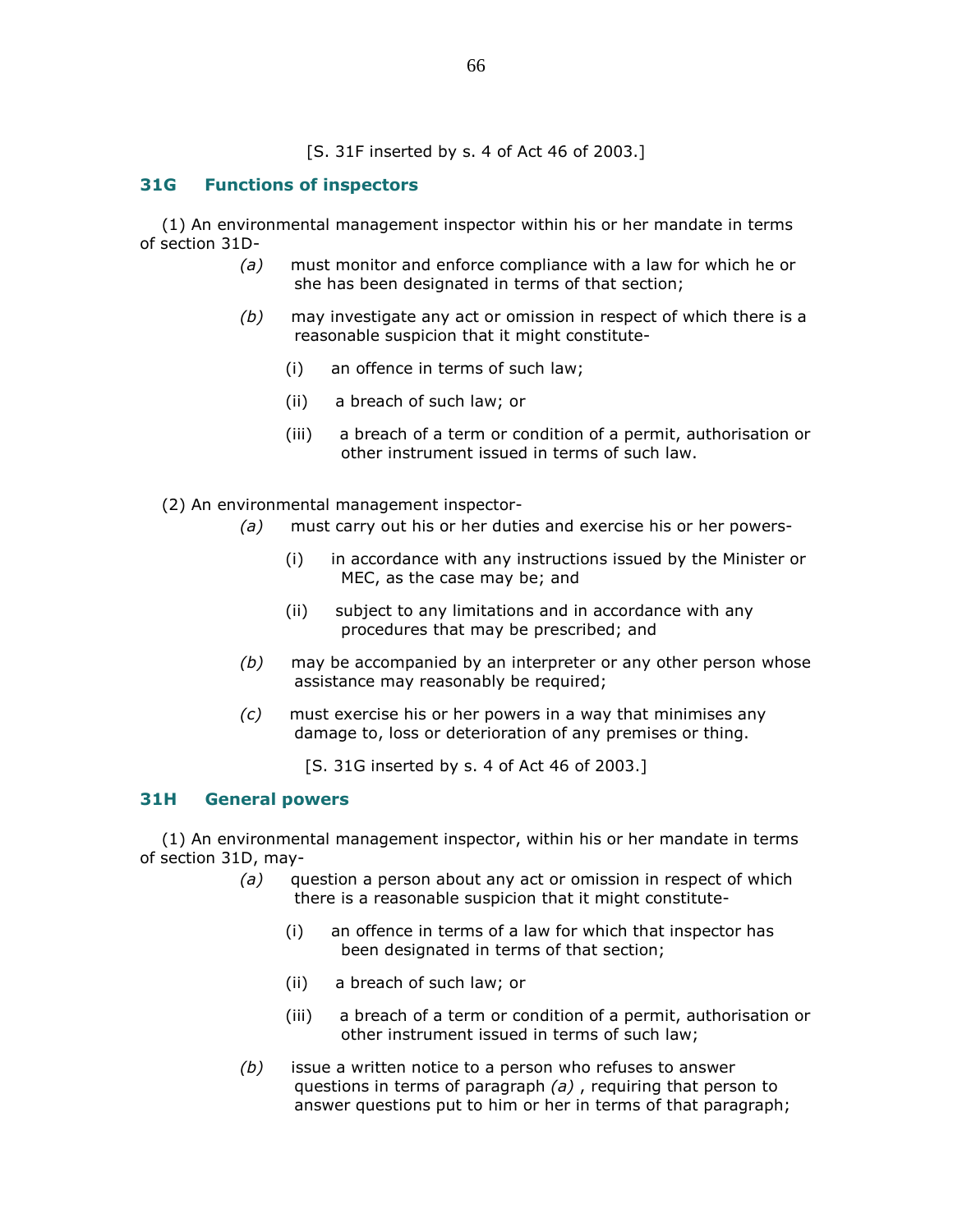[S. 31F inserted by s. 4 of Act 46 of 2003.]

## 31G Functions of inspectors

(1) An environmental management inspector within his or her mandate in terms of section 31D-

*(a)* must monitor and enforce compliance with a law for which he or she has been designated in terms of that section;

*(b)* may investigate any act or omission in respect of which there is a reasonable suspicion that it might constitute-

(i) an offence in terms of such law;

(ii) a breach of such law; or

(iii) a breach of a term or condition of a permit, authorisation or other instrument issued in terms of such law.

(2) An environmental management inspector-

*(a)* must carry out his or her duties and exercise his or her powers-

(i) in accordance with any instructions issued by the Minister or MEC, as the case may be; and

(ii) subject to any limitations and in accordance with any procedures that may be prescribed; and

*(b)* may be accompanied by an interpreter or any other person whose assistance may reasonably be required;

*(c)* must exercise his or her powers in a way that minimises any damage to, loss or deterioration of any premises or thing.

[S. 31G inserted by s. 4 of Act 46 of 2003.]

## 31H General powers

(1) An environmental management inspector, within his or her mandate in terms of section 31D, may-

*(a)* question a person about any act or omission in respect of which there is a reasonable suspicion that it might constitute-

(i) an offence in terms of a law for which that inspector has been designated in terms of that section;

(ii) a breach of such law; or

(iii) a breach of a term or condition of a permit, authorisation or other instrument issued in terms of such law;

*(b)* issue a written notice to a person who refuses to answer questions in terms of paragraph *(a)* , requiring that person to answer questions put to him or her in terms of that paragraph;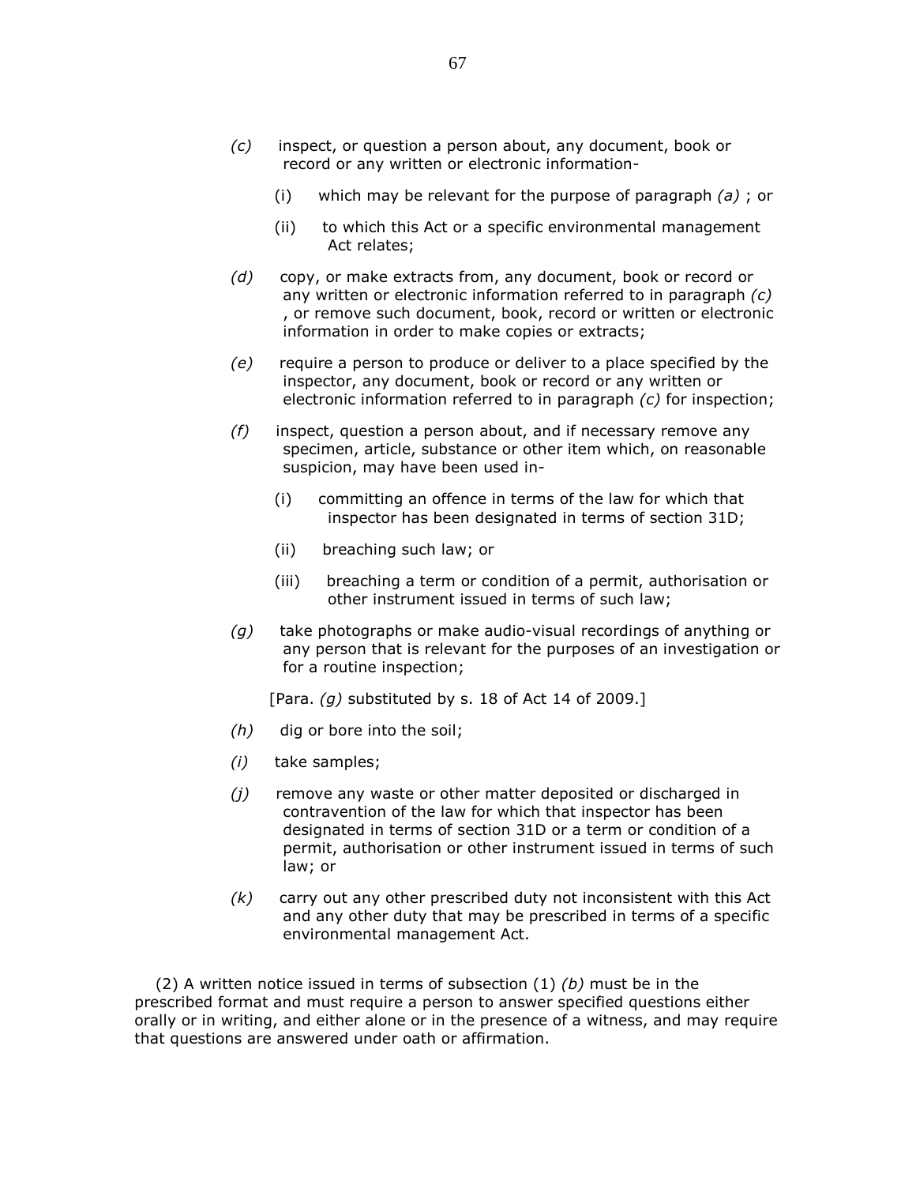*(c)* inspect, or question a person about, any document, book or record or any written or electronic information-

(i) which may be relevant for the purpose of paragraph *(a)* ; or

(ii) to which this Act or a specific environmental management Act relates;

*(d)* copy, or make extracts from, any document, book or record or any written or electronic information referred to in paragraph *(c)* , or remove such document, book, record or written or electronic information in order to make copies or extracts;

*(e)* require a person to produce or deliver to a place specified by the inspector, any document, book or record or any written or electronic information referred to in paragraph *(c)* for inspection;

*(f)* inspect, question a person about, and if necessary remove any specimen, article, substance or other item which, on reasonable suspicion, may have been used in-

(i) committing an offence in terms of the law for which that inspector has been designated in terms of section 31D;

(ii) breaching such law; or

(iii) breaching a term or condition of a permit, authorisation or other instrument issued in terms of such law;

*(g)* take photographs or make audio-visual recordings of anything or any person that is relevant for the purposes of an investigation or for a routine inspection;

[Para. *(g)* substituted by s. 18 of Act 14 of 2009.]

*(h)* dig or bore into the soil;

*(i)* take samples;

*(j)* remove any waste or other matter deposited or discharged in contravention of the law for which that inspector has been designated in terms of section 31D or a term or condition of a permit, authorisation or other instrument issued in terms of such law; or

*(k)* carry out any other prescribed duty not inconsistent with this Act and any other duty that may be prescribed in terms of a specific environmental management Act.

(2) A written notice issued in terms of subsection (1) *(b)* must be in the prescribed format and must require a person to answer specified questions either orally or in writing, and either alone or in the presence of a witness, and may require that questions are answered under oath or affirmation.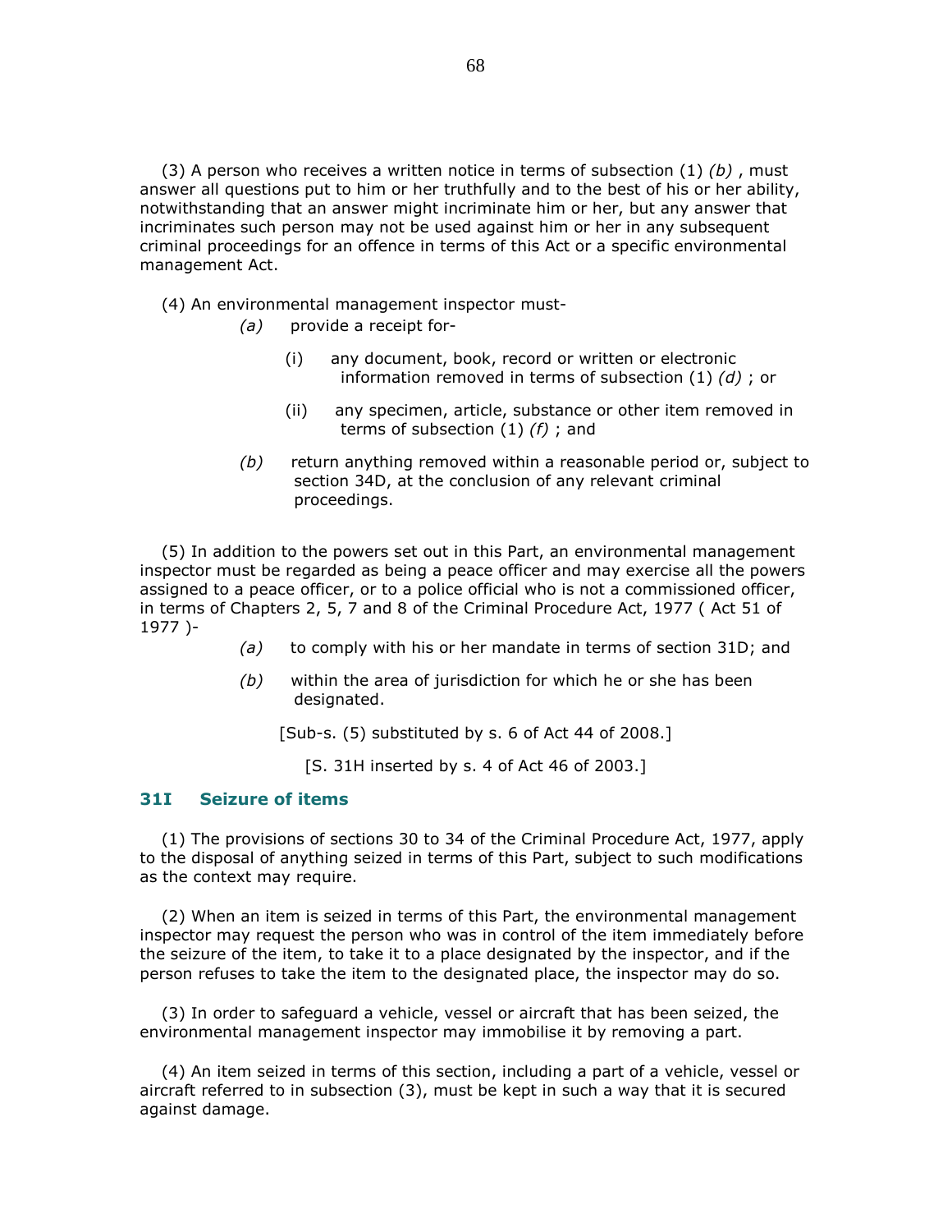(3) A person who receives a written notice in terms of subsection (1) *(b)* , must answer all questions put to him or her truthfully and to the best of his or her ability, notwithstanding that an answer might incriminate him or her, but any answer that incriminates such person may not be used against him or her in any subsequent criminal proceedings for an offence in terms of this Act or a specific environmental management Act.

(4) An environmental management inspector must-

*(a)* provide a receipt for-

(i) any document, book, record or written or electronic information removed in terms of subsection (1) *(d)* ; or

(ii) any specimen, article, substance or other item removed in terms of subsection (1) *(f)* ; and

*(b)* return anything removed within a reasonable period or, subject to section 34D, at the conclusion of any relevant criminal proceedings.

(5) In addition to the powers set out in this Part, an environmental management inspector must be regarded as being a peace officer and may exercise all the powers assigned to a peace officer, or to a police official who is not a commissioned officer, in terms of Chapters 2, 5, 7 and 8 of the Criminal Procedure Act, 1977 ( Act 51 of 1977 )-

*(a)* to comply with his or her mandate in terms of section 31D; and

*(b)* within the area of jurisdiction for which he or she has been designated.

[Sub-s. (5) substituted by s. 6 of Act 44 of 2008.]

[S. 31H inserted by s. 4 of Act 46 of 2003.]

### 31I Seizure of items

(1) The provisions of sections 30 to 34 of the Criminal Procedure Act, 1977, apply to the disposal of anything seized in terms of this Part, subject to such modifications as the context may require.

(2) When an item is seized in terms of this Part, the environmental management inspector may request the person who was in control of the item immediately before the seizure of the item, to take it to a place designated by the inspector, and if the person refuses to take the item to the designated place, the inspector may do so.

(3) In order to safeguard a vehicle, vessel or aircraft that has been seized, the environmental management inspector may immobilise it by removing a part.

(4) An item seized in terms of this section, including a part of a vehicle, vessel or aircraft referred to in subsection (3), must be kept in such a way that it is secured against damage.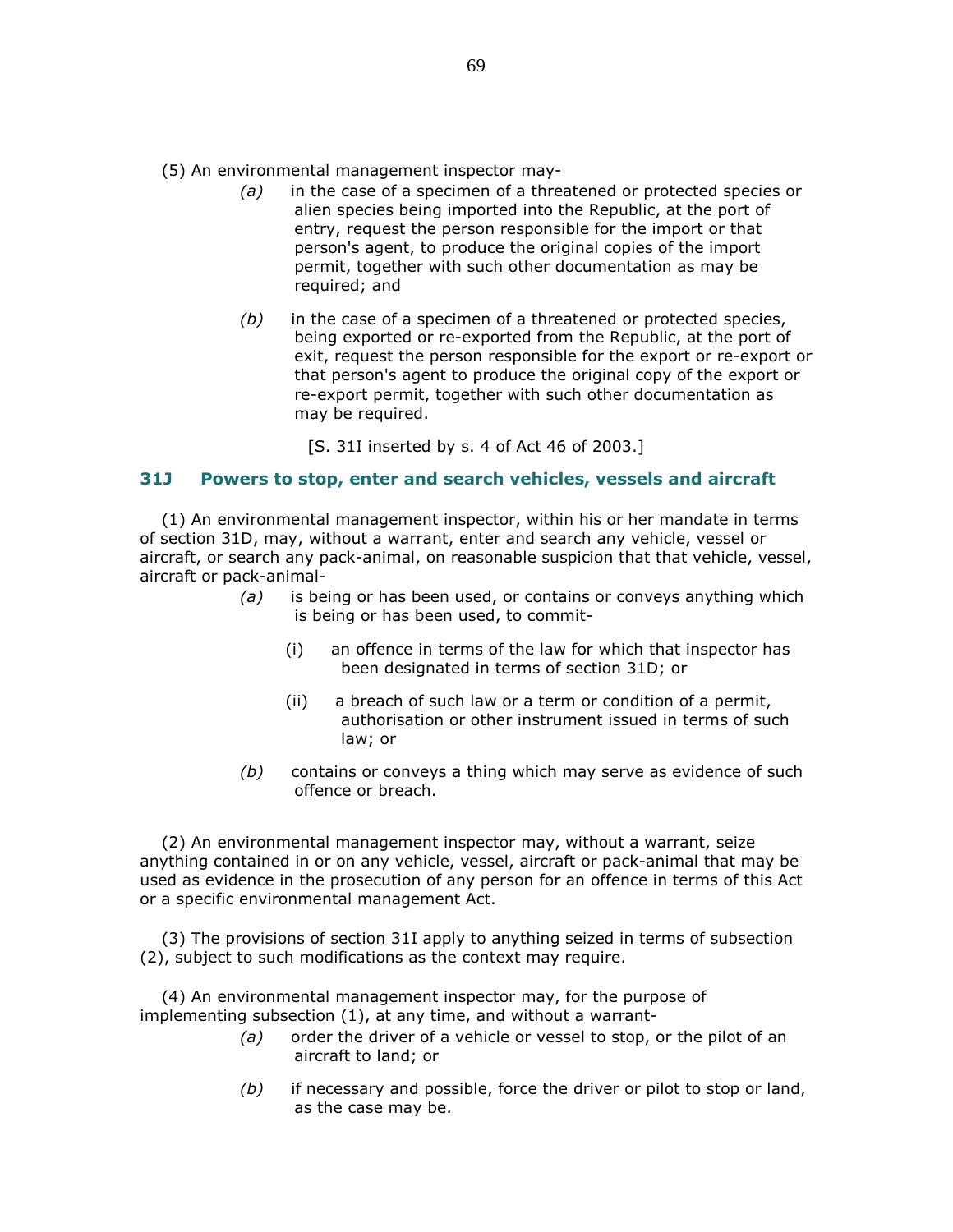(5) An environmental management inspector may-

*(a)* in the case of a specimen of a threatened or protected species or alien species being imported into the Republic, at the port of entry, request the person responsible for the import or that person's agent, to produce the original copies of the import permit, together with such other documentation as may be required; and

*(b)* in the case of a specimen of a threatened or protected species, being exported or re-exported from the Republic, at the port of exit, request the person responsible for the export or re-export or that person's agent to produce the original copy of the export or re-export permit, together with such other documentation as may be required.

[S. 31I inserted by s. 4 of Act 46 of 2003.]

### 31J Powers to stop, enter and search vehicles, vessels and aircraft

(1) An environmental management inspector, within his or her mandate in terms of section 31D, may, without a warrant, enter and search any vehicle, vessel or aircraft, or search any pack-animal, on reasonable suspicion that that vehicle, vessel, aircraft or pack-animal-

*(a)* is being or has been used, or contains or conveys anything which is being or has been used, to commit-

(i) an offence in terms of the law for which that inspector has been designated in terms of section 31D; or

(ii) a breach of such law or a term or condition of a permit, authorisation or other instrument issued in terms of such law; or

*(b)* contains or conveys a thing which may serve as evidence of such offence or breach.

(2) An environmental management inspector may, without a warrant, seize anything contained in or on any vehicle, vessel, aircraft or pack-animal that may be used as evidence in the prosecution of any person for an offence in terms of this Act or a specific environmental management Act.

(3) The provisions of section 31I apply to anything seized in terms of subsection (2), subject to such modifications as the context may require.

(4) An environmental management inspector may, for the purpose of implementing subsection (1), at any time, and without a warrant-

*(a)* order the driver of a vehicle or vessel to stop, or the pilot of an aircraft to land; or

*(b)* if necessary and possible, force the driver or pilot to stop or land, as the case may be.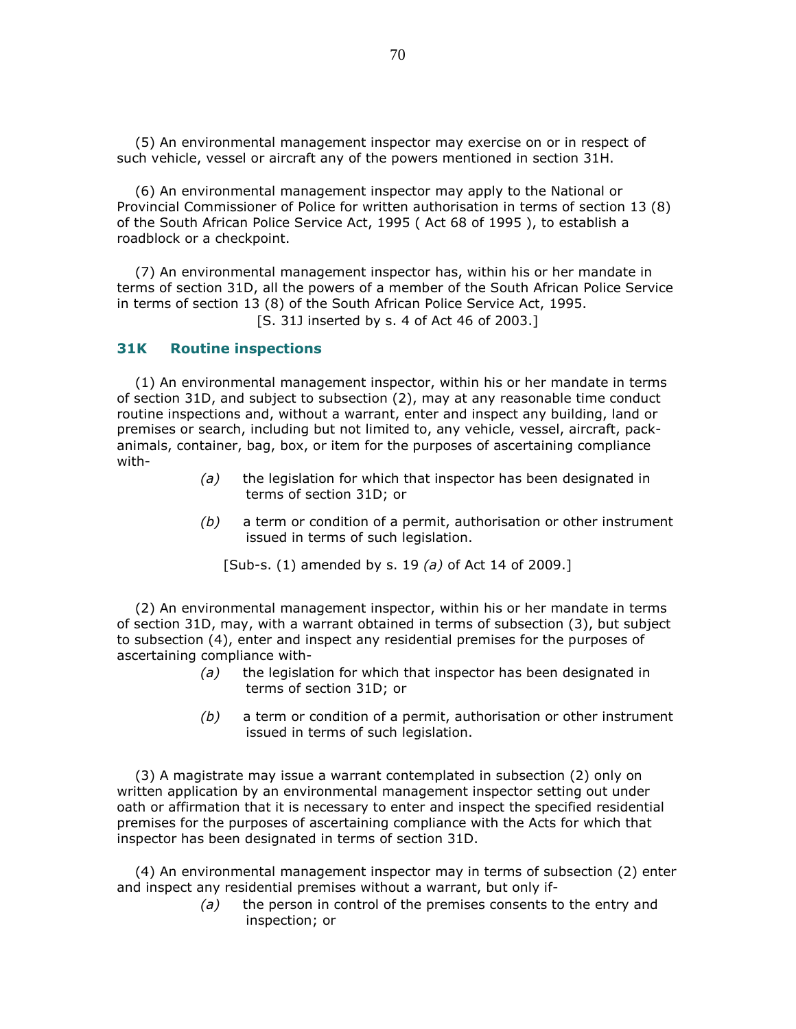(5) An environmental management inspector may exercise on or in respect of such vehicle, vessel or aircraft any of the powers mentioned in section 31H.

(6) An environmental management inspector may apply to the National or Provincial Commissioner of Police for written authorisation in terms of section 13 (8) of the South African Police Service Act, 1995 ( Act 68 of 1995 ), to establish a roadblock or a checkpoint.

(7) An environmental management inspector has, within his or her mandate in terms of section 31D, all the powers of a member of the South African Police Service in terms of section 13 (8) of the South African Police Service Act, 1995.

[S. 31J inserted by s. 4 of Act 46 of 2003.]

### 31K Routine inspections

(1) An environmental management inspector, within his or her mandate in terms of section 31D, and subject to subsection (2), may at any reasonable time conduct routine inspections and, without a warrant, enter and inspect any building, land or premises or search, including but not limited to, any vehicle, vessel, aircraft, pack-animals, container, bag, box, or item for the purposes of ascertaining compliance with-

*(a)* the legislation for which that inspector has been designated in terms of section 31D; or

*(b)* a term or condition of a permit, authorisation or other instrument issued in terms of such legislation.

[Sub-s. (1) amended by s. 19 *(a)* of Act 14 of 2009.]

(2) An environmental management inspector, within his or her mandate in terms of section 31D, may, with a warrant obtained in terms of subsection (3), but subject to subsection (4), enter and inspect any residential premises for the purposes of ascertaining compliance with-

*(a)* the legislation for which that inspector has been designated in terms of section 31D; or

*(b)* a term or condition of a permit, authorisation or other instrument issued in terms of such legislation.

(3) A magistrate may issue a warrant contemplated in subsection (2) only on written application by an environmental management inspector setting out under oath or affirmation that it is necessary to enter and inspect the specified residential premises for the purposes of ascertaining compliance with the Acts for which that inspector has been designated in terms of section 31D.

(4) An environmental management inspector may in terms of subsection (2) enter and inspect any residential premises without a warrant, but only if-

*(a)* the person in control of the premises consents to the entry and inspection; or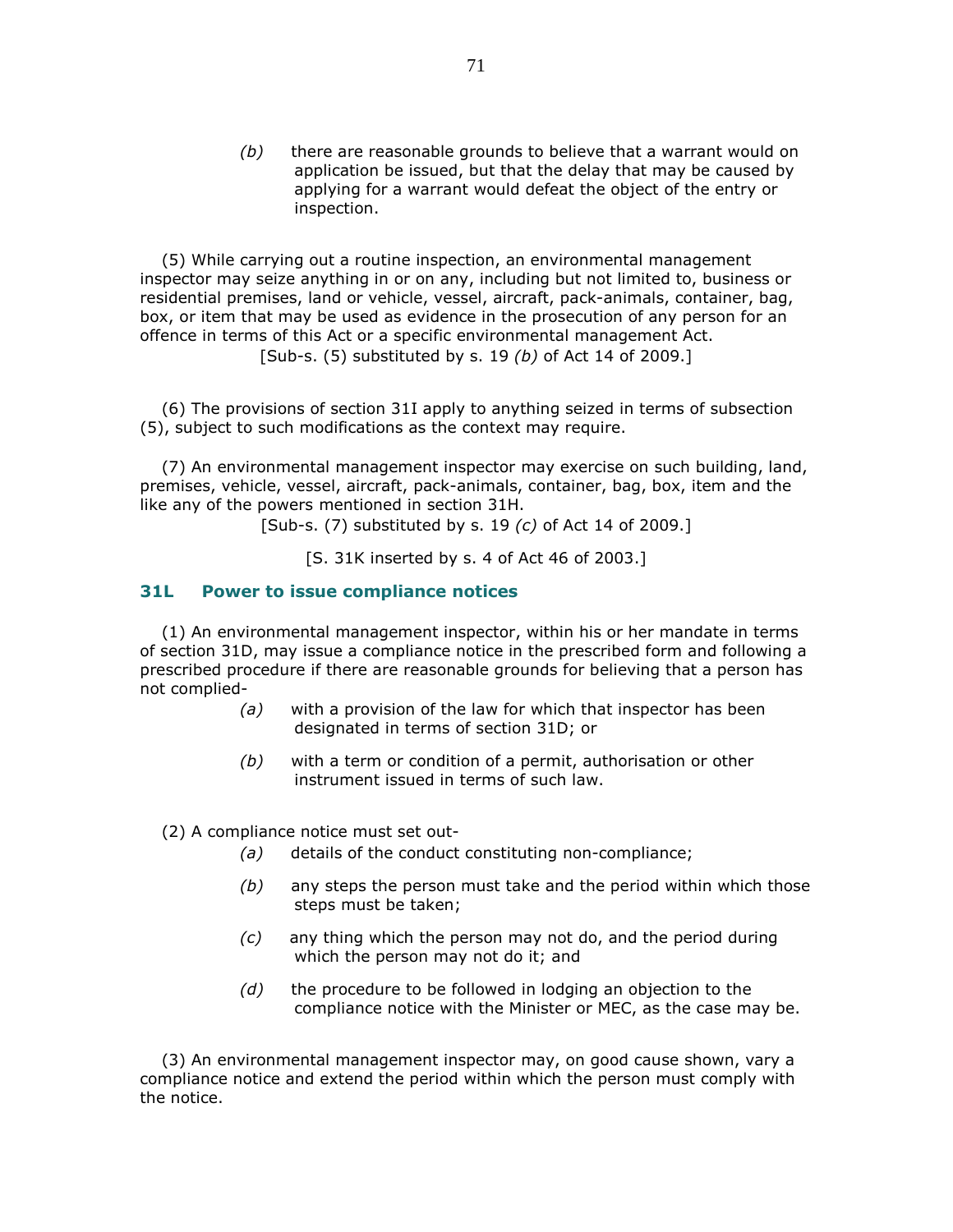(b) there are reasonable grounds to believe that a warrant would on application be issued, but that the delay that may be caused by applying for a warrant would defeat the object of the entry or inspection.

(5) While carrying out a routine inspection, an environmental management inspector may seize anything in or on any, including but not limited to, business or residential premises, land or vehicle, vessel, aircraft, pack-animals, container, bag, box, or item that may be used as evidence in the prosecution of any person for an offence in terms of this Act or a specific environmental management Act.

[Sub-s. (5) substituted by s. 19 *(b)* of Act 14 of 2009.]

(6) The provisions of section 31I apply to anything seized in terms of subsection (5), subject to such modifications as the context may require.

(7) An environmental management inspector may exercise on such building, land, premises, vehicle, vessel, aircraft, pack-animals, container, bag, box, item and the like any of the powers mentioned in section 31H.

[Sub-s. (7) substituted by s. 19 *(c)* of Act 14 of 2009.]

[S. 31K inserted by s. 4 of Act 46 of 2003.]

### 31L Power to issue compliance notices

(1) An environmental management inspector, within his or her mandate in terms of section 31D, may issue a compliance notice in the prescribed form and following a prescribed procedure if there are reasonable grounds for believing that a person has not complied-

*(a)* with a provision of the law for which that inspector has been designated in terms of section 31D; or

*(b)* with a term or condition of a permit, authorisation or other instrument issued in terms of such law.

(2) A compliance notice must set out-

*(a)* details of the conduct constituting non-compliance;

*(b)* any steps the person must take and the period within which those steps must be taken;

*(c)* any thing which the person may not do, and the period during which the person may not do it; and

*(d)* the procedure to be followed in lodging an objection to the compliance notice with the Minister or MEC, as the case may be.

(3) An environmental management inspector may, on good cause shown, vary a compliance notice and extend the period within which the person must comply with the notice.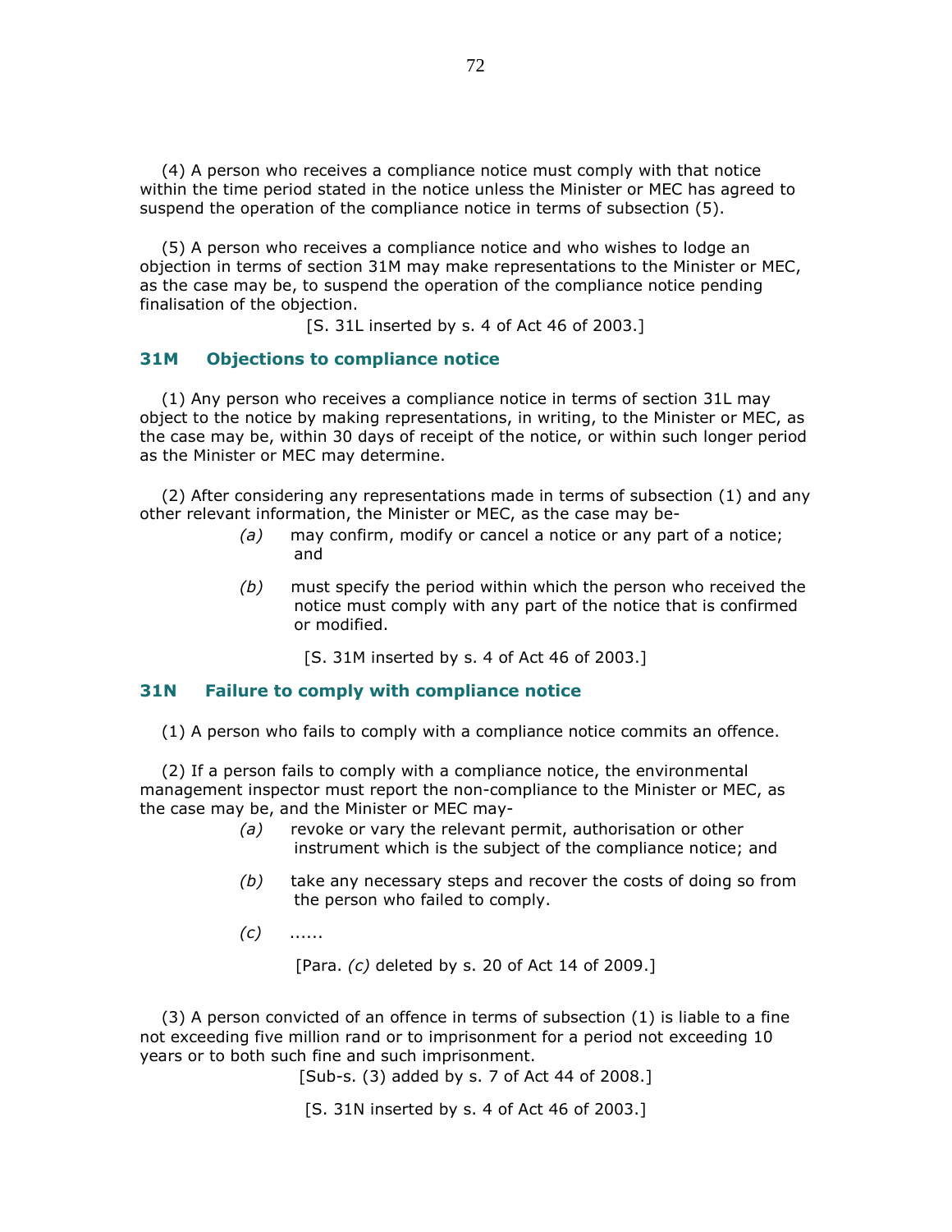(4) A person who receives a compliance notice must comply with that notice within the time period stated in the notice unless the Minister or MEC has agreed to suspend the operation of the compliance notice in terms of subsection (5).

(5) A person who receives a compliance notice and who wishes to lodge an objection in terms of section 31M may make representations to the Minister or MEC, as the case may be, to suspend the operation of the compliance notice pending finalisation of the objection.

[S. 31L inserted by s. 4 of Act 46 of 2003.]

### 31M Objections to compliance notice

(1) Any person who receives a compliance notice in terms of section 31L may object to the notice by making representations, in writing, to the Minister or MEC, as the case may be, within 30 days of receipt of the notice, or within such longer period as the Minister or MEC may determine.

(2) After considering any representations made in terms of subsection (1) and any other relevant information, the Minister or MEC, as the case may be-

*(a)* may confirm, modify or cancel a notice or any part of a notice; and

*(b)* must specify the period within which the person who received the notice must comply with any part of the notice that is confirmed or modified.

[S. 31M inserted by s. 4 of Act 46 of 2003.]

### 31N Failure to comply with compliance notice

(1) A person who fails to comply with a compliance notice commits an offence.

(2) If a person fails to comply with a compliance notice, the environmental management inspector must report the non-compliance to the Minister or MEC, as the case may be, and the Minister or MEC may-

*(a)* revoke or vary the relevant permit, authorisation or other instrument which is the subject of the compliance notice; and

*(b)* take any necessary steps and recover the costs of doing so from the person who failed to comply.

*(c)* ......

[Para. *(c)* deleted by s. 20 of Act 14 of 2009.]

(3) A person convicted of an offence in terms of subsection (1) is liable to a fine not exceeding five million rand or to imprisonment for a period not exceeding 10 years or to both such fine and such imprisonment.

[Sub-s. (3) added by s. 7 of Act 44 of 2008.]

[S. 31N inserted by s. 4 of Act 46 of 2003.]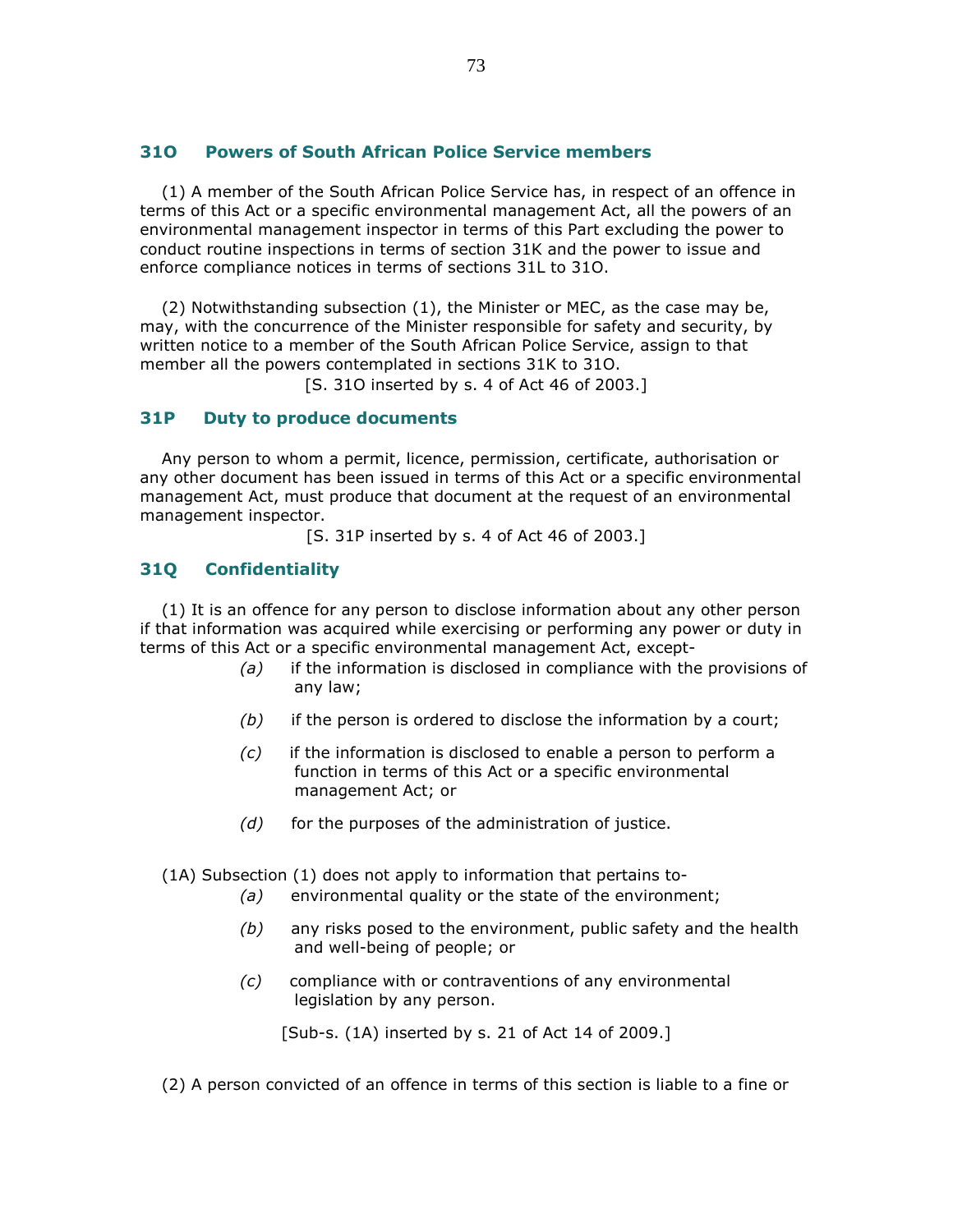### 31O Powers of South African Police Service members

(1) A member of the South African Police Service has, in respect of an offence in terms of this Act or a specific environmental management Act, all the powers of an environmental management inspector in terms of this Part excluding the power to conduct routine inspections in terms of section 31K and the power to issue and enforce compliance notices in terms of sections 31L to 31O.

(2) Notwithstanding subsection (1), the Minister or MEC, as the case may be, may, with the concurrence of the Minister responsible for safety and security, by written notice to a member of the South African Police Service, assign to that member all the powers contemplated in sections 31K to 31O.

[S. 31O inserted by s. 4 of Act 46 of 2003.]

### 31P Duty to produce documents

Any person to whom a permit, licence, permission, certificate, authorisation or any other document has been issued in terms of this Act or a specific environmental management Act, must produce that document at the request of an environmental management inspector.

[S. 31P inserted by s. 4 of Act 46 of 2003.]

### 31Q Confidentiality

(1) It is an offence for any person to disclose information about any other person if that information was acquired while exercising or performing any power or duty in terms of this Act or a specific environmental management Act, except-

*(a)* if the information is disclosed in compliance with the provisions of any law;

*(b)* if the person is ordered to disclose the information by a court;

*(c)* if the information is disclosed to enable a person to perform a function in terms of this Act or a specific environmental management Act; or

*(d)* for the purposes of the administration of justice.

(1A) Subsection (1) does not apply to information that pertains to-

*(a)* environmental quality or the state of the environment;

*(b)* any risks posed to the environment, public safety and the health and well-being of people; or

*(c)* compliance with or contraventions of any environmental legislation by any person.

[Sub-s. (1A) inserted by s. 21 of Act 14 of 2009.]

(2) A person convicted of an offence in terms of this section is liable to a fine or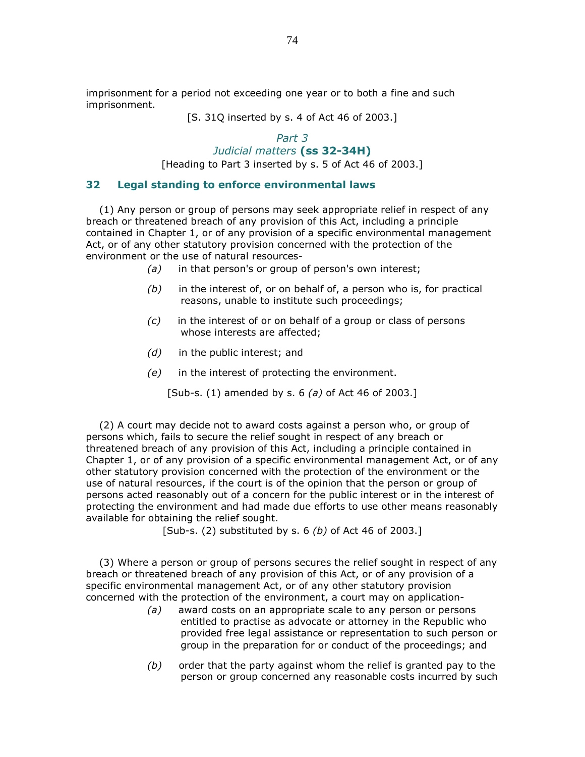imprisonment for a period not exceeding one year or to both a fine and such imprisonment.

[S. 31Q inserted by s. 4 of Act 46 of 2003.]

## *Part 3*
## *Judicial matters* **(ss 32-34H)**

[Heading to Part 3 inserted by s. 5 of Act 46 of 2003.]

### 32 Legal standing to enforce environmental laws

(1) Any person or group of persons may seek appropriate relief in respect of any breach or threatened breach of any provision of this Act, including a principle contained in Chapter 1, or of any provision of a specific environmental management Act, or of any other statutory provision concerned with the protection of the environment or the use of natural resources-

*(a)* in that person's or group of person's own interest;

*(b)* in the interest of, or on behalf of, a person who is, for practical reasons, unable to institute such proceedings;

*(c)* in the interest of or on behalf of a group or class of persons whose interests are affected;

*(d)* in the public interest; and

*(e)* in the interest of protecting the environment.

[Sub-s. (1) amended by s. 6 *(a)* of Act 46 of 2003.]

(2) A court may decide not to award costs against a person who, or group of persons which, fails to secure the relief sought in respect of any breach or threatened breach of any provision of this Act, including a principle contained in Chapter 1, or of any provision of a specific environmental management Act, or of any other statutory provision concerned with the protection of the environment or the use of natural resources, if the court is of the opinion that the person or group of persons acted reasonably out of a concern for the public interest or in the interest of protecting the environment and had made due efforts to use other means reasonably available for obtaining the relief sought.

[Sub-s. (2) substituted by s. 6 *(b)* of Act 46 of 2003.]

(3) Where a person or group of persons secures the relief sought in respect of any breach or threatened breach of any provision of this Act, or of any provision of a specific environmental management Act, or of any other statutory provision concerned with the protection of the environment, a court may on application-

*(a)* award costs on an appropriate scale to any person or persons entitled to practise as advocate or attorney in the Republic who provided free legal assistance or representation to such person or group in the preparation for or conduct of the proceedings; and

*(b)* order that the party against whom the relief is granted pay to the person or group concerned any reasonable costs incurred by such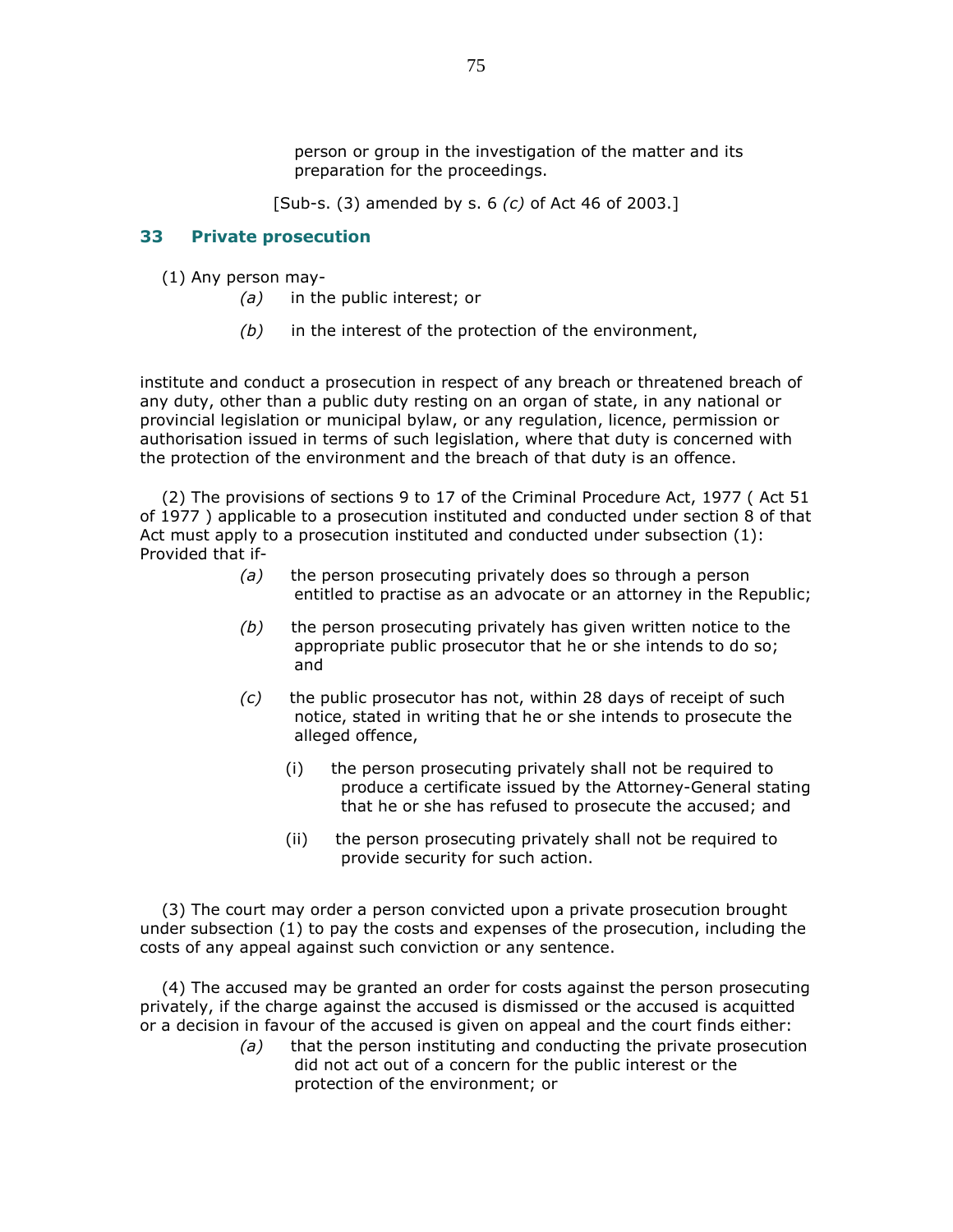person or group in the investigation of the matter and its preparation for the proceedings.

[Sub-s. (3) amended by s. 6 *(c)* of Act 46 of 2003.]

## 33 Private prosecution

(1) Any person may-

*(a)* in the public interest; or

*(b)* in the interest of the protection of the environment,

institute and conduct a prosecution in respect of any breach or threatened breach of any duty, other than a public duty resting on an organ of state, in any national or provincial legislation or municipal bylaw, or any regulation, licence, permission or authorisation issued in terms of such legislation, where that duty is concerned with the protection of the environment and the breach of that duty is an offence.

(2) The provisions of sections 9 to 17 of the Criminal Procedure Act, 1977 ( Act 51 of 1977 ) applicable to a prosecution instituted and conducted under section 8 of that Act must apply to a prosecution instituted and conducted under subsection (1): Provided that if-

*(a)* the person prosecuting privately does so through a person entitled to practise as an advocate or an attorney in the Republic;

*(b)* the person prosecuting privately has given written notice to the appropriate public prosecutor that he or she intends to do so; and

*(c)* the public prosecutor has not, within 28 days of receipt of such notice, stated in writing that he or she intends to prosecute the alleged offence,

(i) the person prosecuting privately shall not be required to produce a certificate issued by the Attorney-General stating that he or she has refused to prosecute the accused; and

(ii) the person prosecuting privately shall not be required to provide security for such action.

(3) The court may order a person convicted upon a private prosecution brought under subsection (1) to pay the costs and expenses of the prosecution, including the costs of any appeal against such conviction or any sentence.

(4) The accused may be granted an order for costs against the person prosecuting privately, if the charge against the accused is dismissed or the accused is acquitted or a decision in favour of the accused is given on appeal and the court finds either:

*(a)* that the person instituting and conducting the private prosecution did not act out of a concern for the public interest or the protection of the environment; or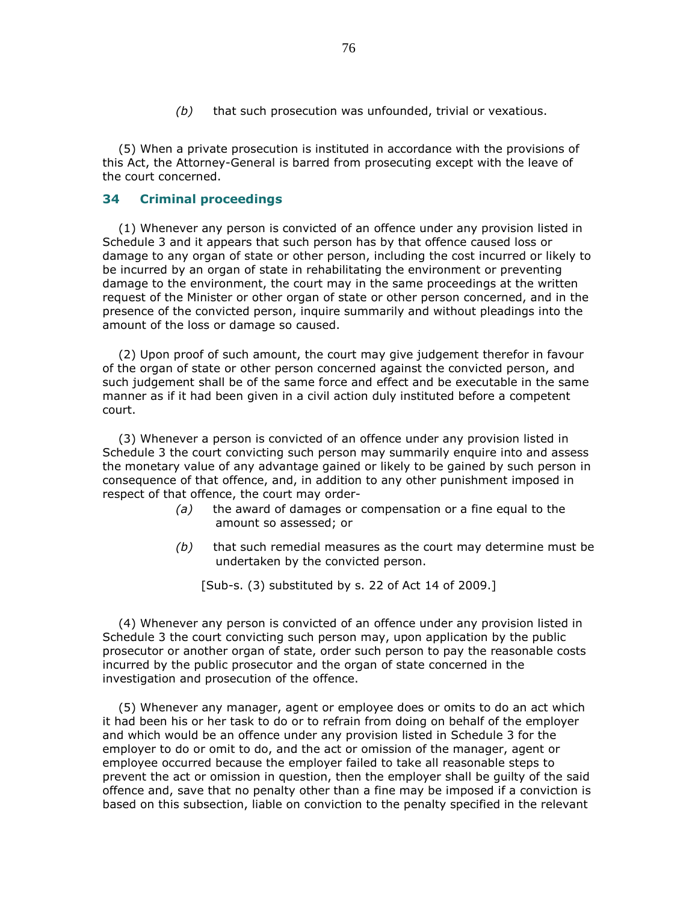(*b*) that such prosecution was unfounded, trivial or vexatious.

(5) When a private prosecution is instituted in accordance with the provisions of this Act, the Attorney-General is barred from prosecuting except with the leave of the court concerned.

## 34 Criminal proceedings

(1) Whenever any person is convicted of an offence under any provision listed in Schedule 3 and it appears that such person has by that offence caused loss or damage to any organ of state or other person, including the cost incurred or likely to be incurred by an organ of state in rehabilitating the environment or preventing damage to the environment, the court may in the same proceedings at the written request of the Minister or other organ of state or other person concerned, and in the presence of the convicted person, inquire summarily and without pleadings into the amount of the loss or damage so caused.

(2) Upon proof of such amount, the court may give judgement therefor in favour of the organ of state or other person concerned against the convicted person, and such judgement shall be of the same force and effect and be executable in the same manner as if it had been given in a civil action duly instituted before a competent court.

(3) Whenever a person is convicted of an offence under any provision listed in Schedule 3 the court convicting such person may summarily enquire into and assess the monetary value of any advantage gained or likely to be gained by such person in consequence of that offence, and, in addition to any other punishment imposed in respect of that offence, the court may order-

(*a*) the award of damages or compensation or a fine equal to the amount so assessed; or

(*b*) that such remedial measures as the court may determine must be undertaken by the convicted person.

[Sub-s. (3) substituted by s. 22 of Act 14 of 2009.]

(4) Whenever any person is convicted of an offence under any provision listed in Schedule 3 the court convicting such person may, upon application by the public prosecutor or another organ of state, order such person to pay the reasonable costs incurred by the public prosecutor and the organ of state concerned in the investigation and prosecution of the offence.

(5) Whenever any manager, agent or employee does or omits to do an act which it had been his or her task to do or to refrain from doing on behalf of the employer and which would be an offence under any provision listed in Schedule 3 for the employer to do or omit to do, and the act or omission of the manager, agent or employee occurred because the employer failed to take all reasonable steps to prevent the act or omission in question, then the employer shall be guilty of the said offence and, save that no penalty other than a fine may be imposed if a conviction is based on this subsection, liable on conviction to the penalty specified in the relevant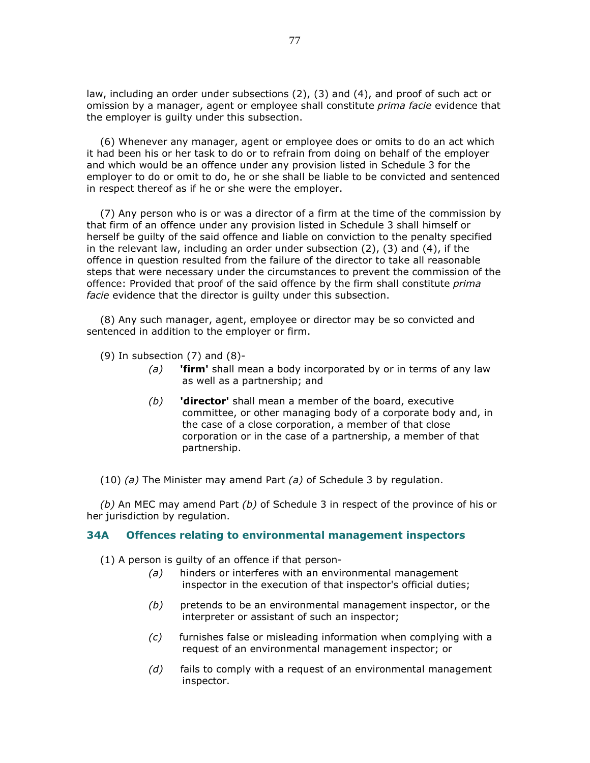law, including an order under subsections (2), (3) and (4), and proof of such act or omission by a manager, agent or employee shall constitute *prima facie* evidence that the employer is guilty under this subsection.

(6) Whenever any manager, agent or employee does or omits to do an act which it had been his or her task to do or to refrain from doing on behalf of the employer and which would be an offence under any provision listed in Schedule 3 for the employer to do or omit to do, he or she shall be liable to be convicted and sentenced in respect thereof as if he or she were the employer.

(7) Any person who is or was a director of a firm at the time of the commission by that firm of an offence under any provision listed in Schedule 3 shall himself or herself be guilty of the said offence and liable on conviction to the penalty specified in the relevant law, including an order under subsection (2), (3) and (4), if the offence in question resulted from the failure of the director to take all reasonable steps that were necessary under the circumstances to prevent the commission of the offence: Provided that proof of the said offence by the firm shall constitute *prima facie* evidence that the director is guilty under this subsection.

(8) Any such manager, agent, employee or director may be so convicted and sentenced in addition to the employer or firm.

(9) In subsection (7) and (8)-

*(a)* **'firm'** shall mean a body incorporated by or in terms of any law as well as a partnership; and

*(b)* **'director'** shall mean a member of the board, executive committee, or other managing body of a corporate body and, in the case of a close corporation, a member of that close corporation or in the case of a partnership, a member of that partnership.

(10) *(a)* The Minister may amend Part *(a)* of Schedule 3 by regulation.

*(b)* An MEC may amend Part *(b)* of Schedule 3 in respect of the province of his or her jurisdiction by regulation.

### 34A Offences relating to environmental management inspectors

(1) A person is guilty of an offence if that person-

*(a)* hinders or interferes with an environmental management inspector in the execution of that inspector's official duties;

*(b)* pretends to be an environmental management inspector, or the interpreter or assistant of such an inspector;

*(c)* furnishes false or misleading information when complying with a request of an environmental management inspector; or

*(d)* fails to comply with a request of an environmental management inspector.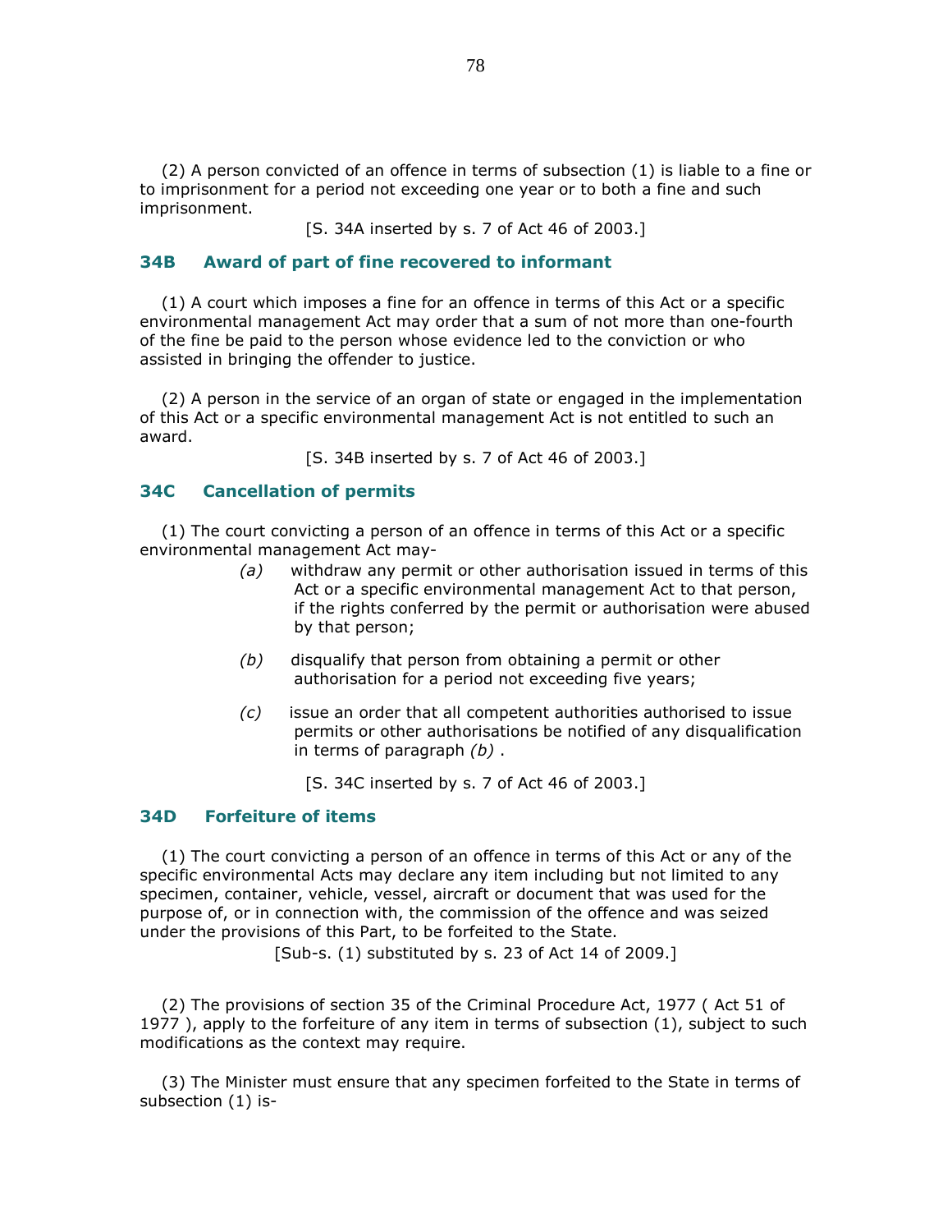(2) A person convicted of an offence in terms of subsection (1) is liable to a fine or to imprisonment for a period not exceeding one year or to both a fine and such imprisonment.

[S. 34A inserted by s. 7 of Act 46 of 2003.]

### 34B Award of part of fine recovered to informant

(1) A court which imposes a fine for an offence in terms of this Act or a specific environmental management Act may order that a sum of not more than one-fourth of the fine be paid to the person whose evidence led to the conviction or who assisted in bringing the offender to justice.

(2) A person in the service of an organ of state or engaged in the implementation of this Act or a specific environmental management Act is not entitled to such an award.

[S. 34B inserted by s. 7 of Act 46 of 2003.]

### 34C Cancellation of permits

(1) The court convicting a person of an offence in terms of this Act or a specific environmental management Act may-

*(a)* withdraw any permit or other authorisation issued in terms of this Act or a specific environmental management Act to that person, if the rights conferred by the permit or authorisation were abused by that person;

*(b)* disqualify that person from obtaining a permit or other authorisation for a period not exceeding five years;

*(c)* issue an order that all competent authorities authorised to issue permits or other authorisations be notified of any disqualification in terms of paragraph *(b)* .

[S. 34C inserted by s. 7 of Act 46 of 2003.]

### 34D Forfeiture of items

(1) The court convicting a person of an offence in terms of this Act or any of the specific environmental Acts may declare any item including but not limited to any specimen, container, vehicle, vessel, aircraft or document that was used for the purpose of, or in connection with, the commission of the offence and was seized under the provisions of this Part, to be forfeited to the State.

[Sub-s. (1) substituted by s. 23 of Act 14 of 2009.]

(2) The provisions of section 35 of the Criminal Procedure Act, 1977 ( Act 51 of 1977 ), apply to the forfeiture of any item in terms of subsection (1), subject to such modifications as the context may require.

(3) The Minister must ensure that any specimen forfeited to the State in terms of subsection (1) is-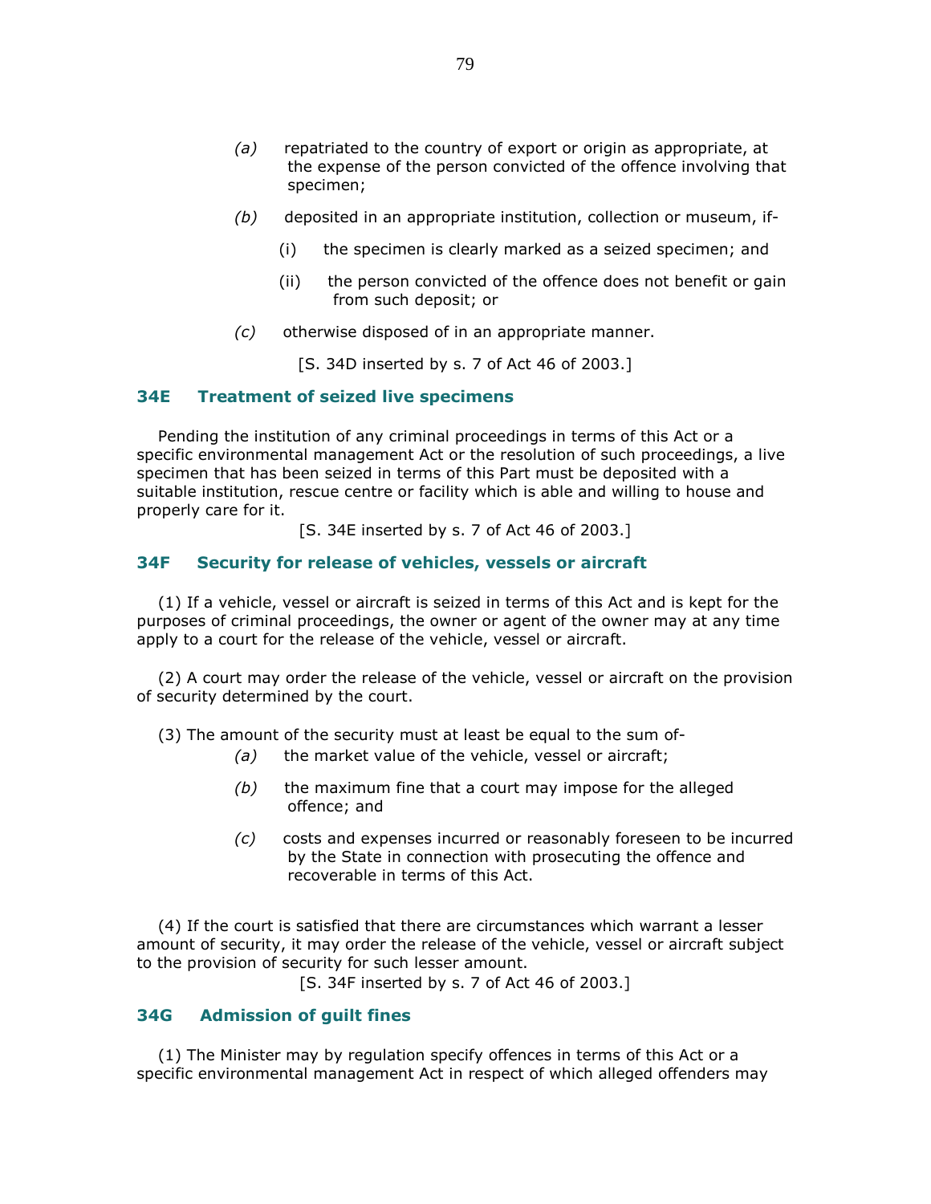*(a)* repatriated to the country of export or origin as appropriate, at the expense of the person convicted of the offence involving that specimen;

*(b)* deposited in an appropriate institution, collection or museum, if-

(i) the specimen is clearly marked as a seized specimen; and

(ii) the person convicted of the offence does not benefit or gain from such deposit; or

*(c)* otherwise disposed of in an appropriate manner.

[S. 34D inserted by s. 7 of Act 46 of 2003.]

### 34E Treatment of seized live specimens

Pending the institution of any criminal proceedings in terms of this Act or a specific environmental management Act or the resolution of such proceedings, a live specimen that has been seized in terms of this Part must be deposited with a suitable institution, rescue centre or facility which is able and willing to house and properly care for it.

[S. 34E inserted by s. 7 of Act 46 of 2003.]

### 34F Security for release of vehicles, vessels or aircraft

(1) If a vehicle, vessel or aircraft is seized in terms of this Act and is kept for the purposes of criminal proceedings, the owner or agent of the owner may at any time apply to a court for the release of the vehicle, vessel or aircraft.

(2) A court may order the release of the vehicle, vessel or aircraft on the provision of security determined by the court.

(3) The amount of the security must at least be equal to the sum of-

*(a)* the market value of the vehicle, vessel or aircraft;

*(b)* the maximum fine that a court may impose for the alleged offence; and

*(c)* costs and expenses incurred or reasonably foreseen to be incurred by the State in connection with prosecuting the offence and recoverable in terms of this Act.

(4) If the court is satisfied that there are circumstances which warrant a lesser amount of security, it may order the release of the vehicle, vessel or aircraft subject to the provision of security for such lesser amount.

[S. 34F inserted by s. 7 of Act 46 of 2003.]

### 34G Admission of guilt fines

(1) The Minister may by regulation specify offences in terms of this Act or a specific environmental management Act in respect of which alleged offenders may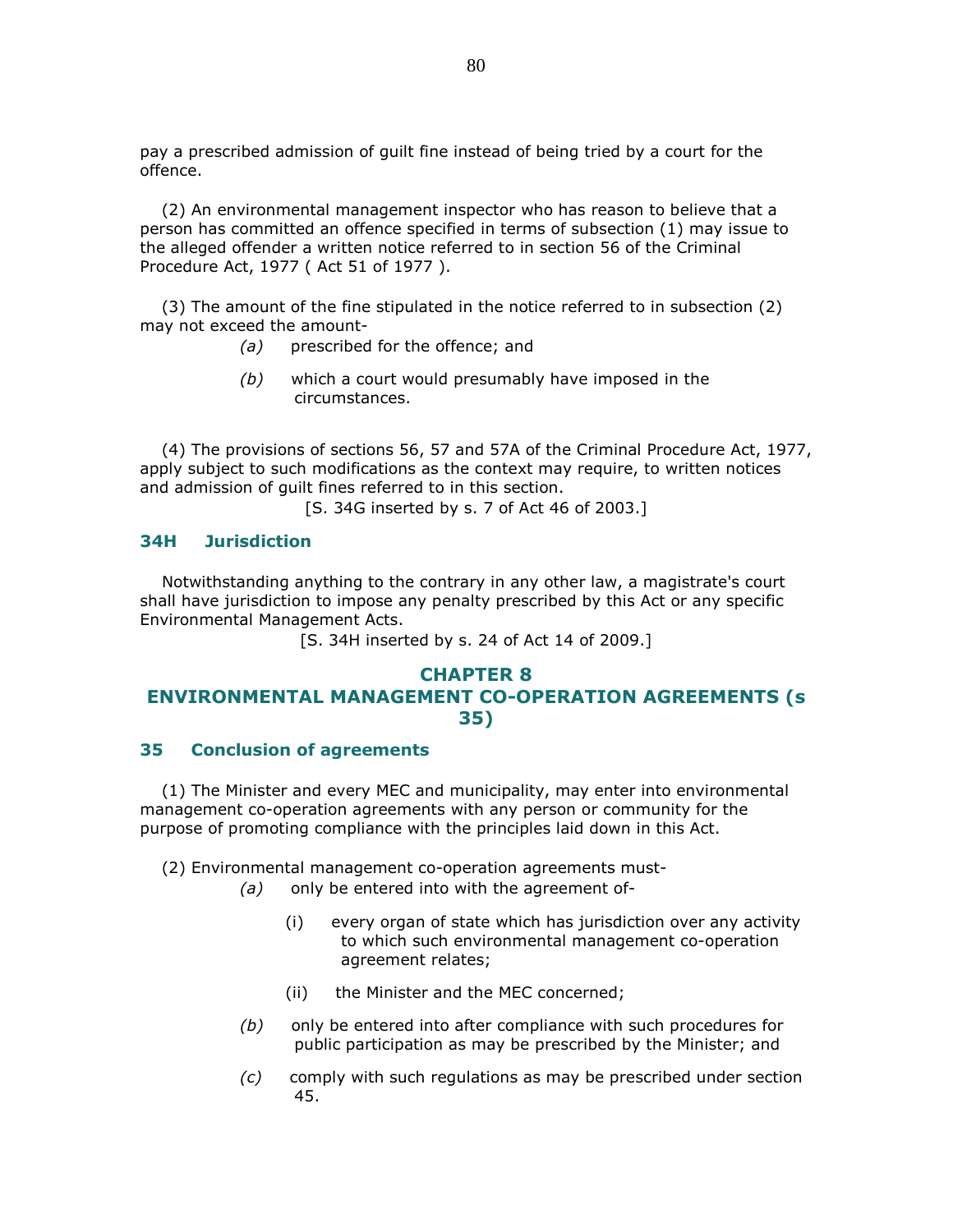pay a prescribed admission of guilt fine instead of being tried by a court for the offence.

(2) An environmental management inspector who has reason to believe that a person has committed an offence specified in terms of subsection (1) may issue to the alleged offender a written notice referred to in section 56 of the Criminal Procedure Act, 1977 ( Act 51 of 1977 ).

(3) The amount of the fine stipulated in the notice referred to in subsection (2) may not exceed the amount-

*(a)* prescribed for the offence; and

*(b)* which a court would presumably have imposed in the circumstances.

(4) The provisions of sections 56, 57 and 57A of the Criminal Procedure Act, 1977, apply subject to such modifications as the context may require, to written notices and admission of guilt fines referred to in this section.

[S. 34G inserted by s. 7 of Act 46 of 2003.]

### 34H Jurisdiction

Notwithstanding anything to the contrary in any other law, a magistrate's court shall have jurisdiction to impose any penalty prescribed by this Act or any specific Environmental Management Acts.

[S. 34H inserted by s. 24 of Act 14 of 2009.]

## CHAPTER 8
## ENVIRONMENTAL MANAGEMENT CO-OPERATION AGREEMENTS (s 35)

### 35 Conclusion of agreements

(1) The Minister and every MEC and municipality, may enter into environmental management co-operation agreements with any person or community for the purpose of promoting compliance with the principles laid down in this Act.

(2) Environmental management co-operation agreements must-

*(a)* only be entered into with the agreement of-

(i) every organ of state which has jurisdiction over any activity to which such environmental management co-operation agreement relates;

(ii) the Minister and the MEC concerned;

*(b)* only be entered into after compliance with such procedures for public participation as may be prescribed by the Minister; and

*(c)* comply with such regulations as may be prescribed under section 45.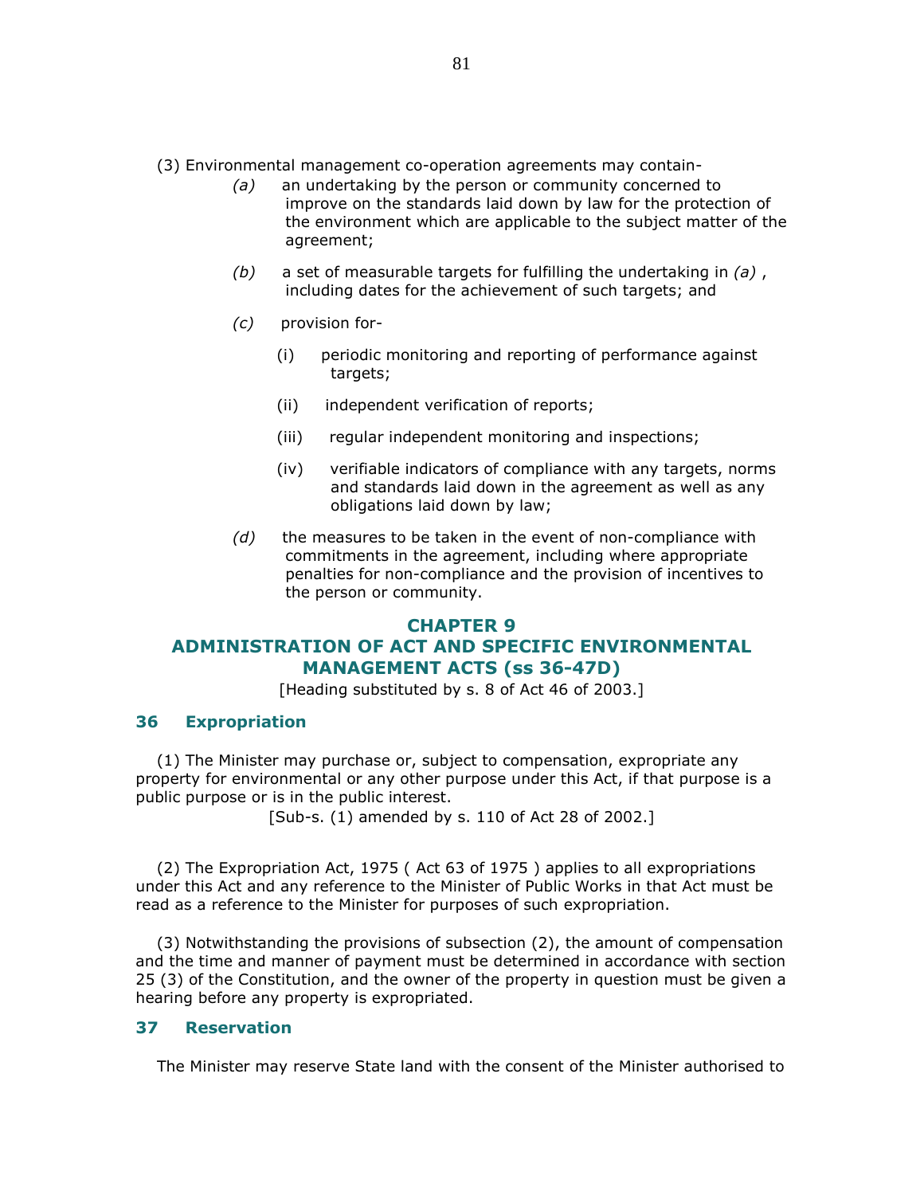(3) Environmental management co-operation agreements may contain-

*(a)* an undertaking by the person or community concerned to improve on the standards laid down by law for the protection of the environment which are applicable to the subject matter of the agreement;

*(b)* a set of measurable targets for fulfilling the undertaking in *(a)* , including dates for the achievement of such targets; and

*(c)* provision for-

(i) periodic monitoring and reporting of performance against targets;

(ii) independent verification of reports;

(iii) regular independent monitoring and inspections;

(iv) verifiable indicators of compliance with any targets, norms and standards laid down in the agreement as well as any obligations laid down by law;

*(d)* the measures to be taken in the event of non-compliance with commitments in the agreement, including where appropriate penalties for non-compliance and the provision of incentives to the person or community.

## CHAPTER 9
## ADMINISTRATION OF ACT AND SPECIFIC ENVIRONMENTAL MANAGEMENT ACTS (ss 36-47D)

[Heading substituted by s. 8 of Act 46 of 2003.]

### 36 Expropriation

(1) The Minister may purchase or, subject to compensation, expropriate any property for environmental or any other purpose under this Act, if that purpose is a public purpose or is in the public interest.

[Sub-s. (1) amended by s. 110 of Act 28 of 2002.]

(2) The Expropriation Act, 1975 ( Act 63 of 1975 ) applies to all expropriations under this Act and any reference to the Minister of Public Works in that Act must be read as a reference to the Minister for purposes of such expropriation.

(3) Notwithstanding the provisions of subsection (2), the amount of compensation and the time and manner of payment must be determined in accordance with section 25 (3) of the Constitution, and the owner of the property in question must be given a hearing before any property is expropriated.

### 37 Reservation

The Minister may reserve State land with the consent of the Minister authorised to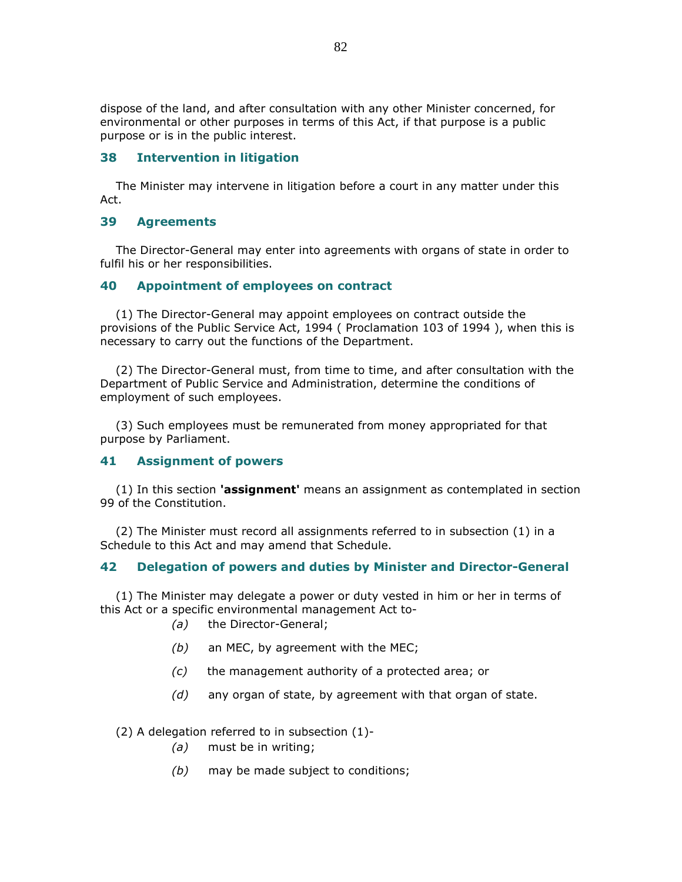dispose of the land, and after consultation with any other Minister concerned, for environmental or other purposes in terms of this Act, if that purpose is a public purpose or is in the public interest.

### 38 Intervention in litigation

The Minister may intervene in litigation before a court in any matter under this Act.

### 39 Agreements

The Director-General may enter into agreements with organs of state in order to fulfil his or her responsibilities.

### 40 Appointment of employees on contract

(1) The Director-General may appoint employees on contract outside the provisions of the Public Service Act, 1994 ( Proclamation 103 of 1994 ), when this is necessary to carry out the functions of the Department.

(2) The Director-General must, from time to time, and after consultation with the Department of Public Service and Administration, determine the conditions of employment of such employees.

(3) Such employees must be remunerated from money appropriated for that purpose by Parliament.

### 41 Assignment of powers

(1) In this section **'assignment'** means an assignment as contemplated in section 99 of the Constitution.

(2) The Minister must record all assignments referred to in subsection (1) in a Schedule to this Act and may amend that Schedule.

### 42 Delegation of powers and duties by Minister and Director-General

(1) The Minister may delegate a power or duty vested in him or her in terms of this Act or a specific environmental management Act to-

*(a)* the Director-General;

*(b)* an MEC, by agreement with the MEC;

*(c)* the management authority of a protected area; or

*(d)* any organ of state, by agreement with that organ of state.

(2) A delegation referred to in subsection (1)-

*(a)* must be in writing;

*(b)* may be made subject to conditions;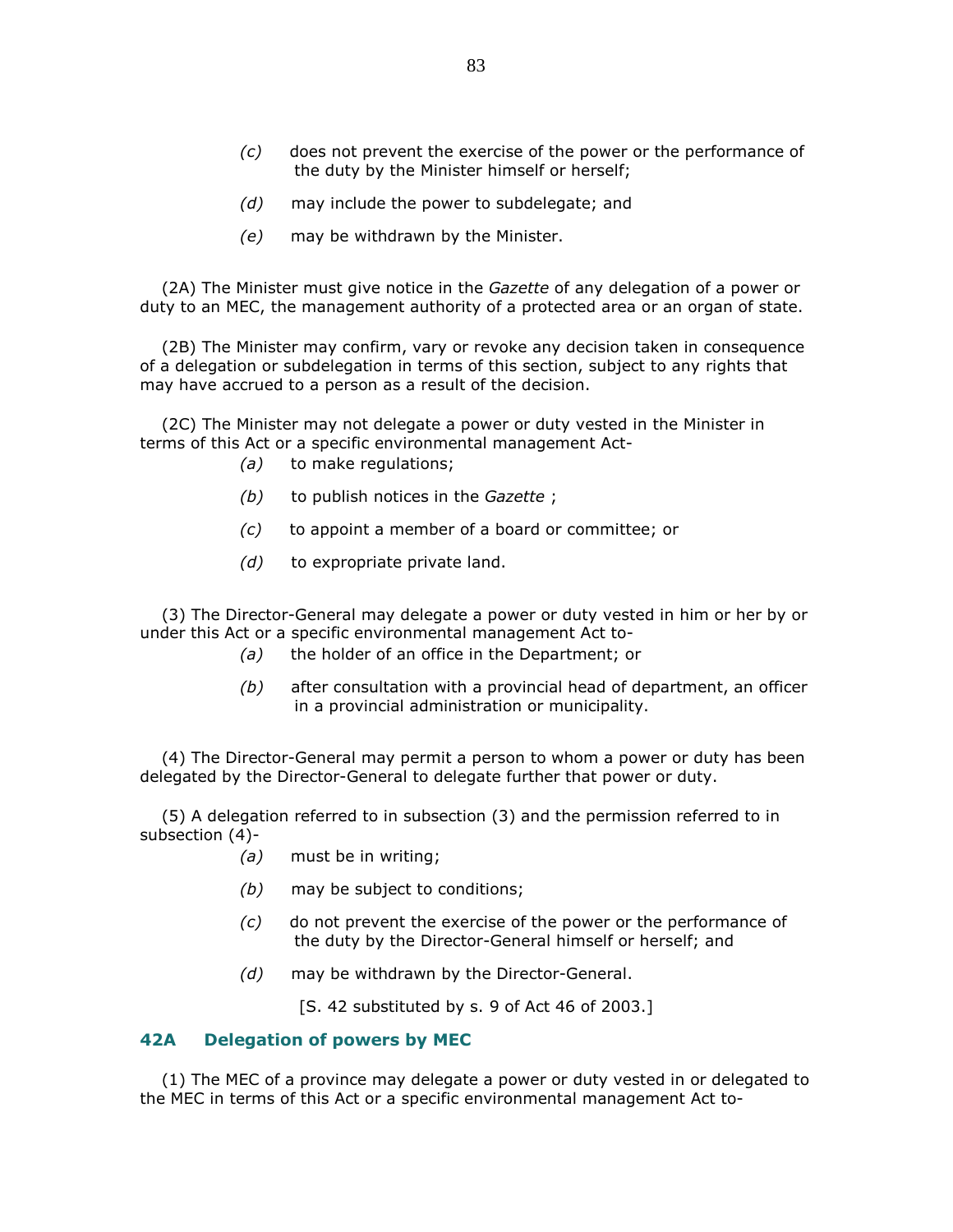*(c)* does not prevent the exercise of the power or the performance of the duty by the Minister himself or herself;

*(d)* may include the power to subdelegate; and

*(e)* may be withdrawn by the Minister.

(2A) The Minister must give notice in the *Gazette* of any delegation of a power or duty to an MEC, the management authority of a protected area or an organ of state.

(2B) The Minister may confirm, vary or revoke any decision taken in consequence of a delegation or subdelegation in terms of this section, subject to any rights that may have accrued to a person as a result of the decision.

(2C) The Minister may not delegate a power or duty vested in the Minister in terms of this Act or a specific environmental management Act-

*(a)* to make regulations;

*(b)* to publish notices in the *Gazette* ;

*(c)* to appoint a member of a board or committee; or

*(d)* to expropriate private land.

(3) The Director-General may delegate a power or duty vested in him or her by or under this Act or a specific environmental management Act to-

*(a)* the holder of an office in the Department; or

*(b)* after consultation with a provincial head of department, an officer in a provincial administration or municipality.

(4) The Director-General may permit a person to whom a power or duty has been delegated by the Director-General to delegate further that power or duty.

(5) A delegation referred to in subsection (3) and the permission referred to in subsection (4)-

*(a)* must be in writing;

*(b)* may be subject to conditions;

*(c)* do not prevent the exercise of the power or the performance of the duty by the Director-General himself or herself; and

*(d)* may be withdrawn by the Director-General.

[S. 42 substituted by s. 9 of Act 46 of 2003.]

### 42A Delegation of powers by MEC

(1) The MEC of a province may delegate a power or duty vested in or delegated to the MEC in terms of this Act or a specific environmental management Act to-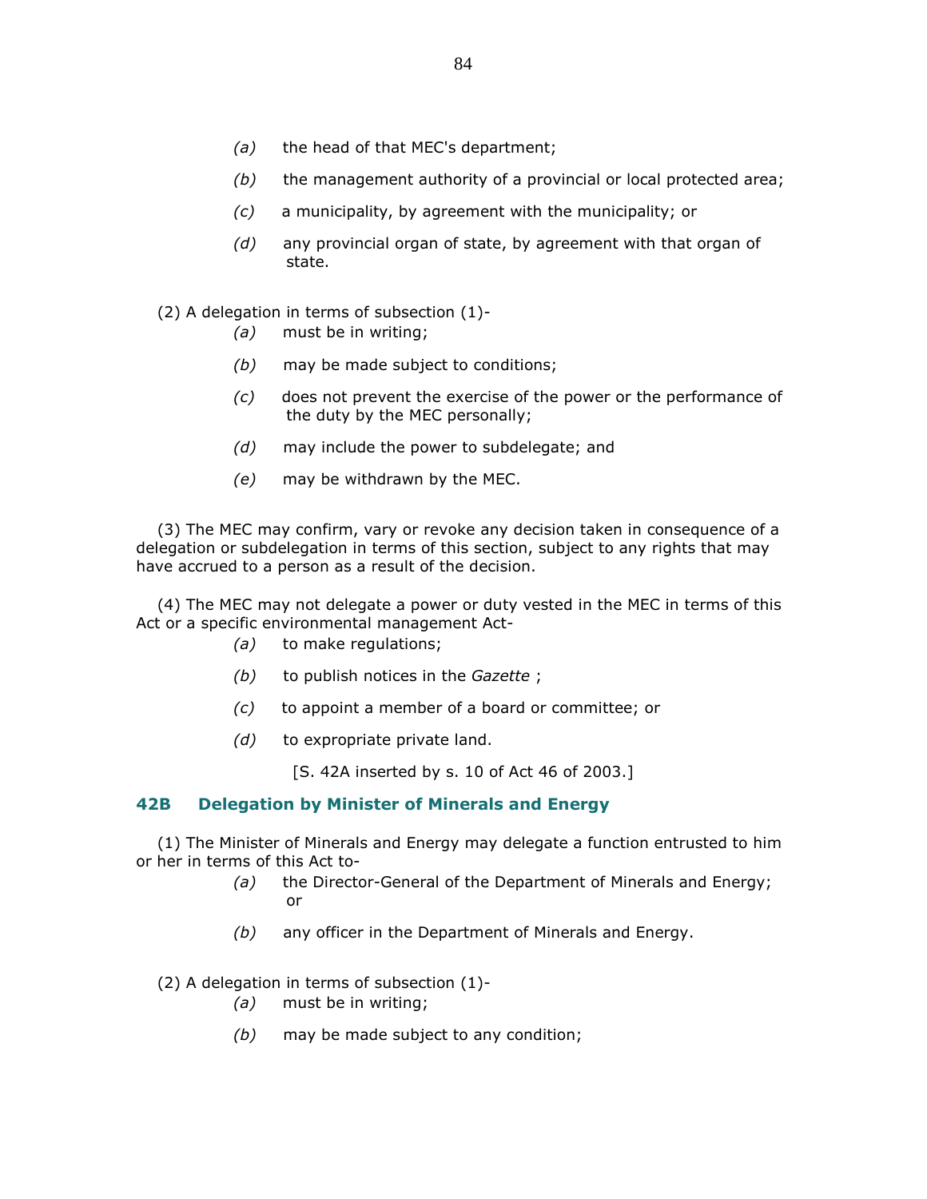(a) the head of that MEC's department;

(b) the management authority of a provincial or local protected area;

(c) a municipality, by agreement with the municipality; or

(d) any provincial organ of state, by agreement with that organ of state.

(2) A delegation in terms of subsection (1)-

(a) must be in writing;

(b) may be made subject to conditions;

(c) does not prevent the exercise of the power or the performance of the duty by the MEC personally;

(d) may include the power to subdelegate; and

(e) may be withdrawn by the MEC.

(3) The MEC may confirm, vary or revoke any decision taken in consequence of a delegation or subdelegation in terms of this section, subject to any rights that may have accrued to a person as a result of the decision.

(4) The MEC may not delegate a power or duty vested in the MEC in terms of this Act or a specific environmental management Act-

(a) to make regulations;

(b) to publish notices in the *Gazette* ;

(c) to appoint a member of a board or committee; or

(d) to expropriate private land.

[S. 42A inserted by s. 10 of Act 46 of 2003.]

### 42B Delegation by Minister of Minerals and Energy

(1) The Minister of Minerals and Energy may delegate a function entrusted to him or her in terms of this Act to-

(a) the Director-General of the Department of Minerals and Energy; or

(b) any officer in the Department of Minerals and Energy.

(2) A delegation in terms of subsection (1)-

(a) must be in writing;

(b) may be made subject to any condition;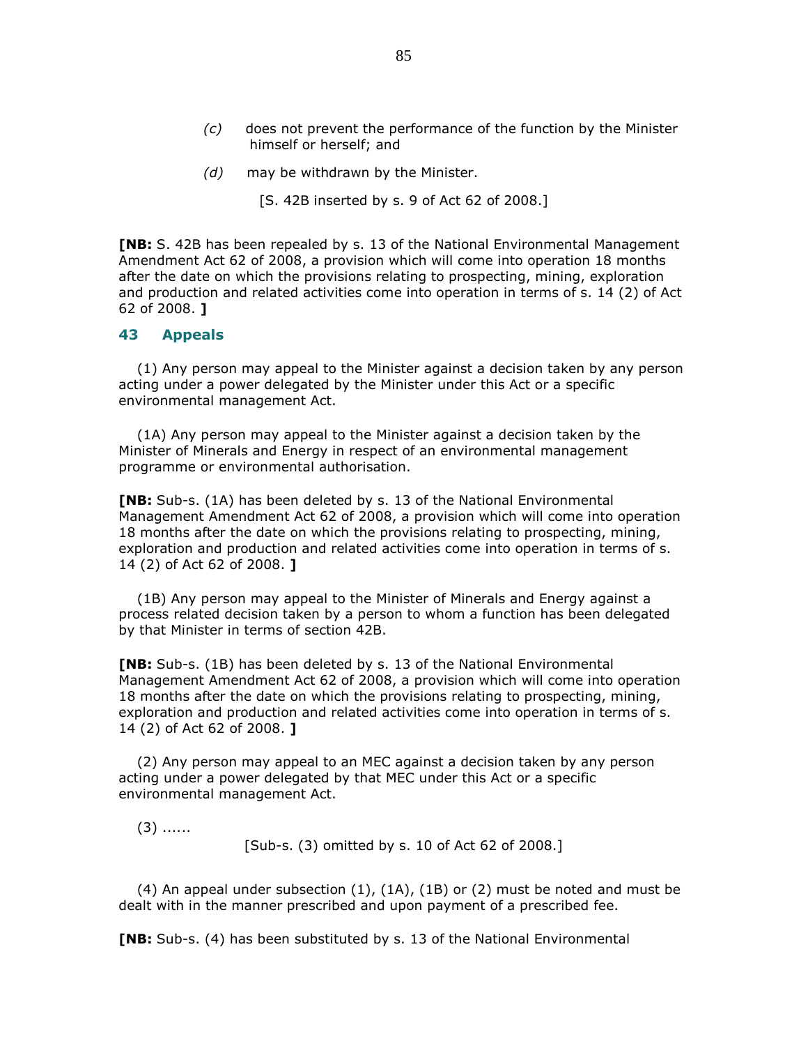*(c)* does not prevent the performance of the function by the Minister himself or herself; and

*(d)* may be withdrawn by the Minister.

[S. 42B inserted by s. 9 of Act 62 of 2008.]

**[NB:** S. 42B has been repealed by s. 13 of the National Environmental Management Amendment Act 62 of 2008, a provision which will come into operation 18 months after the date on which the provisions relating to prospecting, mining, exploration and production and related activities come into operation in terms of s. 14 (2) of Act 62 of 2008. **]**

## 43 Appeals

(1) Any person may appeal to the Minister against a decision taken by any person acting under a power delegated by the Minister under this Act or a specific environmental management Act.

(1A) Any person may appeal to the Minister against a decision taken by the Minister of Minerals and Energy in respect of an environmental management programme or environmental authorisation.

**[NB:** Sub-s. (1A) has been deleted by s. 13 of the National Environmental Management Amendment Act 62 of 2008, a provision which will come into operation 18 months after the date on which the provisions relating to prospecting, mining, exploration and production and related activities come into operation in terms of s. 14 (2) of Act 62 of 2008. **]**

(1B) Any person may appeal to the Minister of Minerals and Energy against a process related decision taken by a person to whom a function has been delegated by that Minister in terms of section 42B.

**[NB:** Sub-s. (1B) has been deleted by s. 13 of the National Environmental Management Amendment Act 62 of 2008, a provision which will come into operation 18 months after the date on which the provisions relating to prospecting, mining, exploration and production and related activities come into operation in terms of s. 14 (2) of Act 62 of 2008. **]**

(2) Any person may appeal to an MEC against a decision taken by any person acting under a power delegated by that MEC under this Act or a specific environmental management Act.

(3) ......

[Sub-s. (3) omitted by s. 10 of Act 62 of 2008.]

(4) An appeal under subsection (1), (1A), (1B) or (2) must be noted and must be dealt with in the manner prescribed and upon payment of a prescribed fee.

**[NB:** Sub-s. (4) has been substituted by s. 13 of the National Environmental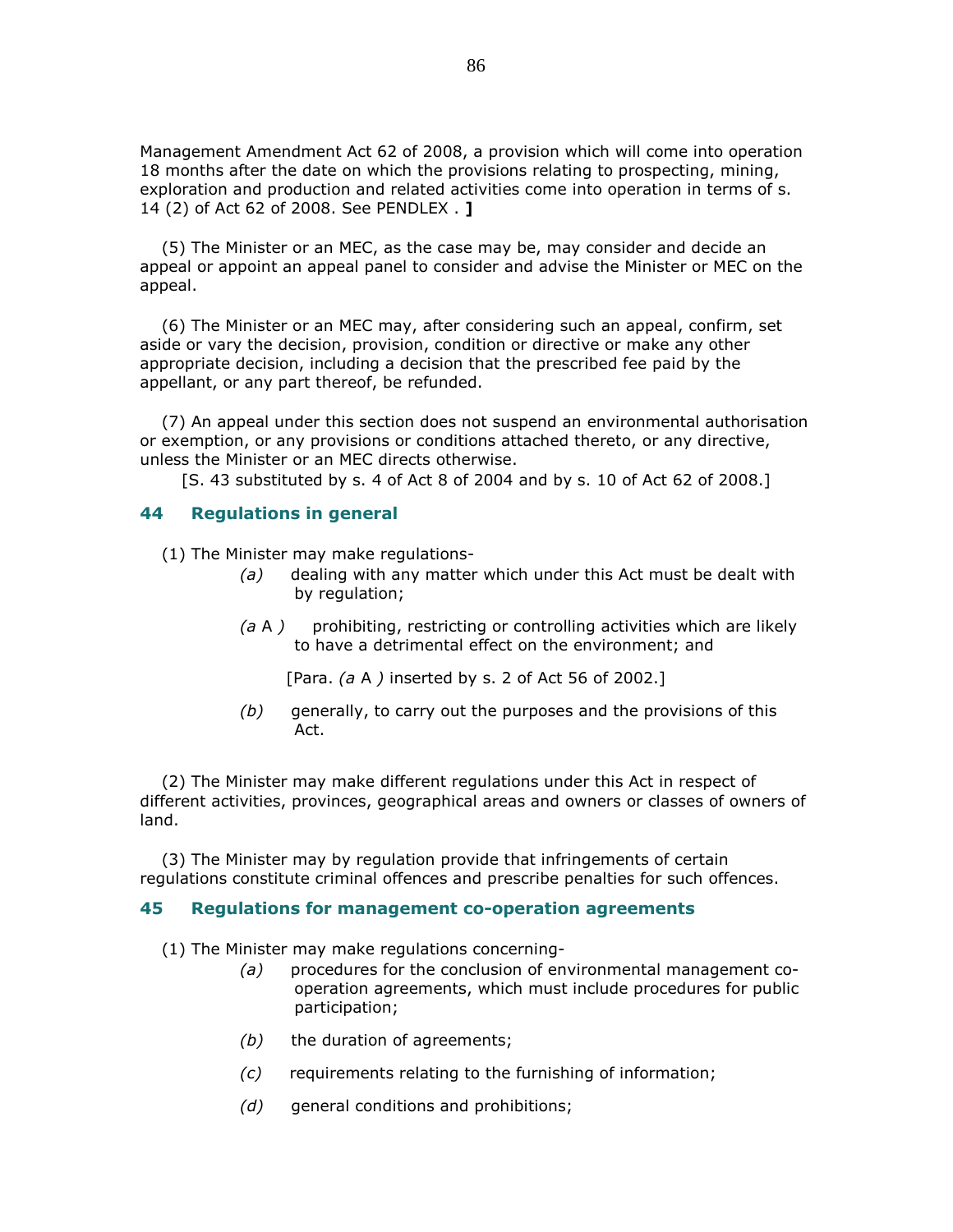Management Amendment Act 62 of 2008, a provision which will come into operation 18 months after the date on which the provisions relating to prospecting, mining, exploration and production and related activities come into operation in terms of s. 14 (2) of Act 62 of 2008. See PENDLEX . **]**

(5) The Minister or an MEC, as the case may be, may consider and decide an appeal or appoint an appeal panel to consider and advise the Minister or MEC on the appeal.

(6) The Minister or an MEC may, after considering such an appeal, confirm, set aside or vary the decision, provision, condition or directive or make any other appropriate decision, including a decision that the prescribed fee paid by the appellant, or any part thereof, be refunded.

(7) An appeal under this section does not suspend an environmental authorisation or exemption, or any provisions or conditions attached thereto, or any directive, unless the Minister or an MEC directs otherwise.

[S. 43 substituted by s. 4 of Act 8 of 2004 and by s. 10 of Act 62 of 2008.]

## 44 Regulations in general

(1) The Minister may make regulations-

*(a)* dealing with any matter which under this Act must be dealt with by regulation;

*(a* A *)* prohibiting, restricting or controlling activities which are likely to have a detrimental effect on the environment; and

[Para. *(a* A *)* inserted by s. 2 of Act 56 of 2002.]

*(b)* generally, to carry out the purposes and the provisions of this Act.

(2) The Minister may make different regulations under this Act in respect of different activities, provinces, geographical areas and owners or classes of owners of land.

(3) The Minister may by regulation provide that infringements of certain regulations constitute criminal offences and prescribe penalties for such offences.

## 45 Regulations for management co-operation agreements

(1) The Minister may make regulations concerning-

*(a)* procedures for the conclusion of environmental management co-operation agreements, which must include procedures for public participation;

*(b)* the duration of agreements;

*(c)* requirements relating to the furnishing of information;

*(d)* general conditions and prohibitions;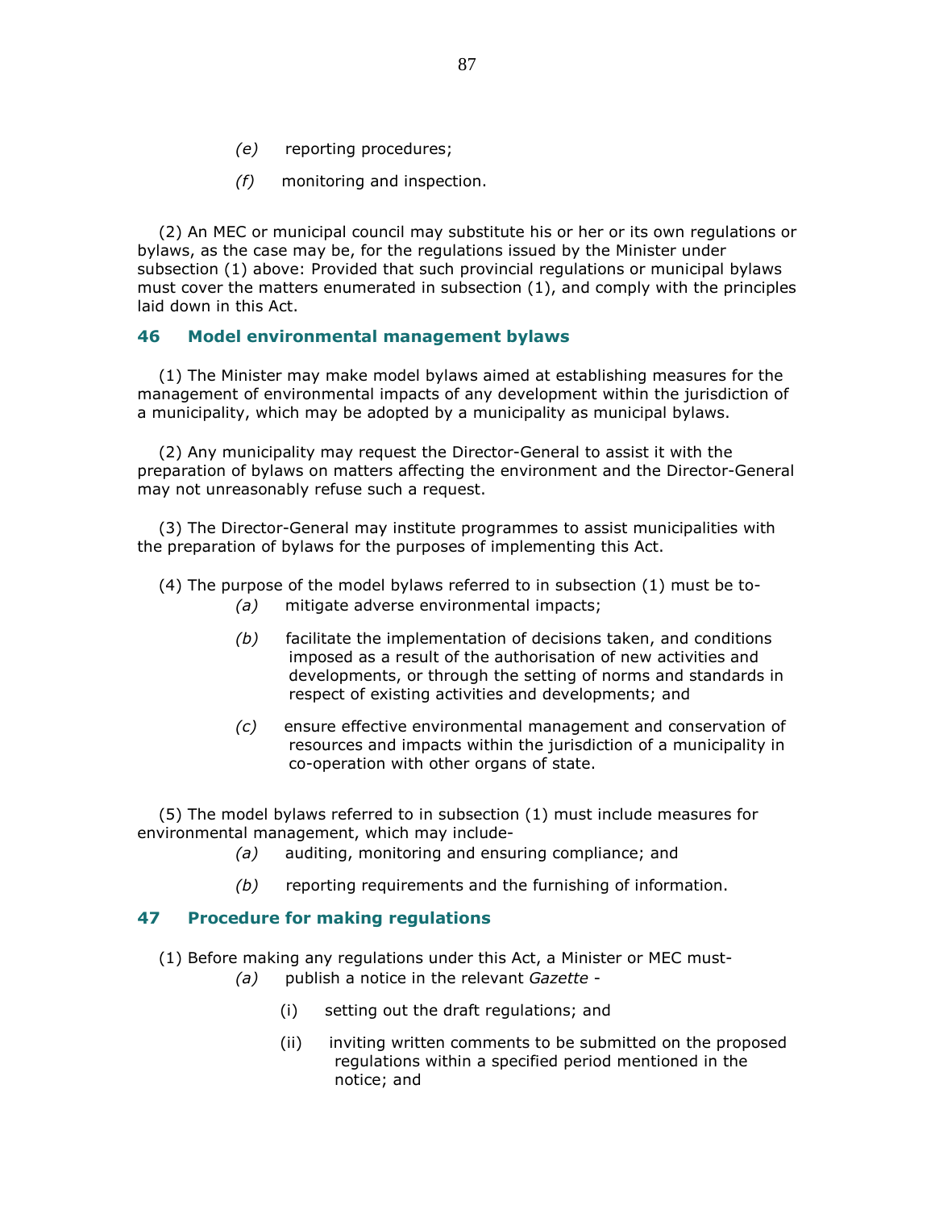*(e)* reporting procedures;

*(f)* monitoring and inspection.

(2) An MEC or municipal council may substitute his or her or its own regulations or bylaws, as the case may be, for the regulations issued by the Minister under subsection (1) above: Provided that such provincial regulations or municipal bylaws must cover the matters enumerated in subsection (1), and comply with the principles laid down in this Act.

### 46 Model environmental management bylaws

(1) The Minister may make model bylaws aimed at establishing measures for the management of environmental impacts of any development within the jurisdiction of a municipality, which may be adopted by a municipality as municipal bylaws.

(2) Any municipality may request the Director-General to assist it with the preparation of bylaws on matters affecting the environment and the Director-General may not unreasonably refuse such a request.

(3) The Director-General may institute programmes to assist municipalities with the preparation of bylaws for the purposes of implementing this Act.

(4) The purpose of the model bylaws referred to in subsection (1) must be to-

*(a)* mitigate adverse environmental impacts;

*(b)* facilitate the implementation of decisions taken, and conditions imposed as a result of the authorisation of new activities and developments, or through the setting of norms and standards in respect of existing activities and developments; and

*(c)* ensure effective environmental management and conservation of resources and impacts within the jurisdiction of a municipality in co-operation with other organs of state.

(5) The model bylaws referred to in subsection (1) must include measures for environmental management, which may include-

*(a)* auditing, monitoring and ensuring compliance; and

*(b)* reporting requirements and the furnishing of information.

### 47 Procedure for making regulations

(1) Before making any regulations under this Act, a Minister or MEC must-

*(a)* publish a notice in the relevant *Gazette* -

(i) setting out the draft regulations; and

(ii) inviting written comments to be submitted on the proposed regulations within a specified period mentioned in the notice; and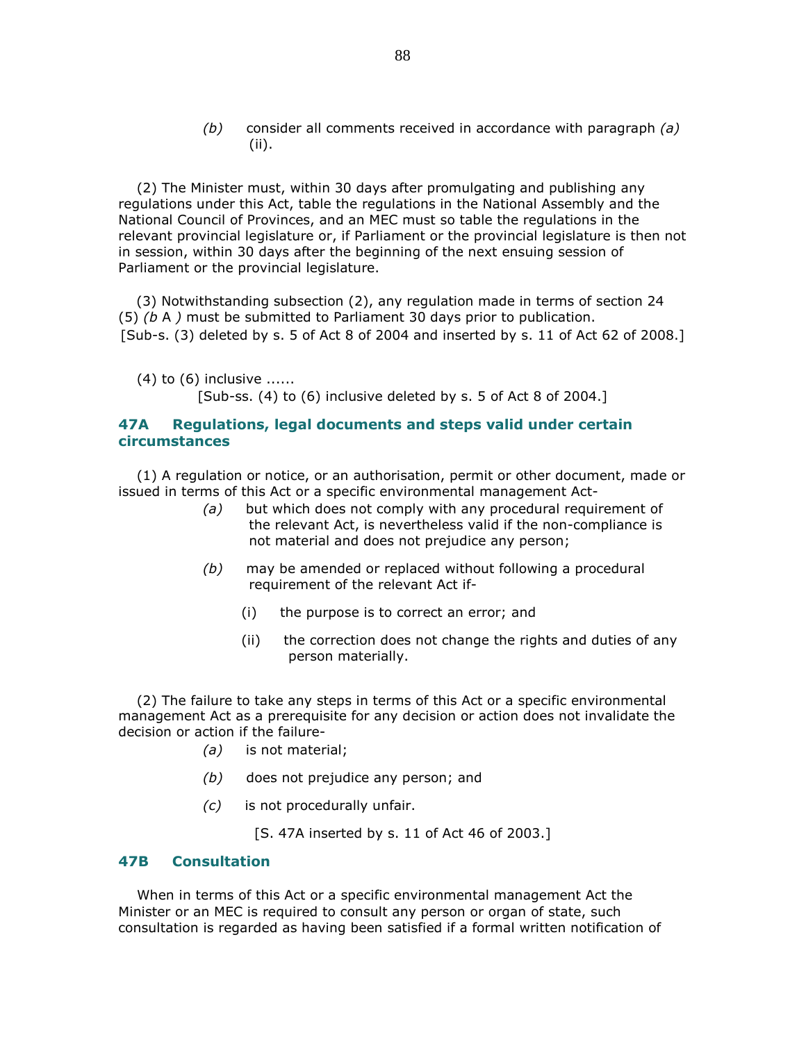(b) consider all comments received in accordance with paragraph *(a)* (ii).

(2) The Minister must, within 30 days after promulgating and publishing any regulations under this Act, table the regulations in the National Assembly and the National Council of Provinces, and an MEC must so table the regulations in the relevant provincial legislature or, if Parliament or the provincial legislature is then not in session, within 30 days after the beginning of the next ensuing session of Parliament or the provincial legislature.

(3) Notwithstanding subsection (2), any regulation made in terms of section 24 (5) *(b A )* must be submitted to Parliament 30 days prior to publication.
[Sub-s. (3) deleted by s. 5 of Act 8 of 2004 and inserted by s. 11 of Act 62 of 2008.]

(4) to (6) inclusive ......
[Sub-ss. (4) to (6) inclusive deleted by s. 5 of Act 8 of 2004.]

### 47A Regulations, legal documents and steps valid under certain circumstances

(1) A regulation or notice, or an authorisation, permit or other document, made or issued in terms of this Act or a specific environmental management Act-

*(a)* but which does not comply with any procedural requirement of the relevant Act, is nevertheless valid if the non-compliance is not material and does not prejudice any person;

*(b)* may be amended or replaced without following a procedural requirement of the relevant Act if-

(i) the purpose is to correct an error; and

(ii) the correction does not change the rights and duties of any person materially.

(2) The failure to take any steps in terms of this Act or a specific environmental management Act as a prerequisite for any decision or action does not invalidate the decision or action if the failure-

*(a)* is not material;

*(b)* does not prejudice any person; and

*(c)* is not procedurally unfair.

[S. 47A inserted by s. 11 of Act 46 of 2003.]

### 47B Consultation

When in terms of this Act or a specific environmental management Act the Minister or an MEC is required to consult any person or organ of state, such consultation is regarded as having been satisfied if a formal written notification of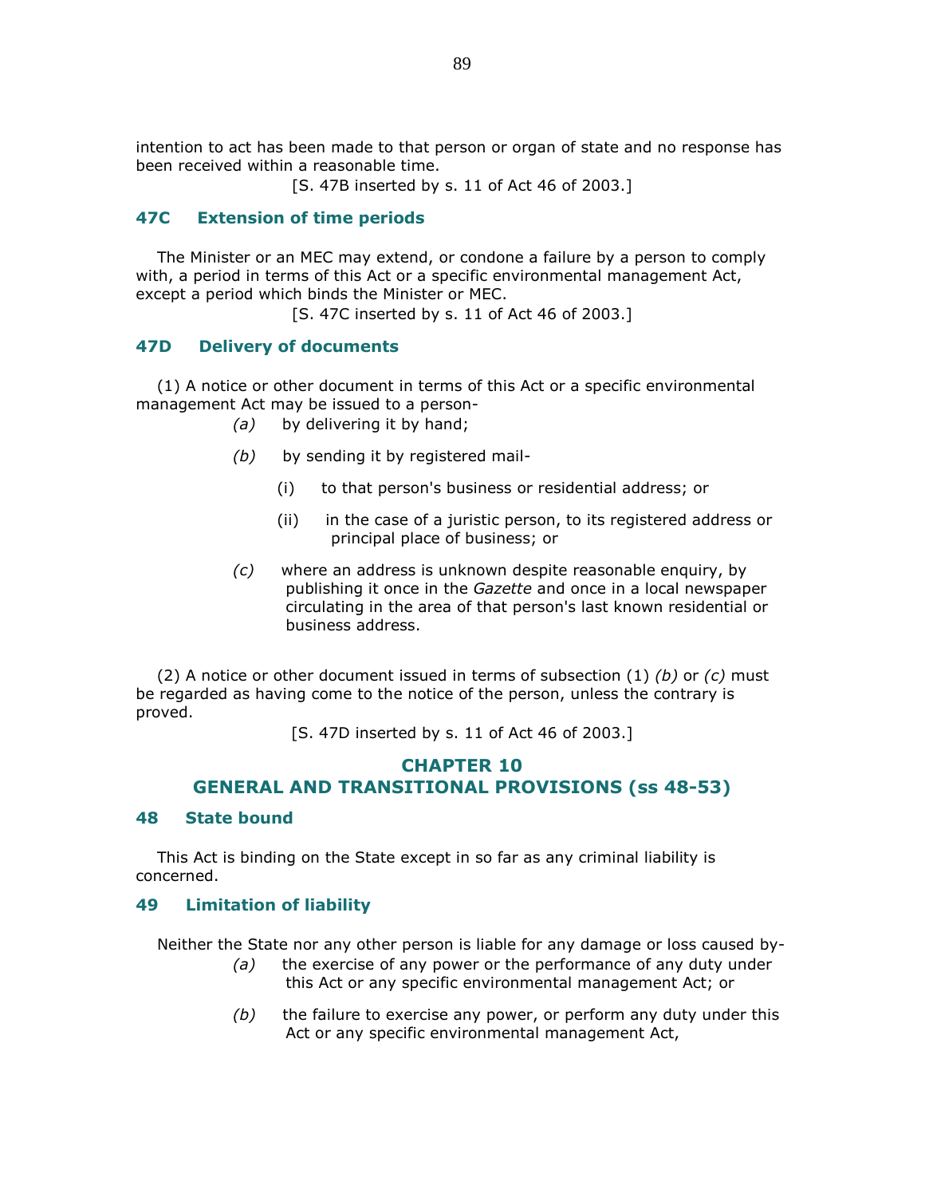intention to act has been made to that person or organ of state and no response has been received within a reasonable time.

[S. 47B inserted by s. 11 of Act 46 of 2003.]

### 47C Extension of time periods

The Minister or an MEC may extend, or condone a failure by a person to comply with, a period in terms of this Act or a specific environmental management Act, except a period which binds the Minister or MEC.

[S. 47C inserted by s. 11 of Act 46 of 2003.]

### 47D Delivery of documents

(1) A notice or other document in terms of this Act or a specific environmental management Act may be issued to a person-

*(a)* by delivering it by hand;

*(b)* by sending it by registered mail-

(i) to that person's business or residential address; or

(ii) in the case of a juristic person, to its registered address or principal place of business; or

*(c)* where an address is unknown despite reasonable enquiry, by publishing it once in the *Gazette* and once in a local newspaper circulating in the area of that person's last known residential or business address.

(2) A notice or other document issued in terms of subsection (1) *(b)* or *(c)* must be regarded as having come to the notice of the person, unless the contrary is proved.

[S. 47D inserted by s. 11 of Act 46 of 2003.]

## CHAPTER 10
## GENERAL AND TRANSITIONAL PROVISIONS (ss 48-53)

### 48 State bound

This Act is binding on the State except in so far as any criminal liability is concerned.

### 49 Limitation of liability

Neither the State nor any other person is liable for any damage or loss caused by-

*(a)* the exercise of any power or the performance of any duty under this Act or any specific environmental management Act; or

*(b)* the failure to exercise any power, or perform any duty under this Act or any specific environmental management Act,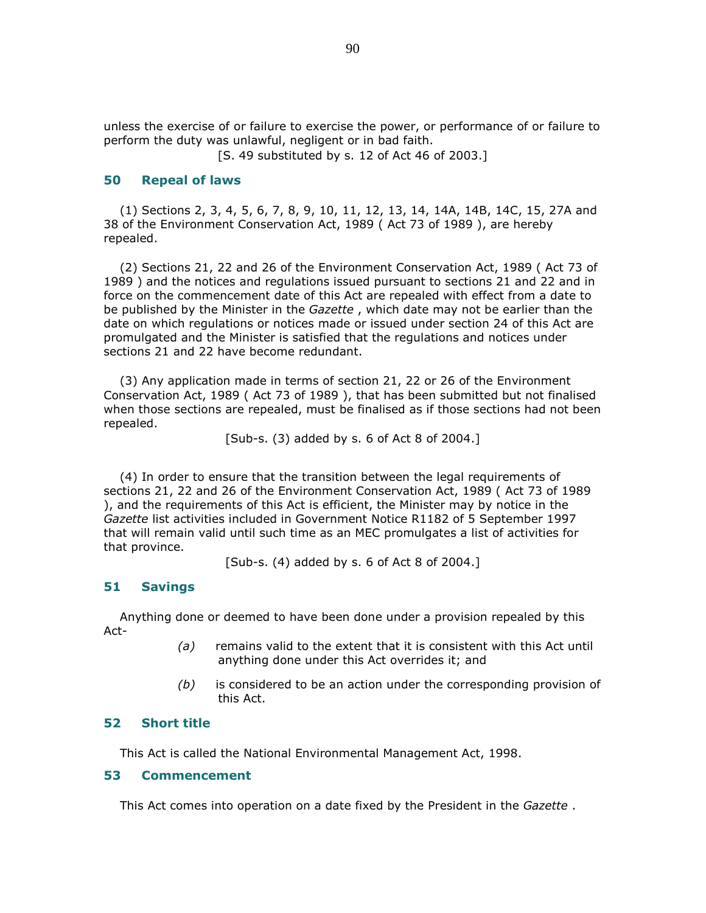unless the exercise of or failure to exercise the power, or performance of or failure to perform the duty was unlawful, negligent or in bad faith.

[S. 49 substituted by s. 12 of Act 46 of 2003.]

## 50 Repeal of laws

(1) Sections 2, 3, 4, 5, 6, 7, 8, 9, 10, 11, 12, 13, 14, 14A, 14B, 14C, 15, 27A and 38 of the Environment Conservation Act, 1989 ( Act 73 of 1989 ), are hereby repealed.

(2) Sections 21, 22 and 26 of the Environment Conservation Act, 1989 ( Act 73 of 1989 ) and the notices and regulations issued pursuant to sections 21 and 22 and in force on the commencement date of this Act are repealed with effect from a date to be published by the Minister in the *Gazette* , which date may not be earlier than the date on which regulations or notices made or issued under section 24 of this Act are promulgated and the Minister is satisfied that the regulations and notices under sections 21 and 22 have become redundant.

(3) Any application made in terms of section 21, 22 or 26 of the Environment Conservation Act, 1989 ( Act 73 of 1989 ), that has been submitted but not finalised when those sections are repealed, must be finalised as if those sections had not been repealed.

[Sub-s. (3) added by s. 6 of Act 8 of 2004.]

(4) In order to ensure that the transition between the legal requirements of sections 21, 22 and 26 of the Environment Conservation Act, 1989 ( Act 73 of 1989 ), and the requirements of this Act is efficient, the Minister may by notice in the *Gazette* list activities included in Government Notice R1182 of 5 September 1997 that will remain valid until such time as an MEC promulgates a list of activities for that province.

[Sub-s. (4) added by s. 6 of Act 8 of 2004.]

## 51 Savings

Anything done or deemed to have been done under a provision repealed by this Act-

*(a)* remains valid to the extent that it is consistent with this Act until anything done under this Act overrides it; and

*(b)* is considered to be an action under the corresponding provision of this Act.

## 52 Short title

This Act is called the National Environmental Management Act, 1998.

## 53 Commencement

This Act comes into operation on a date fixed by the President in the *Gazette* .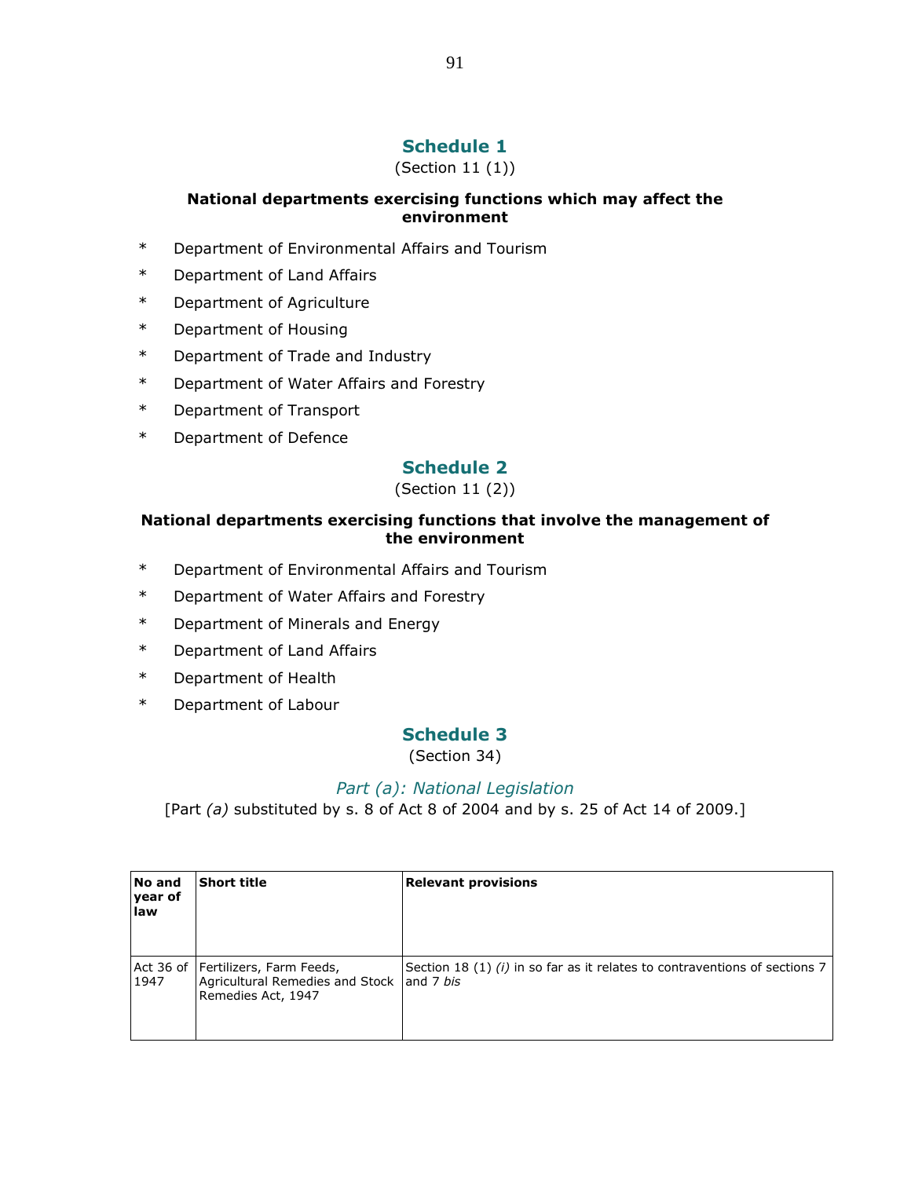## Schedule 1

(Section 11 (1))

**National departments exercising functions which may affect the environment**

* Department of Environmental Affairs and Tourism
* Department of Land Affairs
* Department of Agriculture
* Department of Housing
* Department of Trade and Industry
* Department of Water Affairs and Forestry
* Department of Transport
* Department of Defence

## Schedule 2

(Section 11 (2))

**National departments exercising functions that involve the management of the environment**

* Department of Environmental Affairs and Tourism
* Department of Water Affairs and Forestry
* Department of Minerals and Energy
* Department of Land Affairs
* Department of Health
* Department of Labour

## Schedule 3

(Section 34)

### *Part (a): National Legislation*

[Part *(a)* substituted by s. 8 of Act 8 of 2004 and by s. 25 of Act 14 of 2009.]

| No and year of law | Short title | Relevant provisions |
|---|---|---|
| Act 36 of 1947 | Fertilizers, Farm Feeds, Agricultural Remedies and Stock Remedies Act, 1947 | Section 18 (1) *(i)* in so far as it relates to contraventions of sections 7 and 7 *bis* |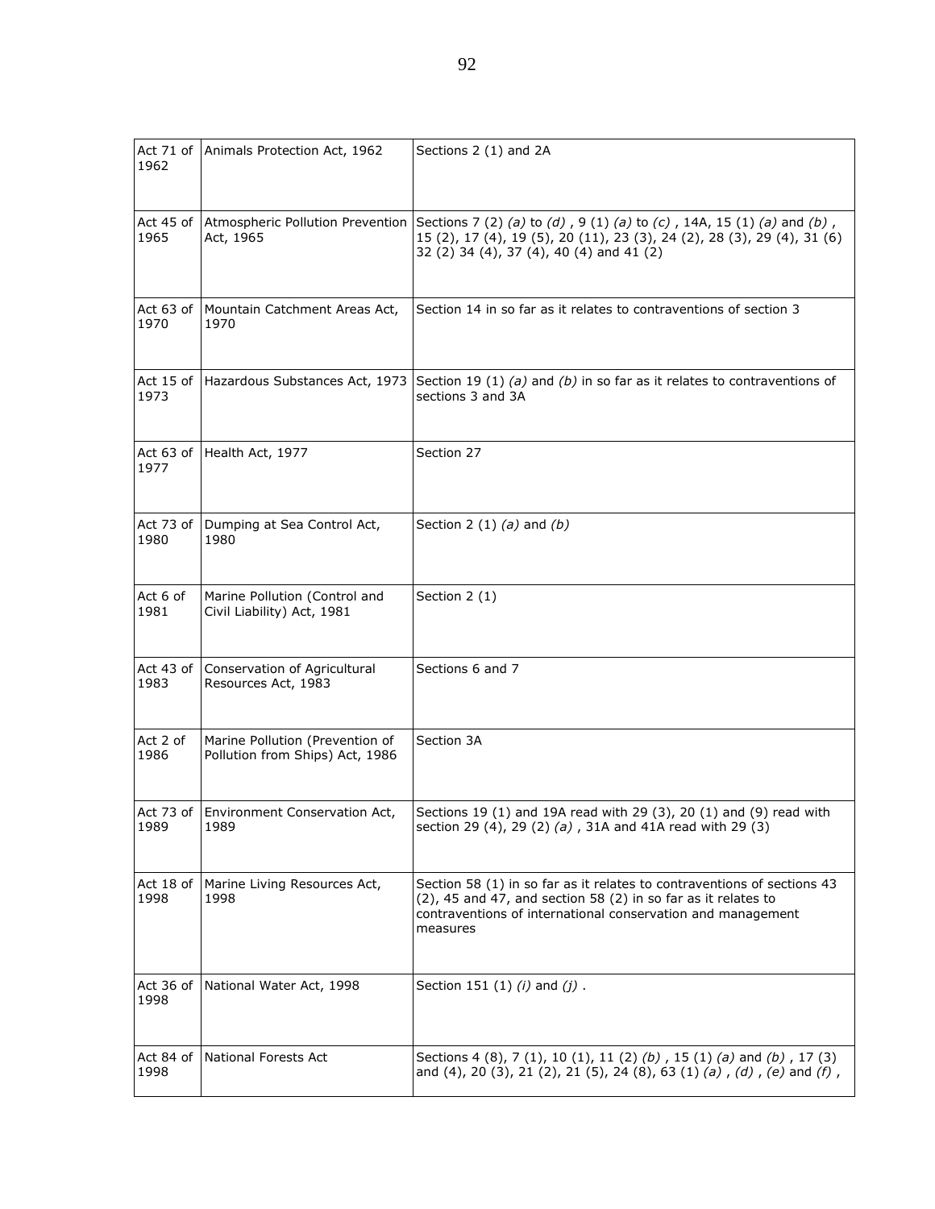| Act 71 of 1962 | Animals Protection Act, 1962 | Sections 2 (1) and 2A |
|---|---|---|
| Act 45 of 1965 | Atmospheric Pollution Prevention Act, 1965 | Sections 7 (2) *(a)* to *(d)* , 9 (1) *(a)* to *(c)* , 14A, 15 (1) *(a)* and *(b)* , 15 (2), 17 (4), 19 (5), 20 (11), 23 (3), 24 (2), 28 (3), 29 (4), 31 (6) 32 (2) 34 (4), 37 (4), 40 (4) and 41 (2) |
| Act 63 of 1970 | Mountain Catchment Areas Act, 1970 | Section 14 in so far as it relates to contraventions of section 3 |
| Act 15 of 1973 | Hazardous Substances Act, 1973 | Section 19 (1) *(a)* and *(b)* in so far as it relates to contraventions of sections 3 and 3A |
| Act 63 of 1977 | Health Act, 1977 | Section 27 |
| Act 73 of 1980 | Dumping at Sea Control Act, 1980 | Section 2 (1) *(a)* and *(b)* |
| Act 6 of 1981 | Marine Pollution (Control and Civil Liability) Act, 1981 | Section 2 (1) |
| Act 43 of 1983 | Conservation of Agricultural Resources Act, 1983 | Sections 6 and 7 |
| Act 2 of 1986 | Marine Pollution (Prevention of Pollution from Ships) Act, 1986 | Section 3A |
| Act 73 of 1989 | Environment Conservation Act, 1989 | Sections 19 (1) and 19A read with 29 (3), 20 (1) and (9) read with section 29 (4), 29 (2) *(a)* , 31A and 41A read with 29 (3) |
| Act 18 of 1998 | Marine Living Resources Act, 1998 | Section 58 (1) in so far as it relates to contraventions of sections 43 (2), 45 and 47, and section 58 (2) in so far as it relates to contraventions of international conservation and management measures |
| Act 36 of 1998 | National Water Act, 1998 | Section 151 (1) *(i)* and *(j)* . |
| Act 84 of 1998 | National Forests Act | Sections 4 (8), 7 (1), 10 (1), 11 (2) *(b)* , 15 (1) *(a)* and *(b)* , 17 (3) and (4), 20 (3), 21 (2), 21 (5), 24 (8), 63 (1) *(a)* , *(d)* , *(e)* and *(f)* , |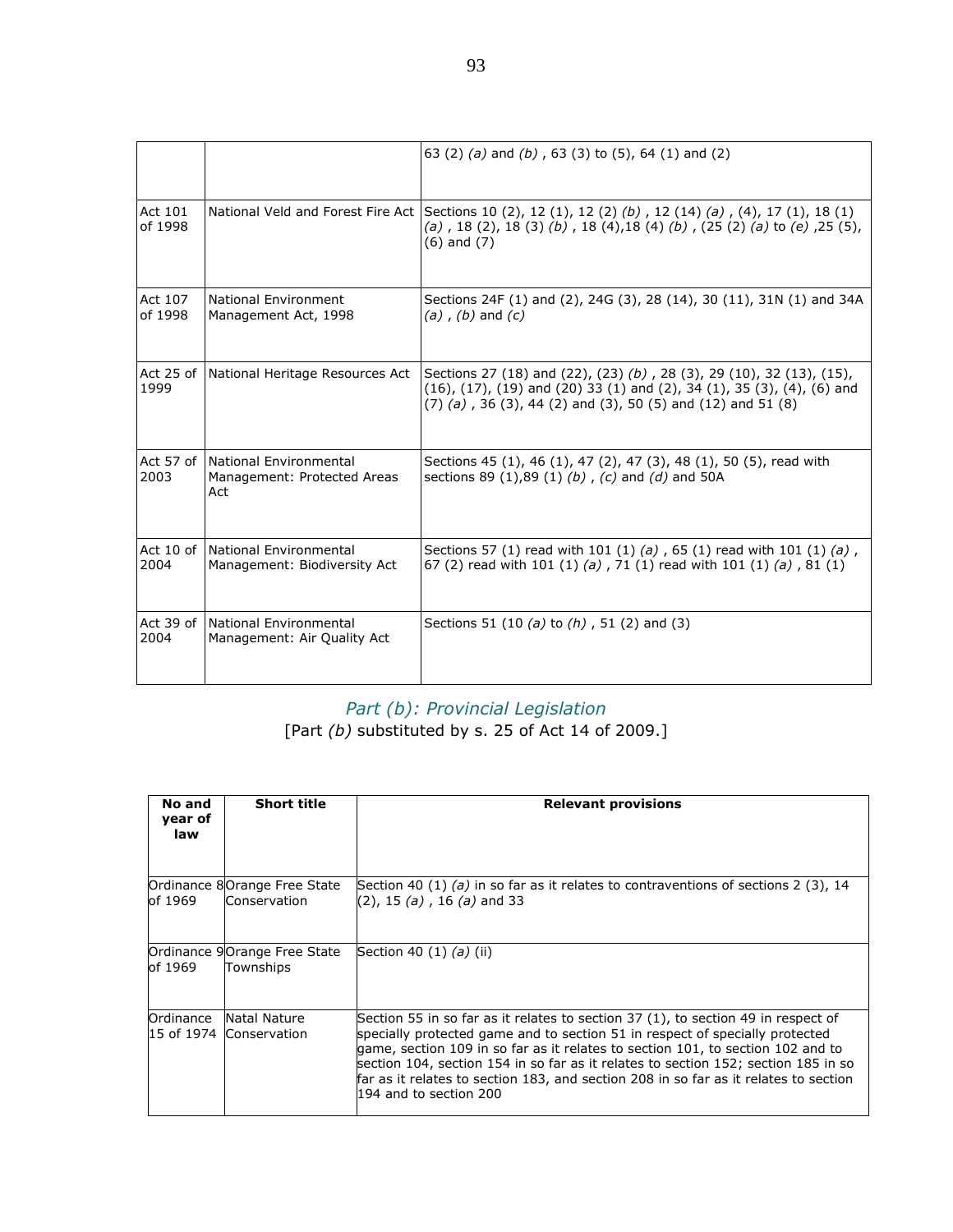| | | |
|---|---|---|
| | | 63 (2) *(a)* and *(b)* , 63 (3) to (5), 64 (1) and (2) |
| Act 101 of 1998 | National Veld and Forest Fire Act | Sections 10 (2), 12 (1), 12 (2) *(b)* , 12 (14) *(a)* , (4), 17 (1), 18 (1) *(a)* , 18 (2), 18 (3) *(b)* , 18 (4),18 (4) *(b)* , (25 (2) *(a)* to *(e)* ,25 (5), (6) and (7) |
| Act 107 of 1998 | National Environment Management Act, 1998 | Sections 24F (1) and (2), 24G (3), 28 (14), 30 (11), 31N (1) and 34A *(a)* , *(b)* and *(c)* |
| Act 25 of 1999 | National Heritage Resources Act | Sections 27 (18) and (22), (23) *(b)* , 28 (3), 29 (10), 32 (13), (15), (16), (17), (19) and (20) 33 (1) and (2), 34 (1), 35 (3), (4), (6) and (7) *(a)* , 36 (3), 44 (2) and (3), 50 (5) and (12) and 51 (8) |
| Act 57 of 2003 | National Environmental Management: Protected Areas Act | Sections 45 (1), 46 (1), 47 (2), 47 (3), 48 (1), 50 (5), read with sections 89 (1),89 (1) *(b)* , *(c)* and *(d)* and 50A |
| Act 10 of 2004 | National Environmental Management: Biodiversity Act | Sections 57 (1) read with 101 (1) *(a)* , 65 (1) read with 101 (1) *(a)* , 67 (2) read with 101 (1) *(a)* , 71 (1) read with 101 (1) *(a)* , 81 (1) |
| Act 39 of 2004 | National Environmental Management: Air Quality Act | Sections 51 (10 *(a)* to *(h)* , 51 (2) and (3) |

## *Part (b): Provincial Legislation*

[Part *(b)* substituted by s. 25 of Act 14 of 2009.]

| No and year of law | Short title | Relevant provisions |
|---|---|---|
| Ordinance 8 of 1969 | Orange Free State Conservation | Section 40 (1) *(a)* in so far as it relates to contraventions of sections 2 (3), 14 (2), 15 *(a)* , 16 *(a)* and 33 |
| Ordinance 9 of 1969 | Orange Free State Townships | Section 40 (1) *(a)* (ii) |
| Ordinance 15 of 1974 | Natal Nature Conservation | Section 55 in so far as it relates to section 37 (1), to section 49 in respect of specially protected game and to section 51 in respect of specially protected game, section 109 in so far as it relates to section 101, to section 102 and to section 104, section 154 in so far as it relates to section 152; section 185 in so far as it relates to section 183, and section 208 in so far as it relates to section 194 and to section 200 |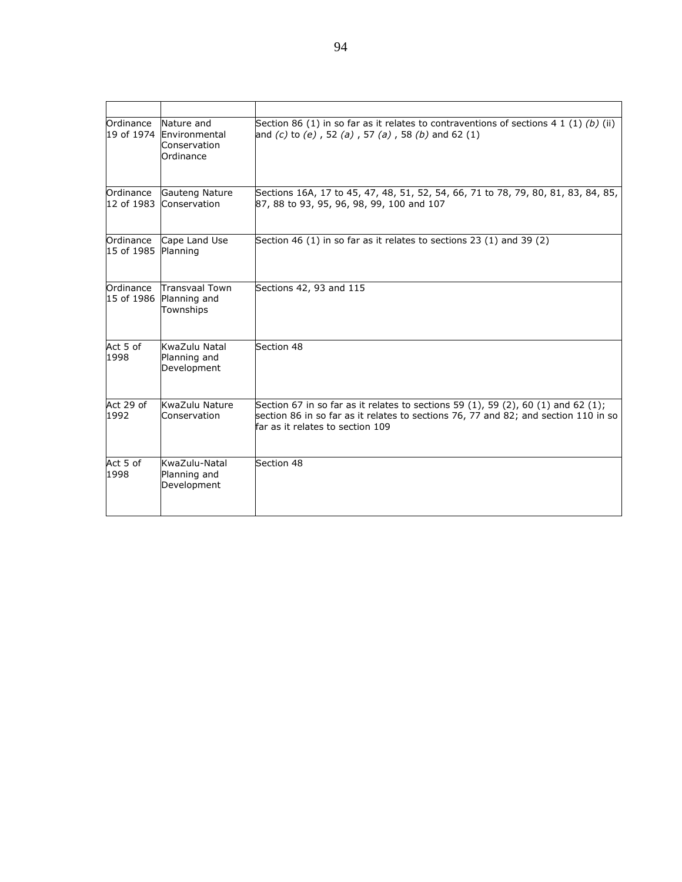| | | |
|---|---|---|
| Ordinance 19 of 1974 | Nature and Environmental Conservation Ordinance | Section 86 (1) in so far as it relates to contraventions of sections 4 1 (1) *(b)* (ii) and *(c)* to *(e)* , 52 *(a)* , 57 *(a)* , 58 *(b)* and 62 (1) |
| Ordinance 12 of 1983 | Gauteng Nature Conservation | Sections 16A, 17 to 45, 47, 48, 51, 52, 54, 66, 71 to 78, 79, 80, 81, 83, 84, 85, 87, 88 to 93, 95, 96, 98, 99, 100 and 107 |
| Ordinance 15 of 1985 | Cape Land Use Planning | Section 46 (1) in so far as it relates to sections 23 (1) and 39 (2) |
| Ordinance 15 of 1986 | Transvaal Town Planning and Townships | Sections 42, 93 and 115 |
| Act 5 of 1998 | KwaZulu Natal Planning and Development | Section 48 |
| Act 29 of 1992 | KwaZulu Nature Conservation | Section 67 in so far as it relates to sections 59 (1), 59 (2), 60 (1) and 62 (1); section 86 in so far as it relates to sections 76, 77 and 82; and section 110 in so far as it relates to section 109 |
| Act 5 of 1998 | KwaZulu-Natal Planning and Development | Section 48 |